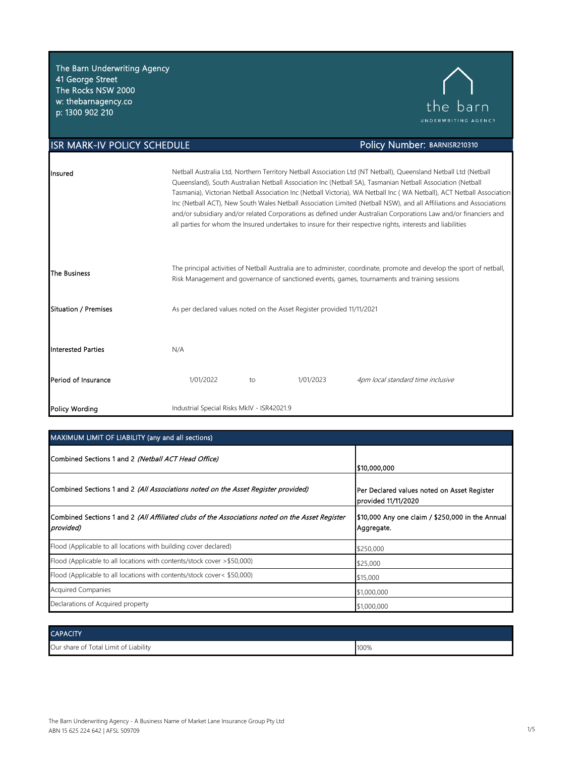The Barn Underwriting Agency
41 George Street
The Rocks NSW 2000
w: thebarnagency.co
p: 1300 902 210

the barn
UNDERWRITING AGENCY

## ISR MARK-IV POLICY SCHEDULE

**Policy Number: BARNISR210310**

| | |
|---|---|
| Insured | Netball Australia Ltd, Northern Territory Netball Association Ltd (NT Netball), Queensland Netball Ltd (Netball Queensland), South Australian Netball Association Inc (Netball SA), Tasmanian Netball Association (Netball Tasmania), Victorian Netball Association Inc (Netball Victoria), WA Netball Inc ( WA Netball), ACT Netball Association Inc (Netball ACT), New South Wales Netball Association Limited (Netball NSW), and all Affiliations and Associations and/or subsidiary and/or related Corporations as defined under Australian Corporations Law and/or financiers and all parties for whom the Insured undertakes to insure for their respective rights, interests and liabilities |
| The Business | The principal activities of Netball Australia are to administer, coordinate, promote and develop the sport of netball, Risk Management and governance of sanctioned events, games, tournaments and training sessions |
| Situation / Premises | As per declared values noted on the Asset Register provided 11/11/2021 |
| Interested Parties | N/A |
| Period of Insurance | 1/01/2022 to 1/01/2023 *4pm local standard time inclusive* |
| Policy Wording | Industrial Special Risks MkIV - ISR42021.9 |

| MAXIMUM LIMIT OF LIABILITY (any and all sections) | |
|---|---|
| Combined Sections 1 and 2 *(Netball ACT Head Office)* | $10,000,000 |
| Combined Sections 1 and 2 *(All Associations noted on the Asset Register provided)* | Per Declared values noted on Asset Register provided 11/11/2020 |
| Combined Sections 1 and 2 *(All Affiliated clubs of the Associations noted on the Asset Register provided)* | $10,000 Any one claim / $250,000 in the Annual Aggregate. |
| Flood (Applicable to all locations with building cover declared) | $250,000 |
| Flood (Applicable to all locations with contents/stock cover >$50,000) | $25,000 |
| Flood (Applicable to all locations with contents/stock cover< $50,000) | $15,000 |
| Acquired Companies | $1,000,000 |
| Declarations of Acquired property | $1,000,000 |

| CAPACITY | |
|---|---|
| Our share of Total Limit of Liability | 100% |

The Barn Underwriting Agency - A Business Name of Market Lane Insurance Group Pty Ltd
ABN 15 625 224 642 | AFSL 509709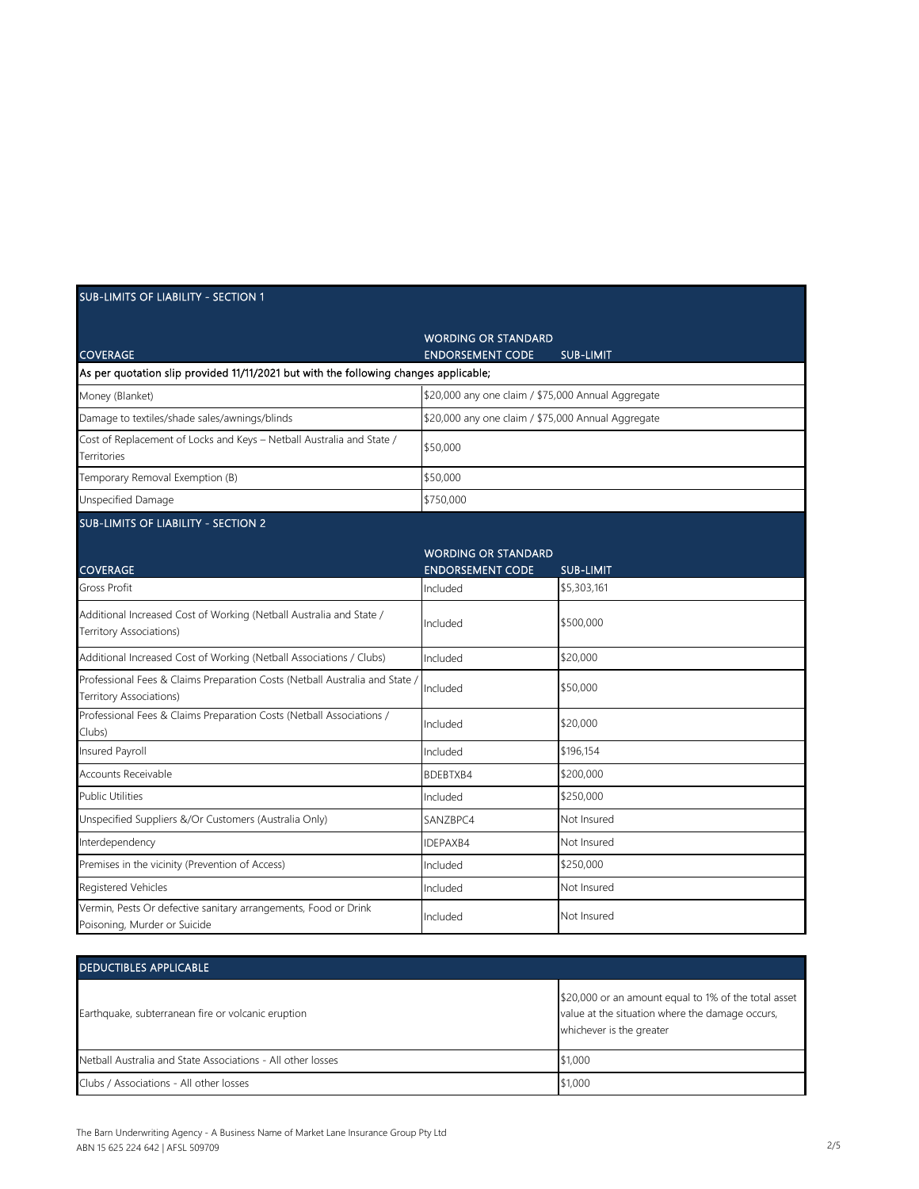## SUB-LIMITS OF LIABILITY - SECTION 1

| COVERAGE | WORDING OR STANDARD ENDORSEMENT CODE | SUB-LIMIT |
|---|---|---|
| As per quotation slip provided 11/11/2021 but with the following changes applicable; | | |
| Money (Blanket) | $20,000 any one claim / $75,000 Annual Aggregate | |
| Damage to textiles/shade sales/awnings/blinds | $20,000 any one claim / $75,000 Annual Aggregate | |
| Cost of Replacement of Locks and Keys – Netball Australia and State / Territories | $50,000 | |
| Temporary Removal Exemption (B) | $50,000 | |
| Unspecified Damage | $750,000 | |

## SUB-LIMITS OF LIABILITY - SECTION 2

| COVERAGE | WORDING OR STANDARD ENDORSEMENT CODE | SUB-LIMIT |
|---|---|---|
| Gross Profit | Included | $5,303,161 |
| Additional Increased Cost of Working (Netball Australia and State / Territory Associations) | Included | $500,000 |
| Additional Increased Cost of Working (Netball Associations / Clubs) | Included | $20,000 |
| Professional Fees & Claims Preparation Costs (Netball Australia and State / Territory Associations) | Included | $50,000 |
| Professional Fees & Claims Preparation Costs (Netball Associations / Clubs) | Included | $20,000 |
| Insured Payroll | Included | $196,154 |
| Accounts Receivable | BDEBTXB4 | $200,000 |
| Public Utilities | Included | $250,000 |
| Unspecified Suppliers &/Or Customers (Australia Only) | SANZBPC4 | Not Insured |
| Interdependency | IDEPAXB4 | Not Insured |
| Premises in the vicinity (Prevention of Access) | Included | $250,000 |
| Registered Vehicles | Included | Not Insured |
| Vermin, Pests Or defective sanitary arrangements, Food or Drink Poisoning, Murder or Suicide | Included | Not Insured |

## DEDUCTIBLES APPLICABLE

| | |
|---|---|
| Earthquake, subterranean fire or volcanic eruption | $20,000 or an amount equal to 1% of the total asset value at the situation where the damage occurs, whichever is the greater |
| Netball Australia and State Associations - All other losses | $1,000 |
| Clubs / Associations - All other losses | $1,000 |

The Barn Underwriting Agency - A Business Name of Market Lane Insurance Group Pty Ltd
ABN 15 625 224 642 | AFSL 509709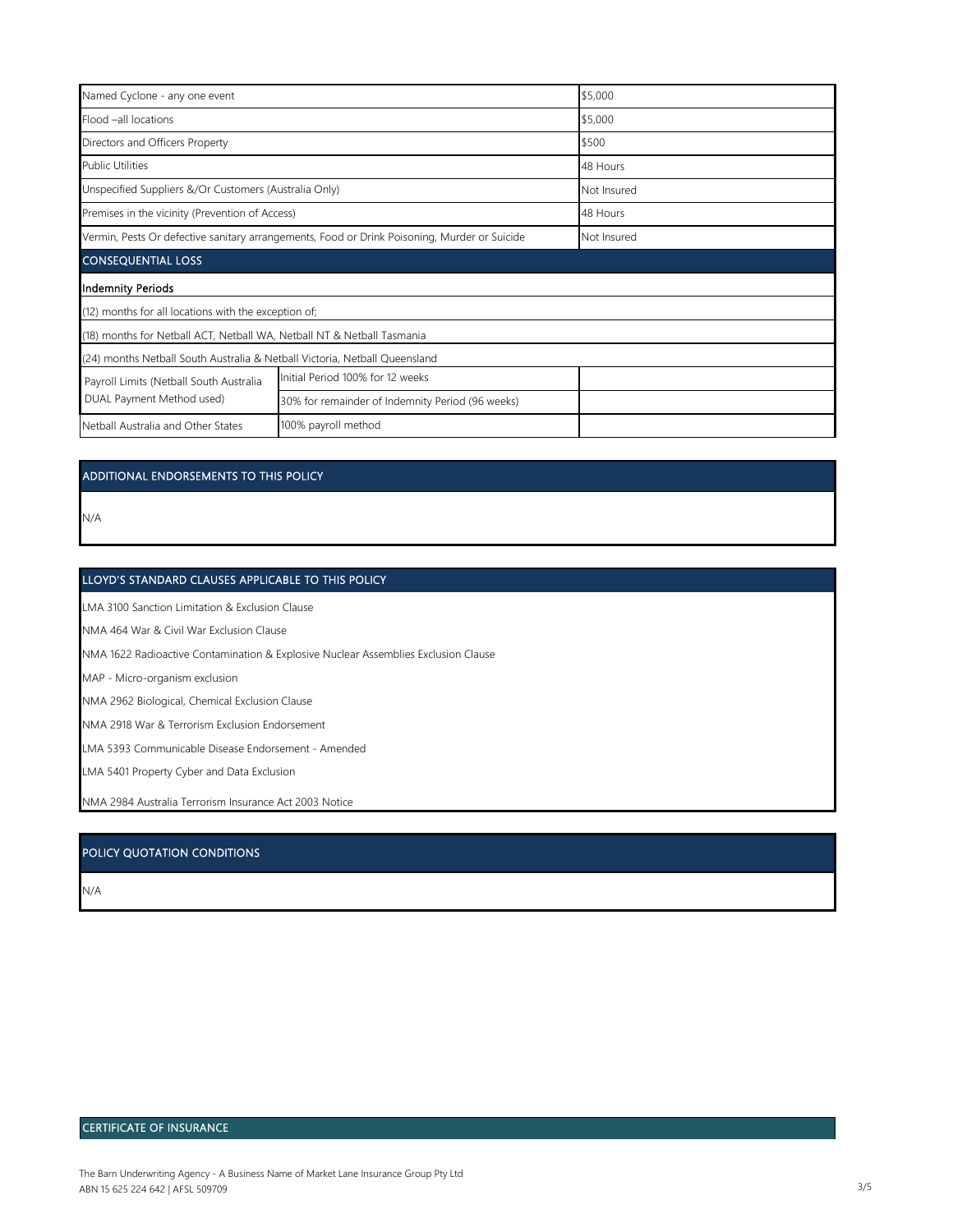| | |
|---|---|
| Named Cyclone - any one event | $5,000 |
| Flood –all locations | $5,000 |
| Directors and Officers Property | $500 |
| Public Utilities | 48 Hours |
| Unspecified Suppliers &/Or Customers (Australia Only) | Not Insured |
| Premises in the vicinity (Prevention of Access) | 48 Hours |
| Vermin, Pests Or defective sanitary arrangements, Food or Drink Poisoning, Murder or Suicide | Not Insured |

## CONSEQUENTIAL LOSS

**Indemnity Periods**

(12) months for all locations with the exception of;

(18) months for Netball ACT, Netball WA, Netball NT & Netball Tasmania

(24) months Netball South Australia & Netball Victoria, Netball Queensland

| | | |
|---|---|---|
| Payroll Limits (Netball South Australia DUAL Payment Method used) | Initial Period 100% for 12 weeks | |
| | 30% for remainder of Indemnity Period (96 weeks) | |
| Netball Australia and Other States | 100% payroll method | |

## ADDITIONAL ENDORSEMENTS TO THIS POLICY

N/A

## LLOYD'S STANDARD CLAUSES APPLICABLE TO THIS POLICY

LMA 3100 Sanction Limitation & Exclusion Clause

NMA 464 War & Civil War Exclusion Clause

NMA 1622 Radioactive Contamination & Explosive Nuclear Assemblies Exclusion Clause

MAP - Micro-organism exclusion

NMA 2962 Biological, Chemical Exclusion Clause

NMA 2918 War & Terrorism Exclusion Endorsement

LMA 5393 Communicable Disease Endorsement - Amended

LMA 5401 Property Cyber and Data Exclusion

NMA 2984 Australia Terrorism Insurance Act 2003 Notice

## POLICY QUOTATION CONDITIONS

N/A

## CERTIFICATE OF INSURANCE

The Barn Underwriting Agency - A Business Name of Market Lane Insurance Group Pty Ltd
ABN 15 625 224 642 | AFSL 509709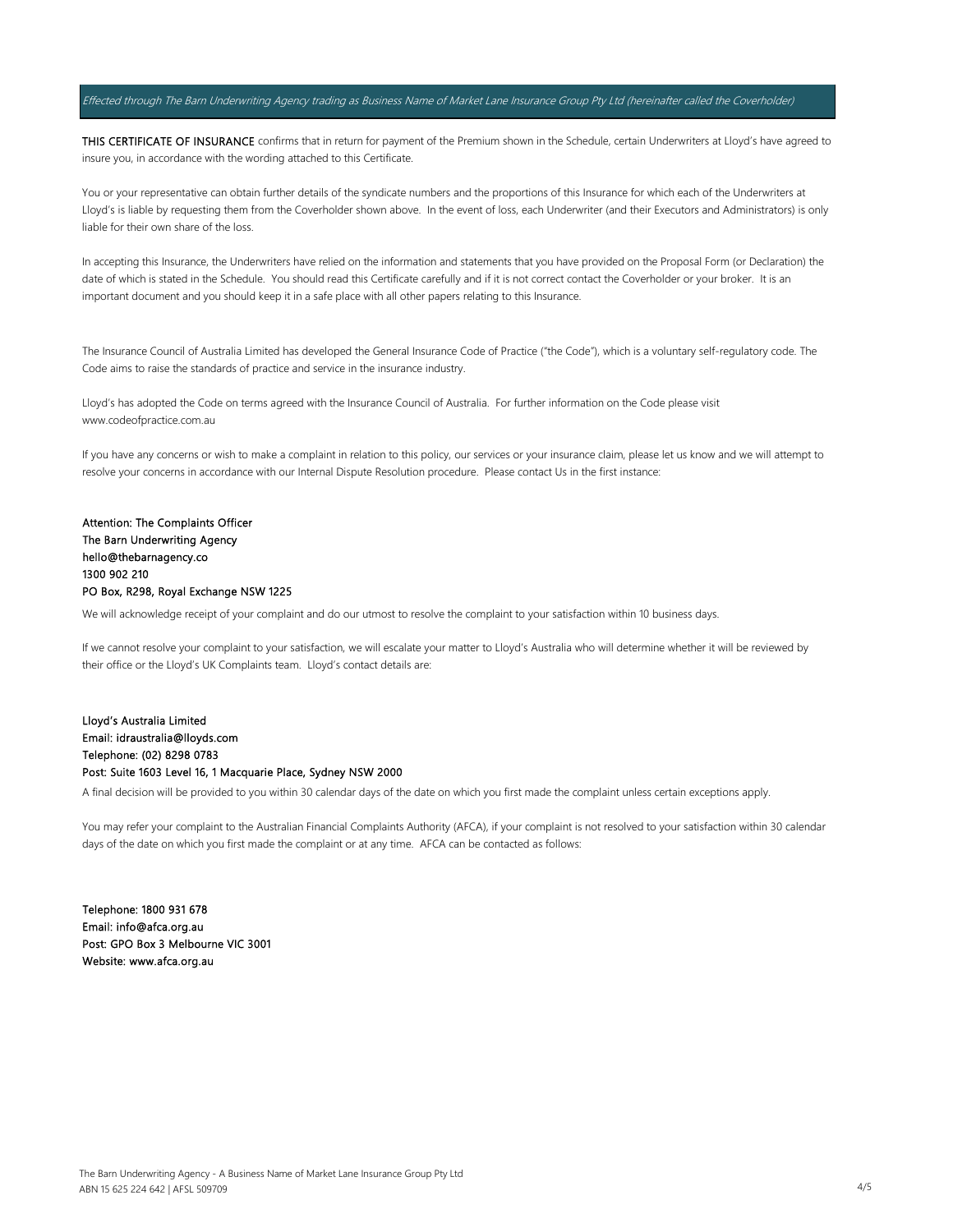*Effected through The Barn Underwriting Agency trading as Business Name of Market Lane Insurance Group Pty Ltd (hereinafter called the Coverholder)*

**THIS CERTIFICATE OF INSURANCE** confirms that in return for payment of the Premium shown in the Schedule, certain Underwriters at Lloyd's have agreed to insure you, in accordance with the wording attached to this Certificate.

You or your representative can obtain further details of the syndicate numbers and the proportions of this Insurance for which each of the Underwriters at Lloyd's is liable by requesting them from the Coverholder shown above. In the event of loss, each Underwriter (and their Executors and Administrators) is only liable for their own share of the loss.

In accepting this Insurance, the Underwriters have relied on the information and statements that you have provided on the Proposal Form (or Declaration) the date of which is stated in the Schedule. You should read this Certificate carefully and if it is not correct contact the Coverholder or your broker. It is an important document and you should keep it in a safe place with all other papers relating to this Insurance.

The Insurance Council of Australia Limited has developed the General Insurance Code of Practice ("the Code"), which is a voluntary self-regulatory code. The Code aims to raise the standards of practice and service in the insurance industry.

Lloyd's has adopted the Code on terms agreed with the Insurance Council of Australia. For further information on the Code please visit www.codeofpractice.com.au

If you have any concerns or wish to make a complaint in relation to this policy, our services or your insurance claim, please let us know and we will attempt to resolve your concerns in accordance with our Internal Dispute Resolution procedure. Please contact Us in the first instance:

**Attention: The Complaints Officer**
**The Barn Underwriting Agency**
**hello@thebarnagency.co**
**1300 902 210**
**PO Box, R298, Royal Exchange NSW 1225**

We will acknowledge receipt of your complaint and do our utmost to resolve the complaint to your satisfaction within 10 business days.

If we cannot resolve your complaint to your satisfaction, we will escalate your matter to Lloyd's Australia who will determine whether it will be reviewed by their office or the Lloyd's UK Complaints team. Lloyd's contact details are:

**Lloyd's Australia Limited**
**Email: idraustralia@lloyds.com**
**Telephone: (02) 8298 0783**
**Post: Suite 1603 Level 16, 1 Macquarie Place, Sydney NSW 2000**

A final decision will be provided to you within 30 calendar days of the date on which you first made the complaint unless certain exceptions apply.

You may refer your complaint to the Australian Financial Complaints Authority (AFCA), if your complaint is not resolved to your satisfaction within 30 calendar days of the date on which you first made the complaint or at any time. AFCA can be contacted as follows:

**Telephone: 1800 931 678**
**Email: info@afca.org.au**
**Post: GPO Box 3 Melbourne VIC 3001**
**Website: www.afca.org.au**

The Barn Underwriting Agency - A Business Name of Market Lane Insurance Group Pty Ltd
ABN 15 625 224 642 | AFSL 509709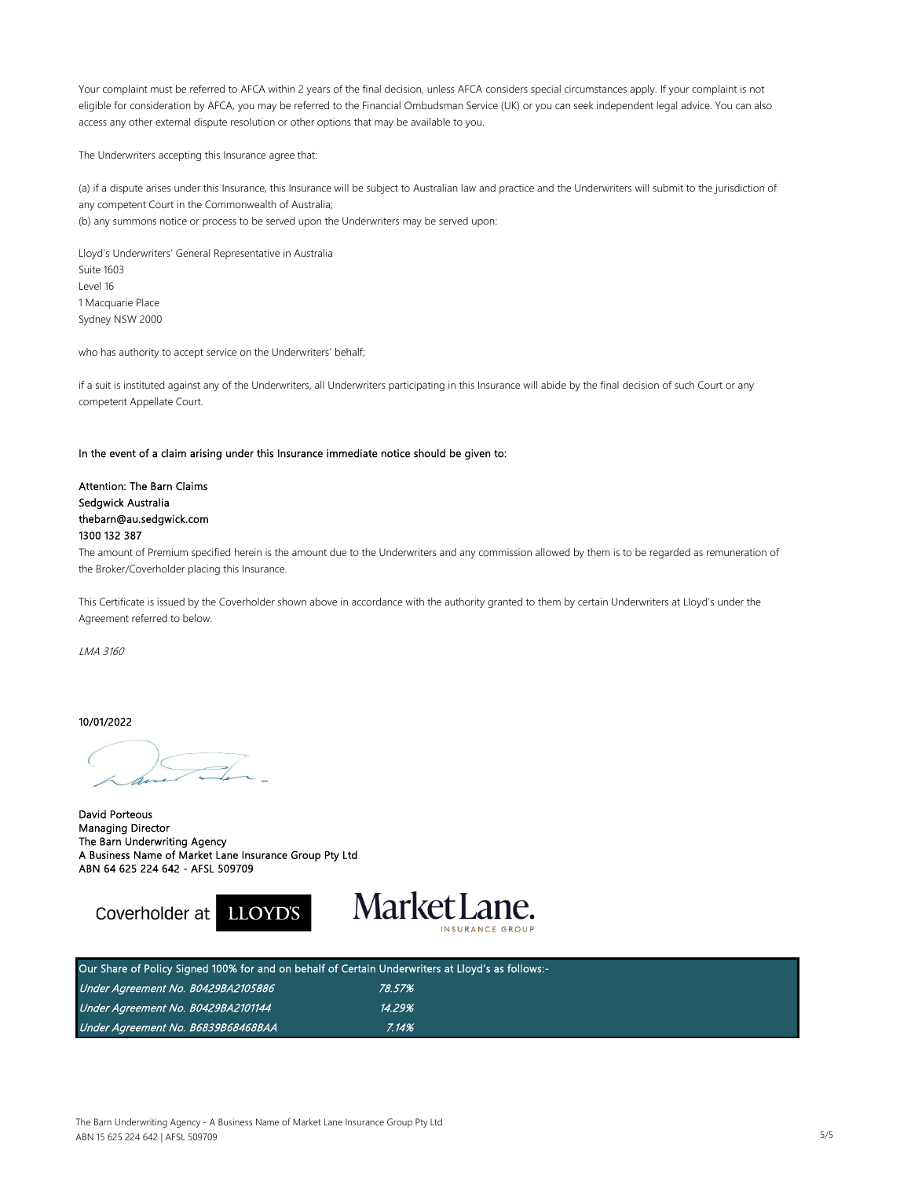Your complaint must be referred to AFCA within 2 years of the final decision, unless AFCA considers special circumstances apply. If your complaint is not eligible for consideration by AFCA, you may be referred to the Financial Ombudsman Service (UK) or you can seek independent legal advice. You can also access any other external dispute resolution or other options that may be available to you.

The Underwriters accepting this Insurance agree that:

(a) if a dispute arises under this Insurance, this Insurance will be subject to Australian law and practice and the Underwriters will submit to the jurisdiction of any competent Court in the Commonwealth of Australia;
(b) any summons notice or process to be served upon the Underwriters may be served upon:

Lloyd's Underwriters' General Representative in Australia
Suite 1603
Level 16
1 Macquarie Place
Sydney NSW 2000

who has authority to accept service on the Underwriters' behalf;

if a suit is instituted against any of the Underwriters, all Underwriters participating in this Insurance will abide by the final decision of such Court or any competent Appellate Court.

In the event of a claim arising under this Insurance immediate notice should be given to:

Attention: The Barn Claims
Sedgwick Australia
thebarn@au.sedgwick.com
1300 132 387

The amount of Premium specified herein is the amount due to the Underwriters and any commission allowed by them is to be regarded as remuneration of the Broker/Coverholder placing this Insurance.

This Certificate is issued by the Coverholder shown above in accordance with the authority granted to them by certain Underwriters at Lloyd's under the Agreement referred to below.

*LMA 3160*

10/01/2022

David Porteous
Managing Director
The Barn Underwriting Agency
A Business Name of Market Lane Insurance Group Pty Ltd
ABN 64 625 224 642 - AFSL 509709

Coverholder at LLOYD'S

Market Lane. INSURANCE GROUP

| Our Share of Policy Signed 100% for and on behalf of Certain Underwriters at Lloyd's as follows:- | |
|---|---|
| *Under Agreement No. B0429BA2105886* | *78.57%* |
| *Under Agreement No. B0429BA2101144* | *14.29%* |
| *Under Agreement No. B6839B68468BAA* | *7.14%* |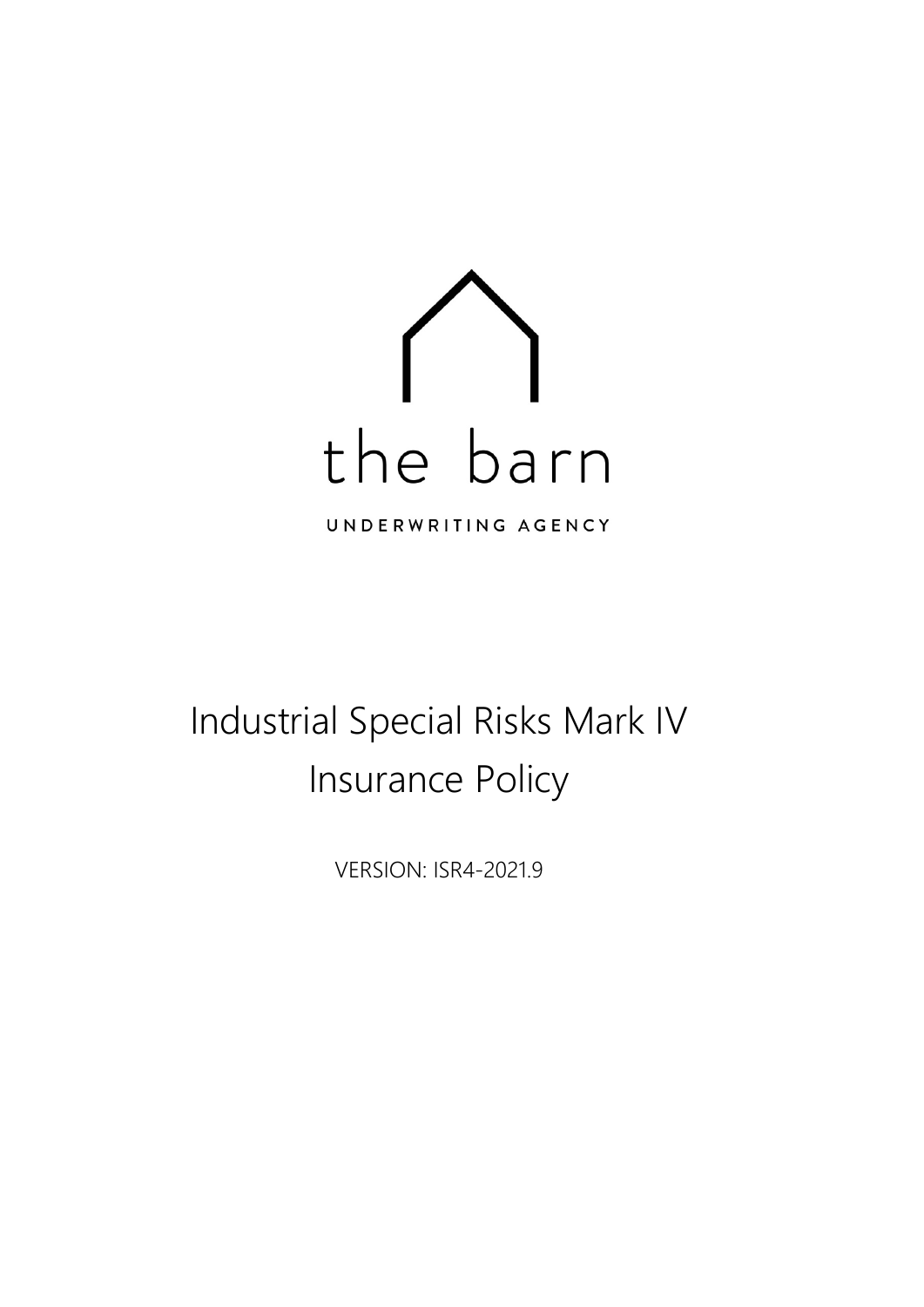the barn

UNDERWRITING AGENCY

# Industrial Special Risks Mark IV Insurance Policy

VERSION: ISR4-2021.9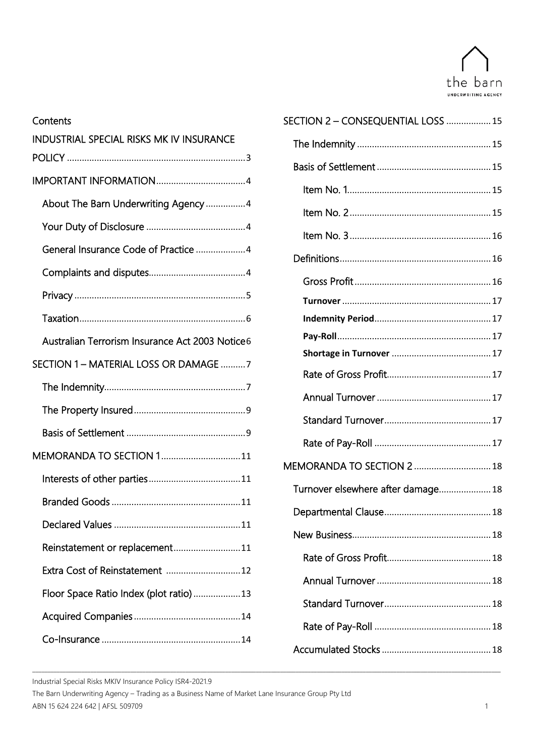Contents

INDUSTRIAL SPECIAL RISKS MK IV INSURANCE POLICY ........................................................................ 3

IMPORTANT INFORMATION .................................... 4

- About The Barn Underwriting Agency ................ 4
- Your Duty of Disclosure ........................................ 4
- General Insurance Code of Practice .................... 4
- Complaints and disputes ....................................... 4
- Privacy .................................................................... 5
- Taxation .................................................................. 6
- Australian Terrorism Insurance Act 2003 Notice 6

SECTION 1 – MATERIAL LOSS OR DAMAGE .......... 7

- The Indemnity ......................................................... 7
- The Property Insured ............................................. 9
- Basis of Settlement ................................................ 9

MEMORANDA TO SECTION 1 ................................ 11

- Interests of other parties ..................................... 11
- Branded Goods .................................................... 11
- Declared Values ................................................... 11
- Reinstatement or replacement ........................... 11
- Extra Cost of Reinstatement .............................. 12
- Floor Space Ratio Index (plot ratio) ................... 13
- Acquired Companies ........................................... 14
- Co-Insurance ........................................................ 14

SECTION 2 – CONSEQUENTIAL LOSS .................. 15

- The Indemnity ...................................................... 15
- Basis of Settlement .............................................. 15
  - Item No. 1 ....................................................... 15
  - Item No. 2 ....................................................... 15
  - Item No. 3 ....................................................... 16
- Definitions ............................................................. 16
  - Gross Profit ..................................................... 16
  - **Turnover** ......................................................... 17
  - **Indemnity Period** ............................................. 17
  - **Pay-Roll** ............................................................ 17
  - **Shortage in Turnover** ...................................... 17
  - Rate of Gross Profit ......................................... 17
  - Annual Turnover .............................................. 17
  - Standard Turnover ........................................... 17
  - Rate of Pay-Roll ............................................... 17

MEMORANDA TO SECTION 2 ............................... 18

- Turnover elsewhere after damage ...................... 18
- Departmental Clause ........................................... 18
- New Business ....................................................... 18
  - Rate of Gross Profit ......................................... 18
  - Annual Turnover .............................................. 18
  - Standard Turnover ........................................... 18
  - Rate of Pay-Roll ............................................... 18
- Accumulated Stocks ............................................ 18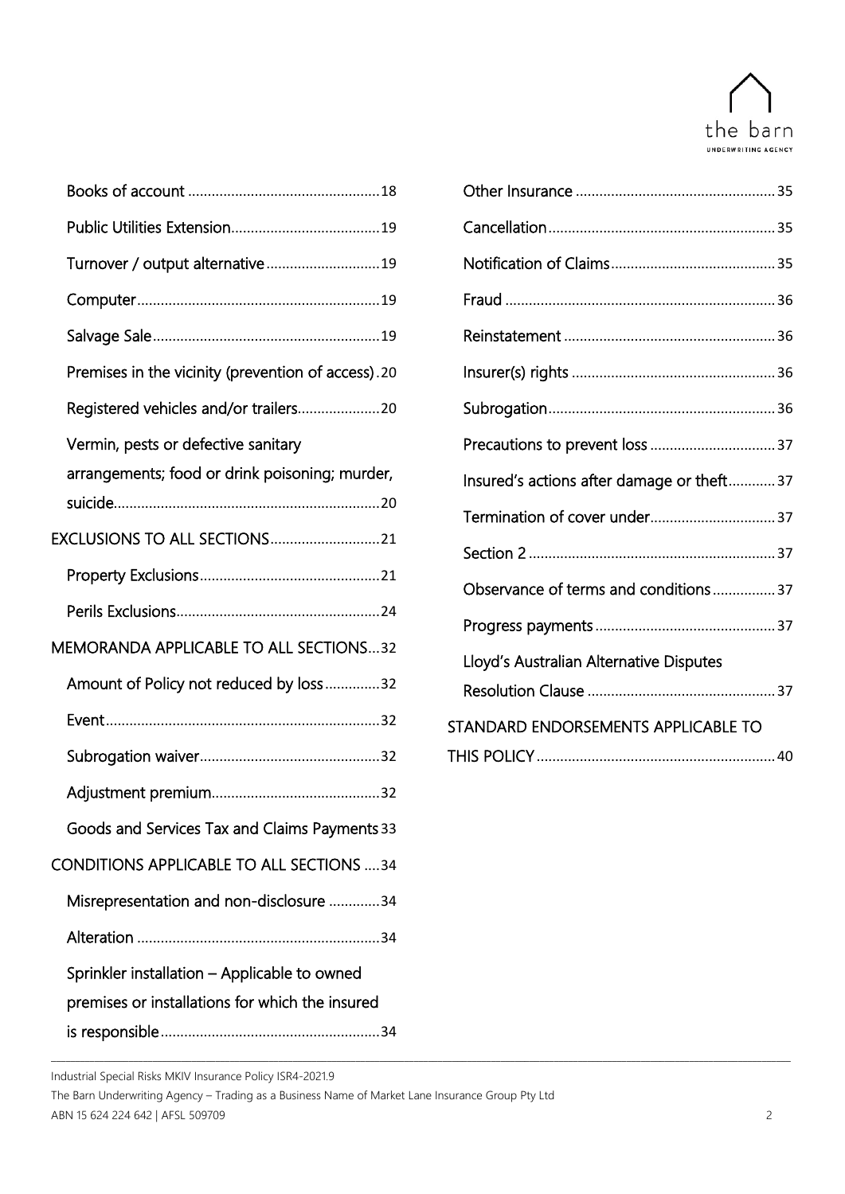Books of account ..... 18

Public Utilities Extension ..... 19

Turnover / output alternative ..... 19

Computer ..... 19

Salvage Sale ..... 19

Premises in the vicinity (prevention of access) . 20

Registered vehicles and/or trailers ..... 20

Vermin, pests or defective sanitary arrangements; food or drink poisoning; murder, suicide ..... 20

EXCLUSIONS TO ALL SECTIONS ..... 21

Property Exclusions ..... 21

Perils Exclusions ..... 24

MEMORANDA APPLICABLE TO ALL SECTIONS ... 32

Amount of Policy not reduced by loss ..... 32

Event ..... 32

Subrogation waiver ..... 32

Adjustment premium ..... 32

Goods and Services Tax and Claims Payments 33

CONDITIONS APPLICABLE TO ALL SECTIONS .... 34

Misrepresentation and non-disclosure ..... 34

Alteration ..... 34

Sprinkler installation – Applicable to owned premises or installations for which the insured is responsible ..... 34

Other Insurance ..... 35

Cancellation ..... 35

Notification of Claims ..... 35

Fraud ..... 36

Reinstatement ..... 36

Insurer(s) rights ..... 36

Subrogation ..... 36

Precautions to prevent loss ..... 37

Insured's actions after damage or theft ..... 37

Termination of cover under ..... 37

Section 2 ..... 37

Observance of terms and conditions ..... 37

Progress payments ..... 37

Lloyd's Australian Alternative Disputes Resolution Clause ..... 37

STANDARD ENDORSEMENTS APPLICABLE TO THIS POLICY ..... 40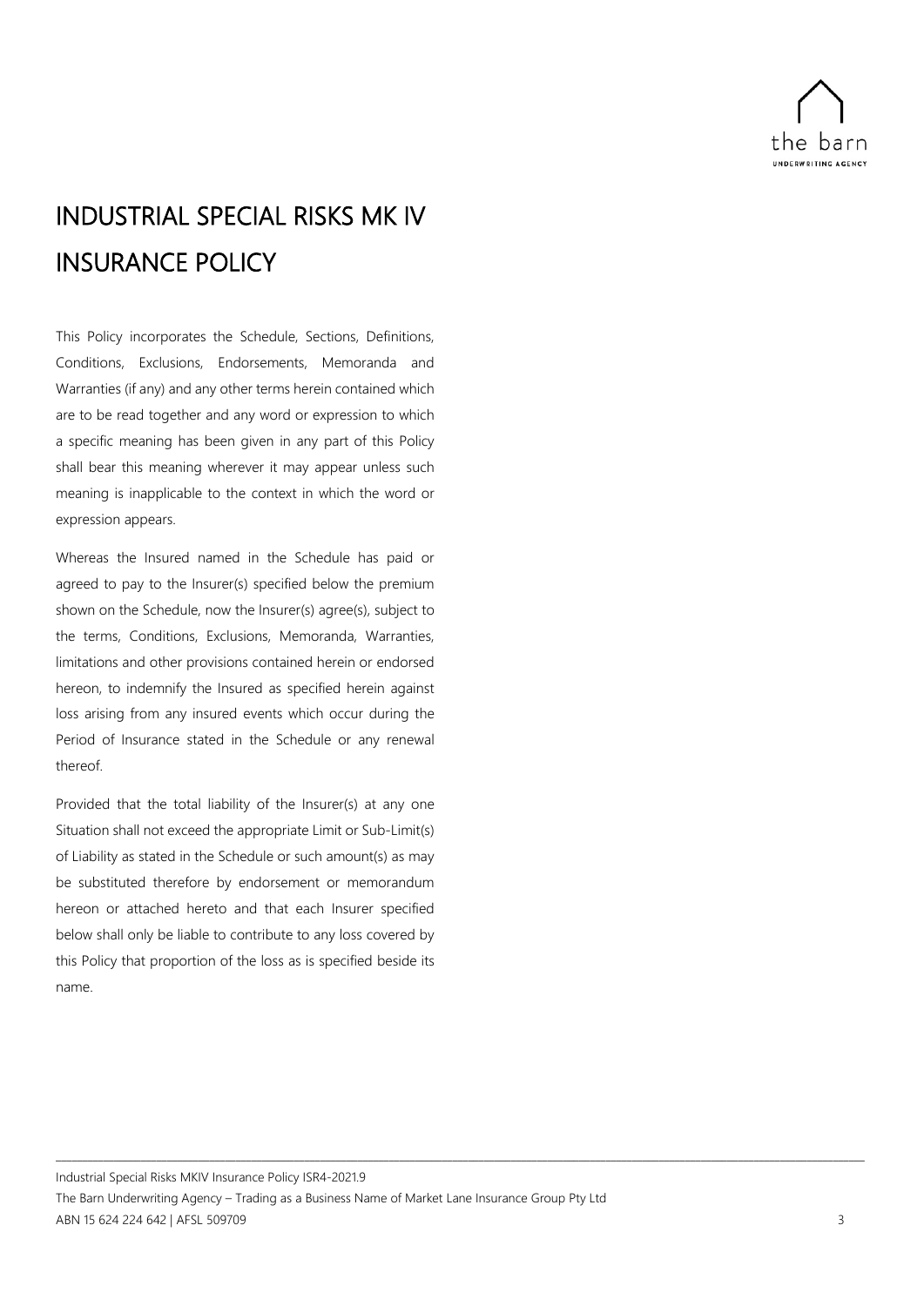# INDUSTRIAL SPECIAL RISKS MK IV INSURANCE POLICY

This Policy incorporates the Schedule, Sections, Definitions, Conditions, Exclusions, Endorsements, Memoranda and Warranties (if any) and any other terms herein contained which are to be read together and any word or expression to which a specific meaning has been given in any part of this Policy shall bear this meaning wherever it may appear unless such meaning is inapplicable to the context in which the word or expression appears.

Whereas the Insured named in the Schedule has paid or agreed to pay to the Insurer(s) specified below the premium shown on the Schedule, now the Insurer(s) agree(s), subject to the terms, Conditions, Exclusions, Memoranda, Warranties, limitations and other provisions contained herein or endorsed hereon, to indemnify the Insured as specified herein against loss arising from any insured events which occur during the Period of Insurance stated in the Schedule or any renewal thereof.

Provided that the total liability of the Insurer(s) at any one Situation shall not exceed the appropriate Limit or Sub-Limit(s) of Liability as stated in the Schedule or such amount(s) as may be substituted therefore by endorsement or memorandum hereon or attached hereto and that each Insurer specified below shall only be liable to contribute to any loss covered by this Policy that proportion of the loss as is specified beside its name.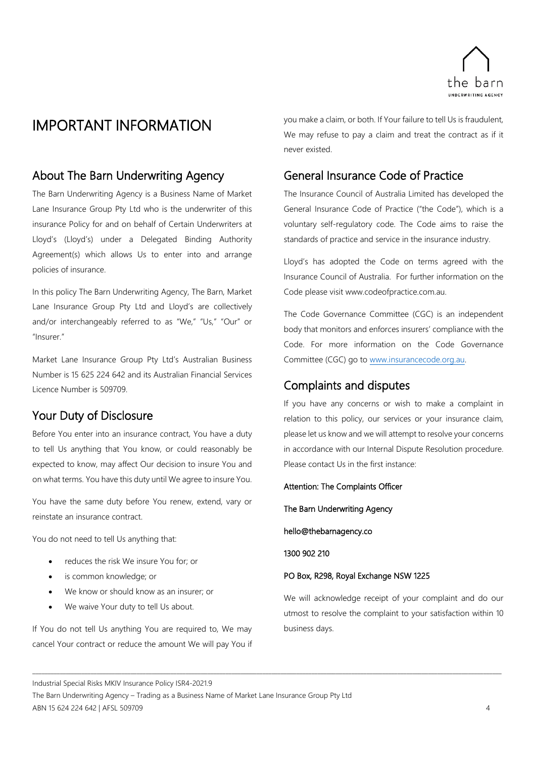# IMPORTANT INFORMATION

## About The Barn Underwriting Agency

The Barn Underwriting Agency is a Business Name of Market Lane Insurance Group Pty Ltd who is the underwriter of this insurance Policy for and on behalf of Certain Underwriters at Lloyd's (Lloyd's) under a Delegated Binding Authority Agreement(s) which allows Us to enter into and arrange policies of insurance.

In this policy The Barn Underwriting Agency, The Barn, Market Lane Insurance Group Pty Ltd and Lloyd's are collectively and/or interchangeably referred to as "We," "Us," "Our" or "Insurer."

Market Lane Insurance Group Pty Ltd's Australian Business Number is 15 625 224 642 and its Australian Financial Services Licence Number is 509709.

## Your Duty of Disclosure

Before You enter into an insurance contract, You have a duty to tell Us anything that You know, or could reasonably be expected to know, may affect Our decision to insure You and on what terms. You have this duty until We agree to insure You.

You have the same duty before You renew, extend, vary or reinstate an insurance contract.

You do not need to tell Us anything that:

- reduces the risk We insure You for; or
- is common knowledge; or
- We know or should know as an insurer; or
- We waive Your duty to tell Us about.

If You do not tell Us anything You are required to, We may cancel Your contract or reduce the amount We will pay You if you make a claim, or both. If Your failure to tell Us is fraudulent, We may refuse to pay a claim and treat the contract as if it never existed.

## General Insurance Code of Practice

The Insurance Council of Australia Limited has developed the General Insurance Code of Practice ("the Code"), which is a voluntary self-regulatory code. The Code aims to raise the standards of practice and service in the insurance industry.

Lloyd's has adopted the Code on terms agreed with the Insurance Council of Australia. For further information on the Code please visit www.codeofpractice.com.au.

The Code Governance Committee (CGC) is an independent body that monitors and enforces insurers' compliance with the Code. For more information on the Code Governance Committee (CGC) go to www.insurancecode.org.au.

## Complaints and disputes

If you have any concerns or wish to make a complaint in relation to this policy, our services or your insurance claim, please let us know and we will attempt to resolve your concerns in accordance with our Internal Dispute Resolution procedure. Please contact Us in the first instance:

Attention: The Complaints Officer

The Barn Underwriting Agency

hello@thebarnagency.co

1300 902 210

PO Box, R298, Royal Exchange NSW 1225

We will acknowledge receipt of your complaint and do our utmost to resolve the complaint to your satisfaction within 10 business days.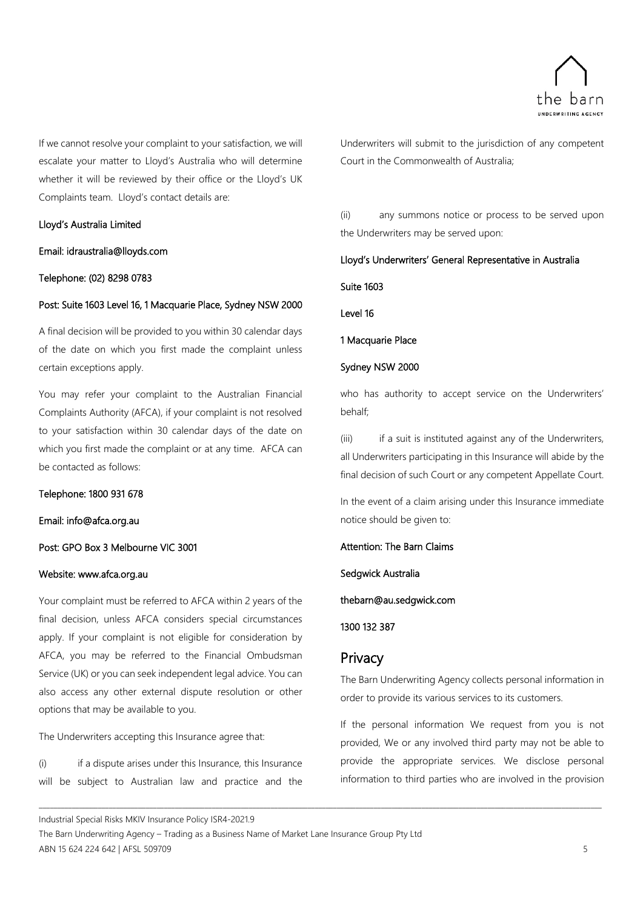If we cannot resolve your complaint to your satisfaction, we will escalate your matter to Lloyd's Australia who will determine whether it will be reviewed by their office or the Lloyd's UK Complaints team. Lloyd's contact details are:

**Lloyd's Australia Limited**

**Email: idraustralia@lloyds.com**

**Telephone: (02) 8298 0783**

**Post: Suite 1603 Level 16, 1 Macquarie Place, Sydney NSW 2000**

A final decision will be provided to you within 30 calendar days of the date on which you first made the complaint unless certain exceptions apply.

You may refer your complaint to the Australian Financial Complaints Authority (AFCA), if your complaint is not resolved to your satisfaction within 30 calendar days of the date on which you first made the complaint or at any time. AFCA can be contacted as follows:

**Telephone: 1800 931 678**

**Email: info@afca.org.au**

**Post: GPO Box 3 Melbourne VIC 3001**

**Website: www.afca.org.au**

Your complaint must be referred to AFCA within 2 years of the final decision, unless AFCA considers special circumstances apply. If your complaint is not eligible for consideration by AFCA, you may be referred to the Financial Ombudsman Service (UK) or you can seek independent legal advice. You can also access any other external dispute resolution or other options that may be available to you.

The Underwriters accepting this Insurance agree that:

(i) if a dispute arises under this Insurance, this Insurance will be subject to Australian law and practice and the Underwriters will submit to the jurisdiction of any competent Court in the Commonwealth of Australia;

(ii) any summons notice or process to be served upon the Underwriters may be served upon:

**Lloyd's Underwriters' General Representative in Australia**

**Suite 1603**

**Level 16**

**1 Macquarie Place**

**Sydney NSW 2000**

who has authority to accept service on the Underwriters' behalf;

(iii) if a suit is instituted against any of the Underwriters, all Underwriters participating in this Insurance will abide by the final decision of such Court or any competent Appellate Court.

In the event of a claim arising under this Insurance immediate notice should be given to:

**Attention: The Barn Claims**

**Sedgwick Australia**

**thebarn@au.sedgwick.com**

**1300 132 387**

## Privacy

The Barn Underwriting Agency collects personal information in order to provide its various services to its customers.

If the personal information We request from you is not provided, We or any involved third party may not be able to provide the appropriate services. We disclose personal information to third parties who are involved in the provision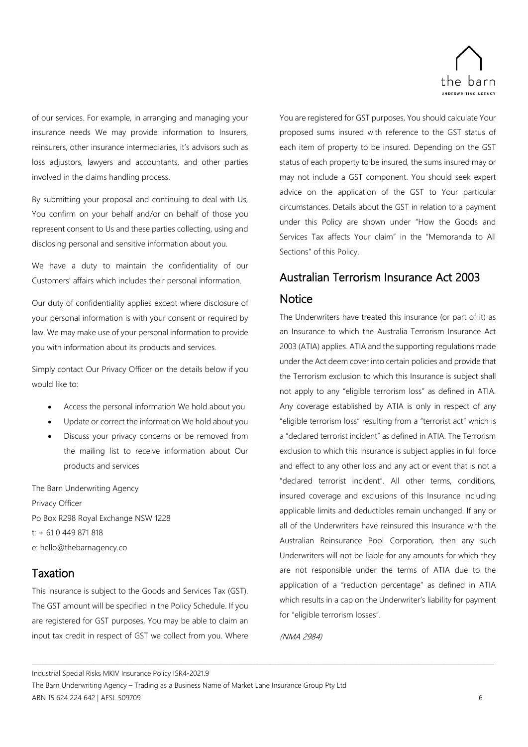of our services. For example, in arranging and managing your insurance needs We may provide information to Insurers, reinsurers, other insurance intermediaries, it's advisors such as loss adjustors, lawyers and accountants, and other parties involved in the claims handling process.

By submitting your proposal and continuing to deal with Us, You confirm on your behalf and/or on behalf of those you represent consent to Us and these parties collecting, using and disclosing personal and sensitive information about you.

We have a duty to maintain the confidentiality of our Customers' affairs which includes their personal information.

Our duty of confidentiality applies except where disclosure of your personal information is with your consent or required by law. We may make use of your personal information to provide you with information about its products and services.

Simply contact Our Privacy Officer on the details below if you would like to:

- Access the personal information We hold about you
- Update or correct the information We hold about you
- Discuss your privacy concerns or be removed from the mailing list to receive information about Our products and services

The Barn Underwriting Agency
Privacy Officer
Po Box R298 Royal Exchange NSW 1228
t: + 61 0 449 871 818
e: hello@thebarnagency.co

## Taxation

This insurance is subject to the Goods and Services Tax (GST). The GST amount will be specified in the Policy Schedule. If you are registered for GST purposes, You may be able to claim an input tax credit in respect of GST we collect from you. Where You are registered for GST purposes, You should calculate Your proposed sums insured with reference to the GST status of each item of property to be insured. Depending on the GST status of each property to be insured, the sums insured may or may not include a GST component. You should seek expert advice on the application of the GST to Your particular circumstances. Details about the GST in relation to a payment under this Policy are shown under "How the Goods and Services Tax affects Your claim" in the "Memoranda to All Sections" of this Policy.

## Australian Terrorism Insurance Act 2003 Notice

The Underwriters have treated this insurance (or part of it) as an Insurance to which the Australia Terrorism Insurance Act 2003 (ATIA) applies. ATIA and the supporting regulations made under the Act deem cover into certain policies and provide that the Terrorism exclusion to which this Insurance is subject shall not apply to any "eligible terrorism loss" as defined in ATIA. Any coverage established by ATIA is only in respect of any "eligible terrorism loss" resulting from a "terrorist act" which is a "declared terrorist incident" as defined in ATIA. The Terrorism exclusion to which this Insurance is subject applies in full force and effect to any other loss and any act or event that is not a "declared terrorist incident". All other terms, conditions, insured coverage and exclusions of this Insurance including applicable limits and deductibles remain unchanged. If any or all of the Underwriters have reinsured this Insurance with the Australian Reinsurance Pool Corporation, then any such Underwriters will not be liable for any amounts for which they are not responsible under the terms of ATIA due to the application of a "reduction percentage" as defined in ATIA which results in a cap on the Underwriter's liability for payment for "eligible terrorism losses".

*(NMA 2984)*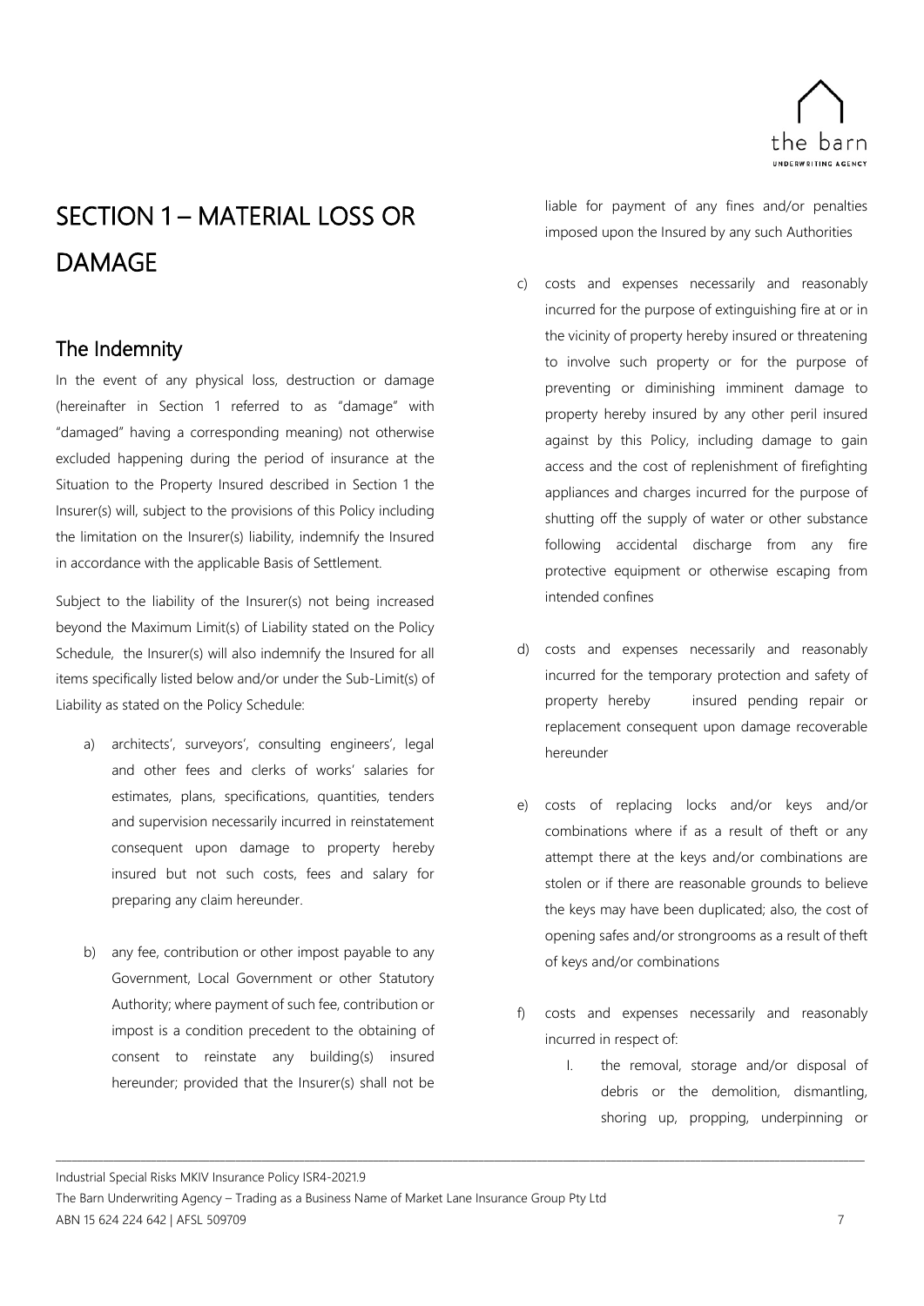# SECTION 1 – MATERIAL LOSS OR DAMAGE

## The Indemnity

In the event of any physical loss, destruction or damage (hereinafter in Section 1 referred to as "damage" with "damaged" having a corresponding meaning) not otherwise excluded happening during the period of insurance at the Situation to the Property Insured described in Section 1 the Insurer(s) will, subject to the provisions of this Policy including the limitation on the Insurer(s) liability, indemnify the Insured in accordance with the applicable Basis of Settlement.

Subject to the liability of the Insurer(s) not being increased beyond the Maximum Limit(s) of Liability stated on the Policy Schedule, the Insurer(s) will also indemnify the Insured for all items specifically listed below and/or under the Sub-Limit(s) of Liability as stated on the Policy Schedule:

a) architects', surveyors', consulting engineers', legal and other fees and clerks of works' salaries for estimates, plans, specifications, quantities, tenders and supervision necessarily incurred in reinstatement consequent upon damage to property hereby insured but not such costs, fees and salary for preparing any claim hereunder.

b) any fee, contribution or other impost payable to any Government, Local Government or other Statutory Authority; where payment of such fee, contribution or impost is a condition precedent to the obtaining of consent to reinstate any building(s) insured hereunder; provided that the Insurer(s) shall not be liable for payment of any fines and/or penalties imposed upon the Insured by any such Authorities

c) costs and expenses necessarily and reasonably incurred for the purpose of extinguishing fire at or in the vicinity of property hereby insured or threatening to involve such property or for the purpose of preventing or diminishing imminent damage to property hereby insured by any other peril insured against by this Policy, including damage to gain access and the cost of replenishment of firefighting appliances and charges incurred for the purpose of shutting off the supply of water or other substance following accidental discharge from any fire protective equipment or otherwise escaping from intended confines

d) costs and expenses necessarily and reasonably incurred for the temporary protection and safety of property hereby insured pending repair or replacement consequent upon damage recoverable hereunder

e) costs of replacing locks and/or keys and/or combinations where if as a result of theft or any attempt there at the keys and/or combinations are stolen or if there are reasonable grounds to believe the keys may have been duplicated; also, the cost of opening safes and/or strongrooms as a result of theft of keys and/or combinations

f) costs and expenses necessarily and reasonably incurred in respect of:

    I. the removal, storage and/or disposal of debris or the demolition, dismantling, shoring up, propping, underpinning or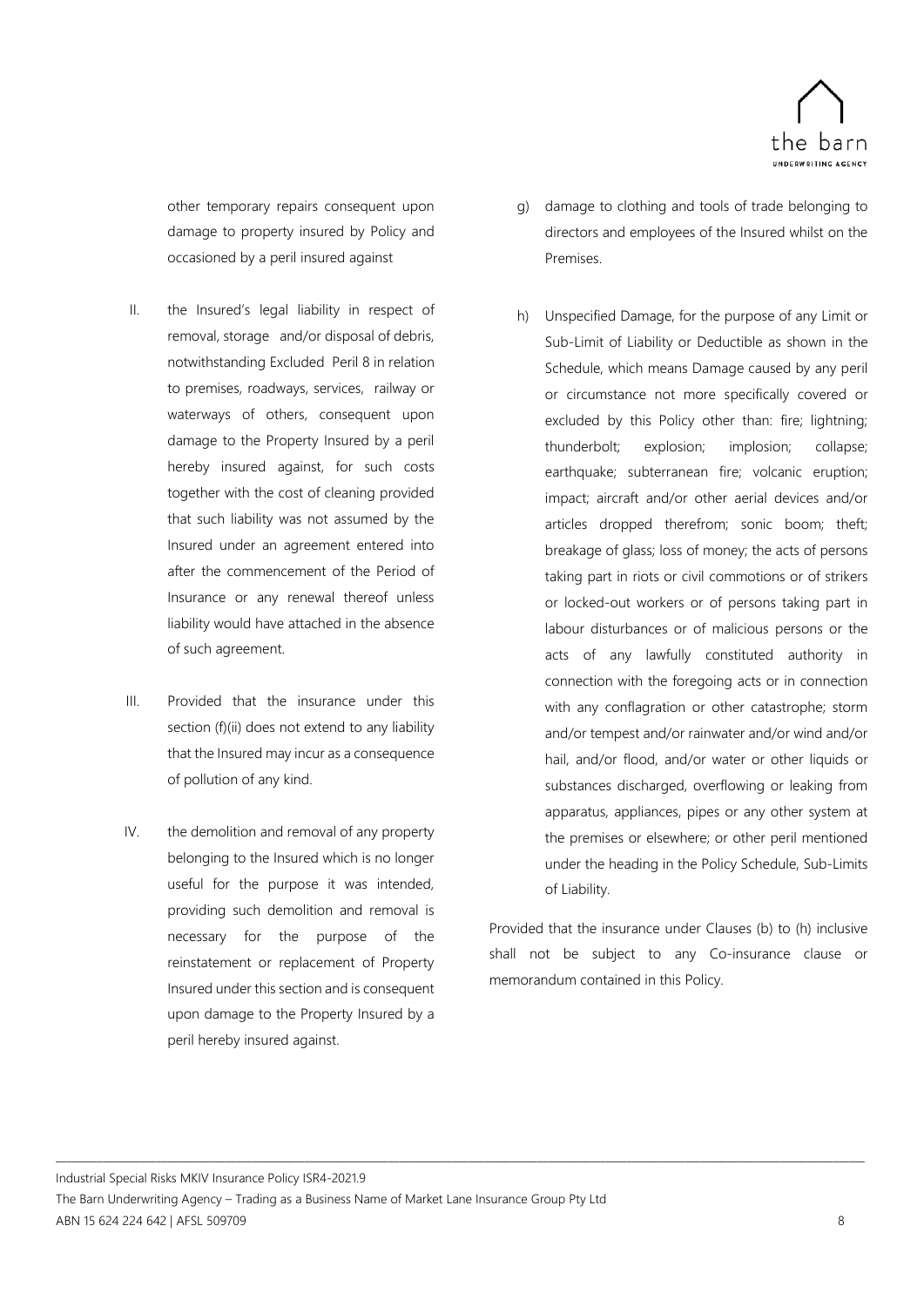other temporary repairs consequent upon damage to property insured by Policy and occasioned by a peril insured against

II. the Insured's legal liability in respect of removal, storage and/or disposal of debris, notwithstanding Excluded Peril 8 in relation to premises, roadways, services, railway or waterways of others, consequent upon damage to the Property Insured by a peril hereby insured against, for such costs together with the cost of cleaning provided that such liability was not assumed by the Insured under an agreement entered into after the commencement of the Period of Insurance or any renewal thereof unless liability would have attached in the absence of such agreement.

III. Provided that the insurance under this section (f)(ii) does not extend to any liability that the Insured may incur as a consequence of pollution of any kind.

IV. the demolition and removal of any property belonging to the Insured which is no longer useful for the purpose it was intended, providing such demolition and removal is necessary for the purpose of the reinstatement or replacement of Property Insured under this section and is consequent upon damage to the Property Insured by a peril hereby insured against.

g) damage to clothing and tools of trade belonging to directors and employees of the Insured whilst on the Premises.

h) Unspecified Damage, for the purpose of any Limit or Sub-Limit of Liability or Deductible as shown in the Schedule, which means Damage caused by any peril or circumstance not more specifically covered or excluded by this Policy other than: fire; lightning; thunderbolt; explosion; implosion; collapse; earthquake; subterranean fire; volcanic eruption; impact; aircraft and/or other aerial devices and/or articles dropped therefrom; sonic boom; theft; breakage of glass; loss of money; the acts of persons taking part in riots or civil commotions or of strikers or locked-out workers or of persons taking part in labour disturbances or of malicious persons or the acts of any lawfully constituted authority in connection with the foregoing acts or in connection with any conflagration or other catastrophe; storm and/or tempest and/or rainwater and/or wind and/or hail, and/or flood, and/or water or other liquids or substances discharged, overflowing or leaking from apparatus, appliances, pipes or any other system at the premises or elsewhere; or other peril mentioned under the heading in the Policy Schedule, Sub-Limits of Liability.

Provided that the insurance under Clauses (b) to (h) inclusive shall not be subject to any Co-insurance clause or memorandum contained in this Policy.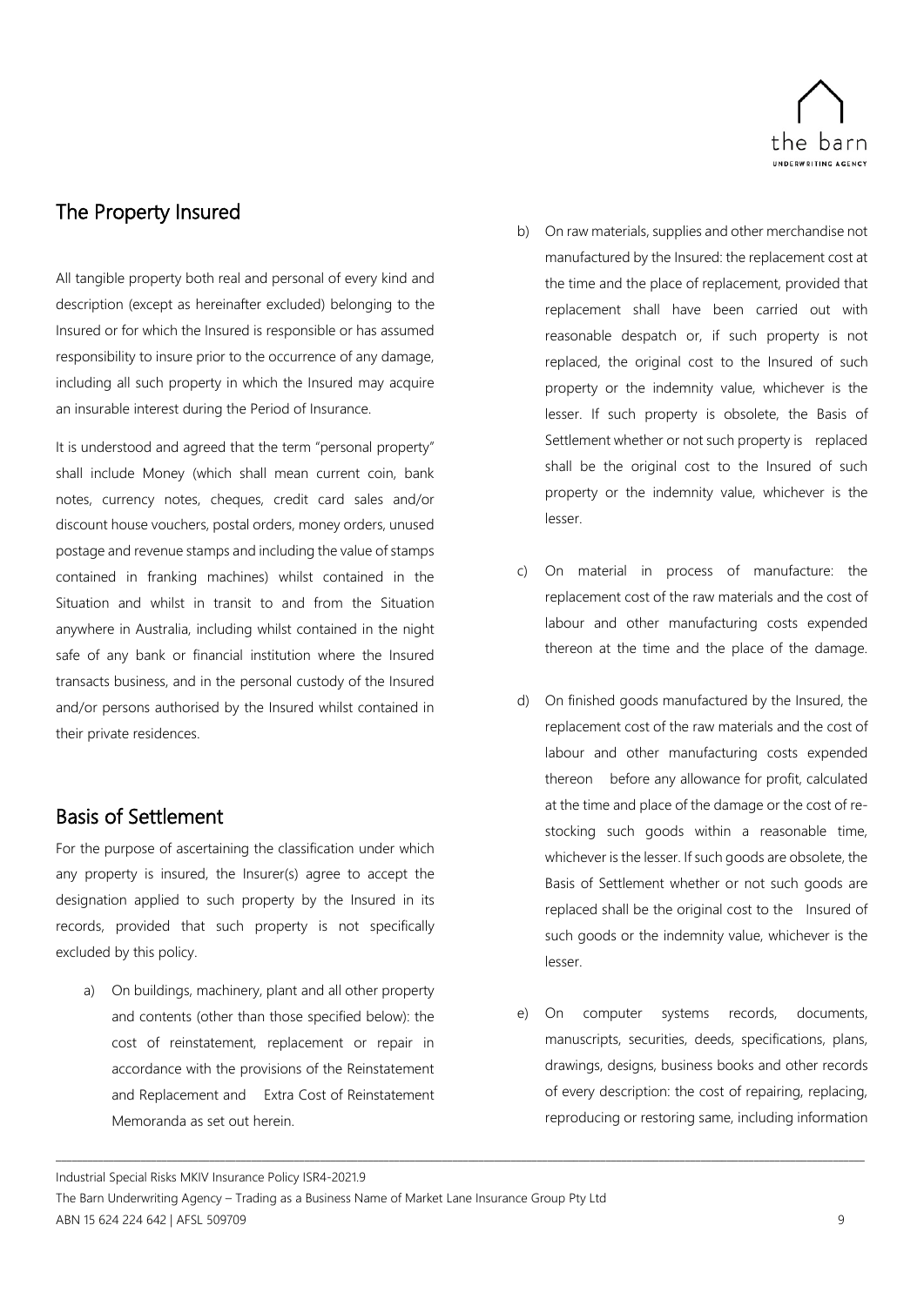## The Property Insured

All tangible property both real and personal of every kind and description (except as hereinafter excluded) belonging to the Insured or for which the Insured is responsible or has assumed responsibility to insure prior to the occurrence of any damage, including all such property in which the Insured may acquire an insurable interest during the Period of Insurance.

It is understood and agreed that the term "personal property" shall include Money (which shall mean current coin, bank notes, currency notes, cheques, credit card sales and/or discount house vouchers, postal orders, money orders, unused postage and revenue stamps and including the value of stamps contained in franking machines) whilst contained in the Situation and whilst in transit to and from the Situation anywhere in Australia, including whilst contained in the night safe of any bank or financial institution where the Insured transacts business, and in the personal custody of the Insured and/or persons authorised by the Insured whilst contained in their private residences.

## Basis of Settlement

For the purpose of ascertaining the classification under which any property is insured, the Insurer(s) agree to accept the designation applied to such property by the Insured in its records, provided that such property is not specifically excluded by this policy.

a) On buildings, machinery, plant and all other property and contents (other than those specified below): the cost of reinstatement, replacement or repair in accordance with the provisions of the Reinstatement and Replacement and Extra Cost of Reinstatement Memoranda as set out herein.

b) On raw materials, supplies and other merchandise not manufactured by the Insured: the replacement cost at the time and the place of replacement, provided that replacement shall have been carried out with reasonable despatch or, if such property is not replaced, the original cost to the Insured of such property or the indemnity value, whichever is the lesser. If such property is obsolete, the Basis of Settlement whether or not such property is replaced shall be the original cost to the Insured of such property or the indemnity value, whichever is the lesser.

c) On material in process of manufacture: the replacement cost of the raw materials and the cost of labour and other manufacturing costs expended thereon at the time and the place of the damage.

d) On finished goods manufactured by the Insured, the replacement cost of the raw materials and the cost of labour and other manufacturing costs expended thereon before any allowance for profit, calculated at the time and place of the damage or the cost of re-stocking such goods within a reasonable time, whichever is the lesser. If such goods are obsolete, the Basis of Settlement whether or not such goods are replaced shall be the original cost to the Insured of such goods or the indemnity value, whichever is the lesser.

e) On computer systems records, documents, manuscripts, securities, deeds, specifications, plans, drawings, designs, business books and other records of every description: the cost of repairing, replacing, reproducing or restoring same, including information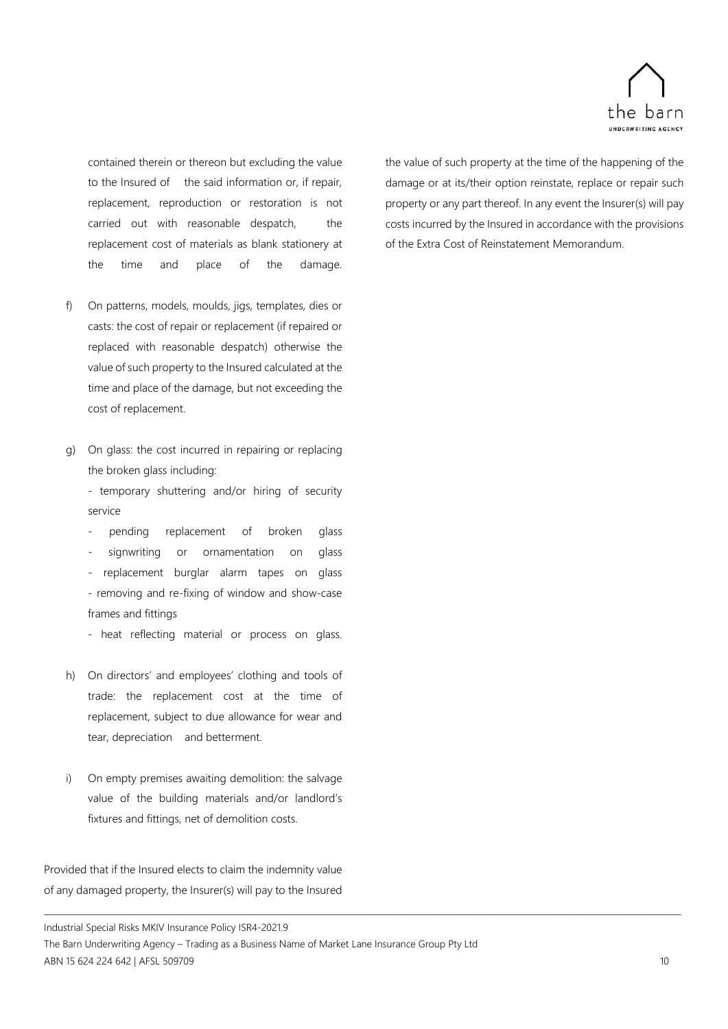contained therein or thereon but excluding the value to the Insured of the said information or, if repair, replacement, reproduction or restoration is not carried out with reasonable despatch, the replacement cost of materials as blank stationery at the time and place of the damage.

f) On patterns, models, moulds, jigs, templates, dies or casts: the cost of repair or replacement (if repaired or replaced with reasonable despatch) otherwise the value of such property to the Insured calculated at the time and place of the damage, but not exceeding the cost of replacement.

g) On glass: the cost incurred in repairing or replacing the broken glass including:
   - temporary shuttering and/or hiring of security service
   - pending replacement of broken glass
   - signwriting or ornamentation on glass
   - replacement burglar alarm tapes on glass
   - removing and re-fixing of window and show-case frames and fittings
   - heat reflecting material or process on glass.

h) On directors' and employees' clothing and tools of trade: the replacement cost at the time of replacement, subject to due allowance for wear and tear, depreciation and betterment.

i) On empty premises awaiting demolition: the salvage value of the building materials and/or landlord's fixtures and fittings, net of demolition costs.

Provided that if the Insured elects to claim the indemnity value of any damaged property, the Insurer(s) will pay to the Insured the value of such property at the time of the happening of the damage or at its/their option reinstate, replace or repair such property or any part thereof. In any event the Insurer(s) will pay costs incurred by the Insured in accordance with the provisions of the Extra Cost of Reinstatement Memorandum.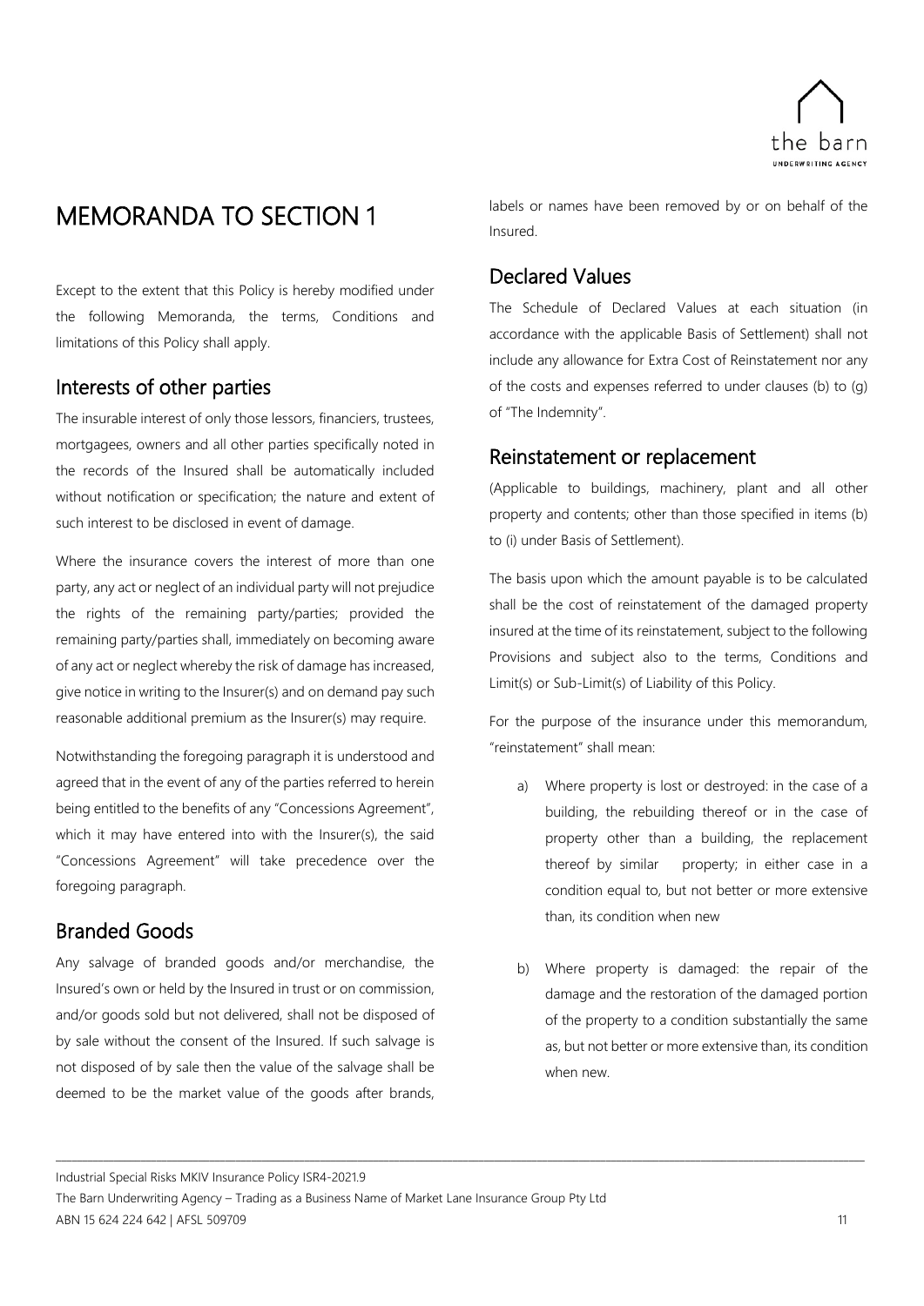# MEMORANDA TO SECTION 1

Except to the extent that this Policy is hereby modified under the following Memoranda, the terms, Conditions and limitations of this Policy shall apply.

## Interests of other parties

The insurable interest of only those lessors, financiers, trustees, mortgagees, owners and all other parties specifically noted in the records of the Insured shall be automatically included without notification or specification; the nature and extent of such interest to be disclosed in event of damage.

Where the insurance covers the interest of more than one party, any act or neglect of an individual party will not prejudice the rights of the remaining party/parties; provided the remaining party/parties shall, immediately on becoming aware of any act or neglect whereby the risk of damage has increased, give notice in writing to the Insurer(s) and on demand pay such reasonable additional premium as the Insurer(s) may require.

Notwithstanding the foregoing paragraph it is understood and agreed that in the event of any of the parties referred to herein being entitled to the benefits of any "Concessions Agreement", which it may have entered into with the Insurer(s), the said "Concessions Agreement" will take precedence over the foregoing paragraph.

## Branded Goods

Any salvage of branded goods and/or merchandise, the Insured's own or held by the Insured in trust or on commission, and/or goods sold but not delivered, shall not be disposed of by sale without the consent of the Insured. If such salvage is not disposed of by sale then the value of the salvage shall be deemed to be the market value of the goods after brands, labels or names have been removed by or on behalf of the Insured.

## Declared Values

The Schedule of Declared Values at each situation (in accordance with the applicable Basis of Settlement) shall not include any allowance for Extra Cost of Reinstatement nor any of the costs and expenses referred to under clauses (b) to (g) of "The Indemnity".

## Reinstatement or replacement

(Applicable to buildings, machinery, plant and all other property and contents; other than those specified in items (b) to (i) under Basis of Settlement).

The basis upon which the amount payable is to be calculated shall be the cost of reinstatement of the damaged property insured at the time of its reinstatement, subject to the following Provisions and subject also to the terms, Conditions and Limit(s) or Sub-Limit(s) of Liability of this Policy.

For the purpose of the insurance under this memorandum, "reinstatement" shall mean:

a) Where property is lost or destroyed: in the case of a building, the rebuilding thereof or in the case of property other than a building, the replacement thereof by similar property; in either case in a condition equal to, but not better or more extensive than, its condition when new

b) Where property is damaged: the repair of the damage and the restoration of the damaged portion of the property to a condition substantially the same as, but not better or more extensive than, its condition when new.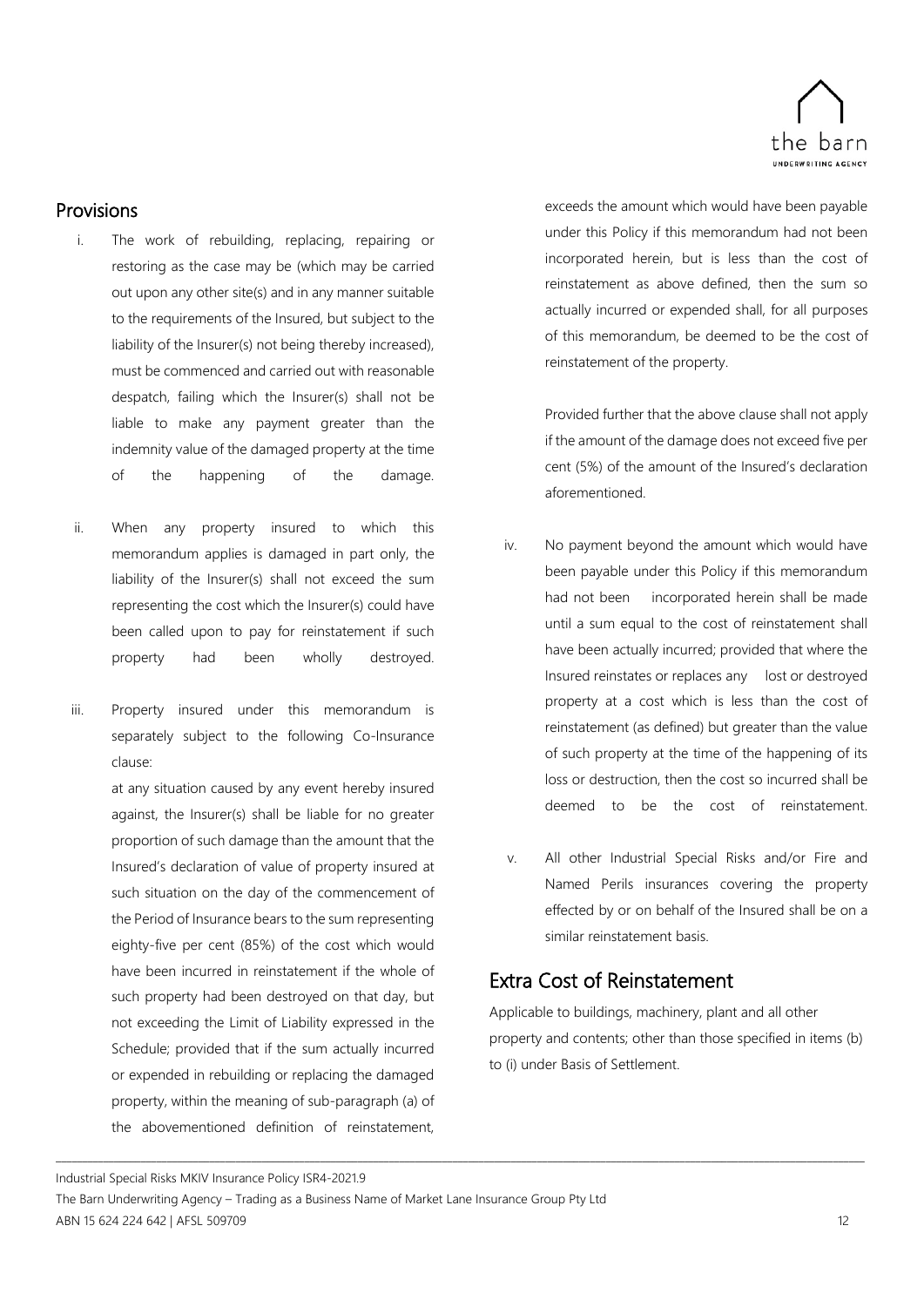## Provisions

i. The work of rebuilding, replacing, repairing or restoring as the case may be (which may be carried out upon any other site(s) and in any manner suitable to the requirements of the Insured, but subject to the liability of the Insurer(s) not being thereby increased), must be commenced and carried out with reasonable despatch, failing which the Insurer(s) shall not be liable to make any payment greater than the indemnity value of the damaged property at the time of the happening of the damage.

ii. When any property insured to which this memorandum applies is damaged in part only, the liability of the Insurer(s) shall not exceed the sum representing the cost which the Insurer(s) could have been called upon to pay for reinstatement if such property had been wholly destroyed.

iii. Property insured under this memorandum is separately subject to the following Co-Insurance clause:

   at any situation caused by any event hereby insured against, the Insurer(s) shall be liable for no greater proportion of such damage than the amount that the Insured's declaration of value of property insured at such situation on the day of the commencement of the Period of Insurance bears to the sum representing eighty-five per cent (85%) of the cost which would have been incurred in reinstatement if the whole of such property had been destroyed on that day, but not exceeding the Limit of Liability expressed in the Schedule; provided that if the sum actually incurred or expended in rebuilding or replacing the damaged property, within the meaning of sub-paragraph (a) of the abovementioned definition of reinstatement, exceeds the amount which would have been payable under this Policy if this memorandum had not been incorporated herein, but is less than the cost of reinstatement as above defined, then the sum so actually incurred or expended shall, for all purposes of this memorandum, be deemed to be the cost of reinstatement of the property.

   Provided further that the above clause shall not apply if the amount of the damage does not exceed five per cent (5%) of the amount of the Insured's declaration aforementioned.

iv. No payment beyond the amount which would have been payable under this Policy if this memorandum had not been incorporated herein shall be made until a sum equal to the cost of reinstatement shall have been actually incurred; provided that where the Insured reinstates or replaces any lost or destroyed property at a cost which is less than the cost of reinstatement (as defined) but greater than the value of such property at the time of the happening of its loss or destruction, then the cost so incurred shall be deemed to be the cost of reinstatement.

v. All other Industrial Special Risks and/or Fire and Named Perils insurances covering the property effected by or on behalf of the Insured shall be on a similar reinstatement basis.

## Extra Cost of Reinstatement

Applicable to buildings, machinery, plant and all other property and contents; other than those specified in items (b) to (i) under Basis of Settlement.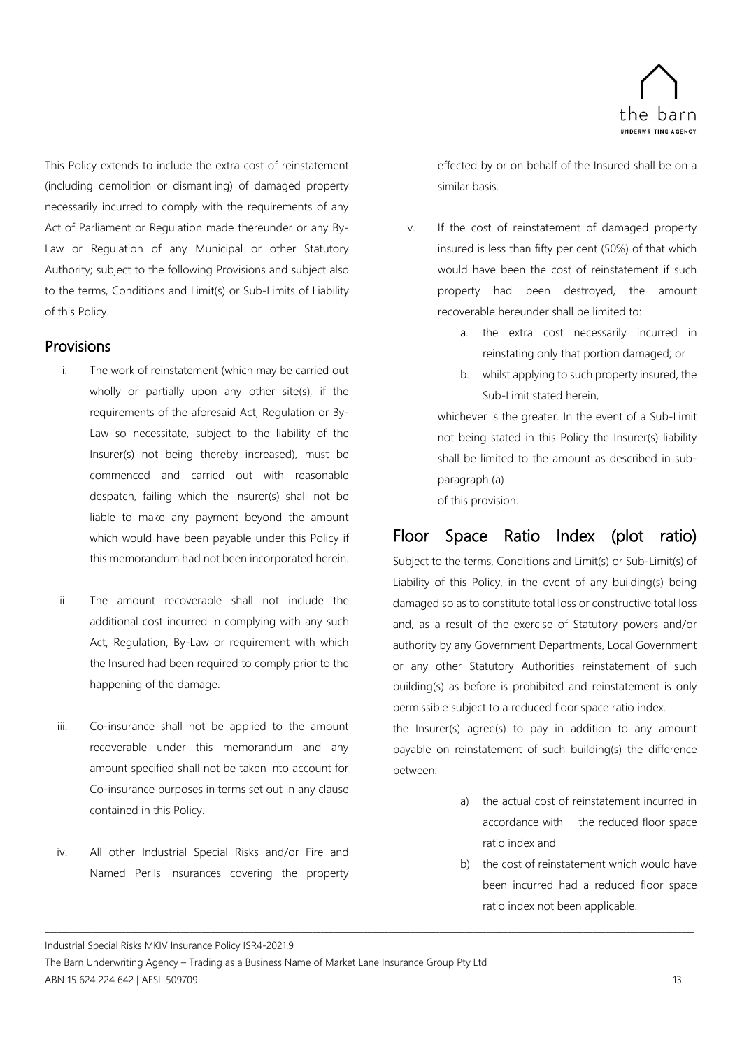This Policy extends to include the extra cost of reinstatement (including demolition or dismantling) of damaged property necessarily incurred to comply with the requirements of any Act of Parliament or Regulation made thereunder or any By-Law or Regulation of any Municipal or other Statutory Authority; subject to the following Provisions and subject also to the terms, Conditions and Limit(s) or Sub-Limits of Liability of this Policy.

## Provisions

i. The work of reinstatement (which may be carried out wholly or partially upon any other site(s), if the requirements of the aforesaid Act, Regulation or By-Law so necessitate, subject to the liability of the Insurer(s) not being thereby increased), must be commenced and carried out with reasonable despatch, failing which the Insurer(s) shall not be liable to make any payment beyond the amount which would have been payable under this Policy if this memorandum had not been incorporated herein.

ii. The amount recoverable shall not include the additional cost incurred in complying with any such Act, Regulation, By-Law or requirement with which the Insured had been required to comply prior to the happening of the damage.

iii. Co-insurance shall not be applied to the amount recoverable under this memorandum and any amount specified shall not be taken into account for Co-insurance purposes in terms set out in any clause contained in this Policy.

iv. All other Industrial Special Risks and/or Fire and Named Perils insurances covering the property effected by or on behalf of the Insured shall be on a similar basis.

v. If the cost of reinstatement of damaged property insured is less than fifty per cent (50%) of that which would have been the cost of reinstatement if such property had been destroyed, the amount recoverable hereunder shall be limited to:

   a. the extra cost necessarily incurred in reinstating only that portion damaged; or
   b. whilst applying to such property insured, the Sub-Limit stated herein,

   whichever is the greater. In the event of a Sub-Limit not being stated in this Policy the Insurer(s) liability shall be limited to the amount as described in sub-paragraph (a) of this provision.

## Floor Space Ratio Index (plot ratio)

Subject to the terms, Conditions and Limit(s) or Sub-Limit(s) of Liability of this Policy, in the event of any building(s) being damaged so as to constitute total loss or constructive total loss and, as a result of the exercise of Statutory powers and/or authority by any Government Departments, Local Government or any other Statutory Authorities reinstatement of such building(s) as before is prohibited and reinstatement is only permissible subject to a reduced floor space ratio index.

the Insurer(s) agree(s) to pay in addition to any amount payable on reinstatement of such building(s) the difference between:

a) the actual cost of reinstatement incurred in accordance with the reduced floor space ratio index and
b) the cost of reinstatement which would have been incurred had a reduced floor space ratio index not been applicable.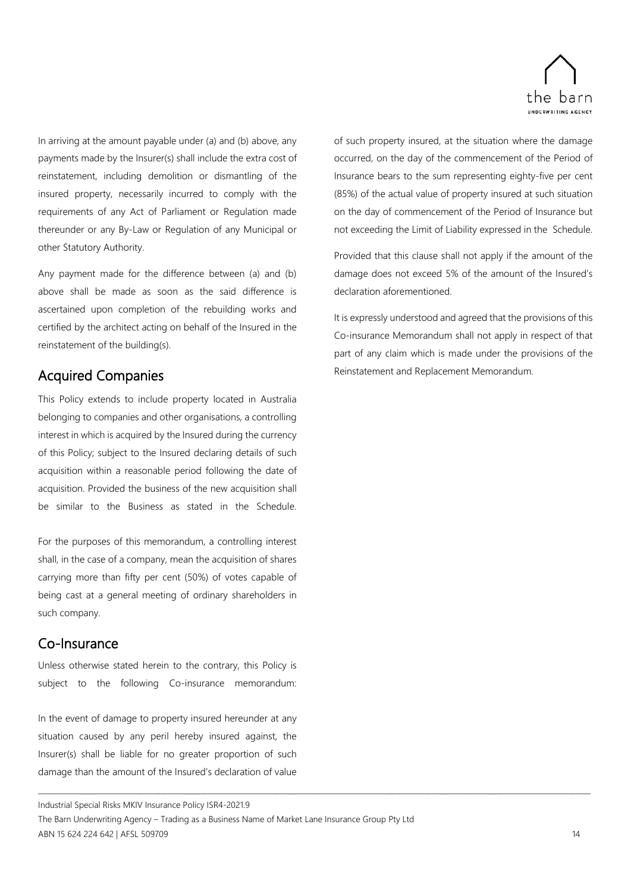In arriving at the amount payable under (a) and (b) above, any payments made by the Insurer(s) shall include the extra cost of reinstatement, including demolition or dismantling of the insured property, necessarily incurred to comply with the requirements of any Act of Parliament or Regulation made thereunder or any By-Law or Regulation of any Municipal or other Statutory Authority.

Any payment made for the difference between (a) and (b) above shall be made as soon as the said difference is ascertained upon completion of the rebuilding works and certified by the architect acting on behalf of the Insured in the reinstatement of the building(s).

## Acquired Companies

This Policy extends to include property located in Australia belonging to companies and other organisations, a controlling interest in which is acquired by the Insured during the currency of this Policy; subject to the Insured declaring details of such acquisition within a reasonable period following the date of acquisition. Provided the business of the new acquisition shall be similar to the Business as stated in the Schedule.

For the purposes of this memorandum, a controlling interest shall, in the case of a company, mean the acquisition of shares carrying more than fifty per cent (50%) of votes capable of being cast at a general meeting of ordinary shareholders in such company.

## Co-Insurance

Unless otherwise stated herein to the contrary, this Policy is subject to the following Co-insurance memorandum:

In the event of damage to property insured hereunder at any situation caused by any peril hereby insured against, the Insurer(s) shall be liable for no greater proportion of such damage than the amount of the Insured's declaration of value of such property insured, at the situation where the damage occurred, on the day of the commencement of the Period of Insurance bears to the sum representing eighty-five per cent (85%) of the actual value of property insured at such situation on the day of commencement of the Period of Insurance but not exceeding the Limit of Liability expressed in the Schedule.

Provided that this clause shall not apply if the amount of the damage does not exceed 5% of the amount of the Insured's declaration aforementioned.

It is expressly understood and agreed that the provisions of this Co-insurance Memorandum shall not apply in respect of that part of any claim which is made under the provisions of the Reinstatement and Replacement Memorandum.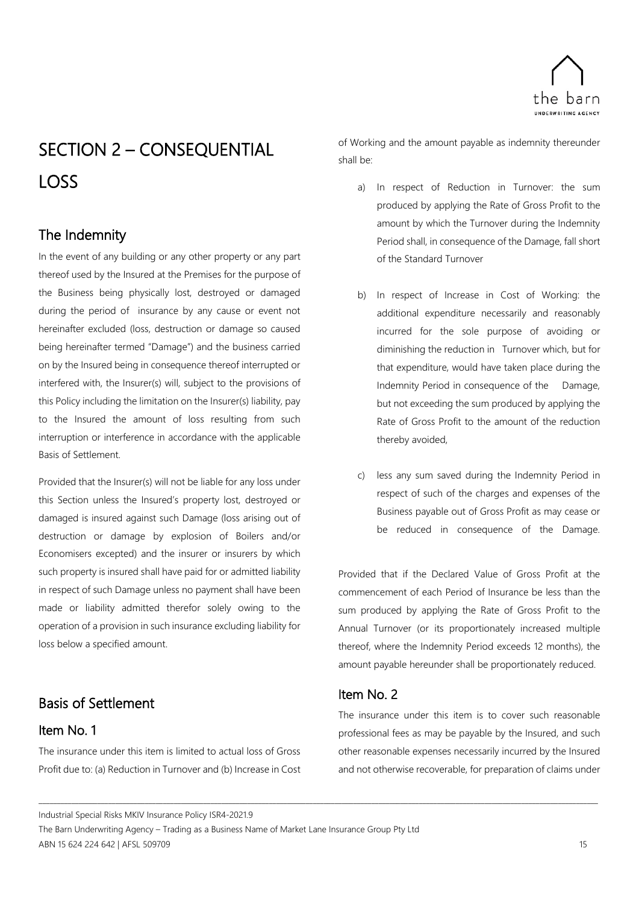# SECTION 2 – CONSEQUENTIAL LOSS

## The Indemnity

In the event of any building or any other property or any part thereof used by the Insured at the Premises for the purpose of the Business being physically lost, destroyed or damaged during the period of insurance by any cause or event not hereinafter excluded (loss, destruction or damage so caused being hereinafter termed "Damage") and the business carried on by the Insured being in consequence thereof interrupted or interfered with, the Insurer(s) will, subject to the provisions of this Policy including the limitation on the Insurer(s) liability, pay to the Insured the amount of loss resulting from such interruption or interference in accordance with the applicable Basis of Settlement.

Provided that the Insurer(s) will not be liable for any loss under this Section unless the Insured's property lost, destroyed or damaged is insured against such Damage (loss arising out of destruction or damage by explosion of Boilers and/or Economisers excepted) and the insurer or insurers by which such property is insured shall have paid for or admitted liability in respect of such Damage unless no payment shall have been made or liability admitted therefor solely owing to the operation of a provision in such insurance excluding liability for loss below a specified amount.

## Basis of Settlement

### Item No. 1

The insurance under this item is limited to actual loss of Gross Profit due to: (a) Reduction in Turnover and (b) Increase in Cost of Working and the amount payable as indemnity thereunder shall be:

a) In respect of Reduction in Turnover: the sum produced by applying the Rate of Gross Profit to the amount by which the Turnover during the Indemnity Period shall, in consequence of the Damage, fall short of the Standard Turnover

b) In respect of Increase in Cost of Working: the additional expenditure necessarily and reasonably incurred for the sole purpose of avoiding or diminishing the reduction in Turnover which, but for that expenditure, would have taken place during the Indemnity Period in consequence of the Damage, but not exceeding the sum produced by applying the Rate of Gross Profit to the amount of the reduction thereby avoided,

c) less any sum saved during the Indemnity Period in respect of such of the charges and expenses of the Business payable out of Gross Profit as may cease or be reduced in consequence of the Damage.

Provided that if the Declared Value of Gross Profit at the commencement of each Period of Insurance be less than the sum produced by applying the Rate of Gross Profit to the Annual Turnover (or its proportionately increased multiple thereof, where the Indemnity Period exceeds 12 months), the amount payable hereunder shall be proportionately reduced.

### Item No. 2

The insurance under this item is to cover such reasonable professional fees as may be payable by the Insured, and such other reasonable expenses necessarily incurred by the Insured and not otherwise recoverable, for preparation of claims under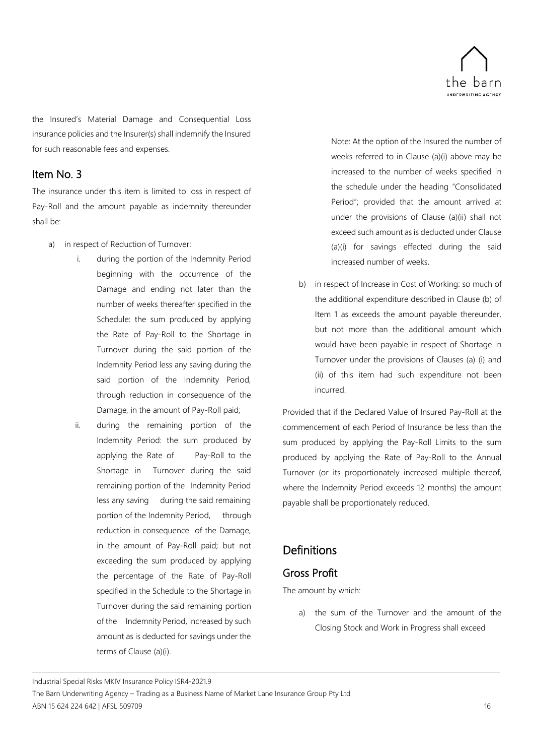the Insured's Material Damage and Consequential Loss insurance policies and the Insurer(s) shall indemnify the Insured for such reasonable fees and expenses.

## Item No. 3

The insurance under this item is limited to loss in respect of Pay-Roll and the amount payable as indemnity thereunder shall be:

a) in respect of Reduction of Turnover:

   i. during the portion of the Indemnity Period beginning with the occurrence of the Damage and ending not later than the number of weeks thereafter specified in the Schedule: the sum produced by applying the Rate of Pay-Roll to the Shortage in Turnover during the said portion of the Indemnity Period less any saving during the said portion of the Indemnity Period, through reduction in consequence of the Damage, in the amount of Pay-Roll paid;

   ii. during the remaining portion of the Indemnity Period: the sum produced by applying the Rate of Pay-Roll to the Shortage in Turnover during the said remaining portion of the Indemnity Period less any saving during the said remaining portion of the Indemnity Period, through reduction in consequence of the Damage, in the amount of Pay-Roll paid; but not exceeding the sum produced by applying the percentage of the Rate of Pay-Roll specified in the Schedule to the Shortage in Turnover during the said remaining portion of the Indemnity Period, increased by such amount as is deducted for savings under the terms of Clause (a)(i).

   Note: At the option of the Insured the number of weeks referred to in Clause (a)(i) above may be increased to the number of weeks specified in the schedule under the heading "Consolidated Period"; provided that the amount arrived at under the provisions of Clause (a)(ii) shall not exceed such amount as is deducted under Clause (a)(i) for savings effected during the said increased number of weeks.

b) in respect of Increase in Cost of Working: so much of the additional expenditure described in Clause (b) of Item 1 as exceeds the amount payable thereunder, but not more than the additional amount which would have been payable in respect of Shortage in Turnover under the provisions of Clauses (a) (i) and (ii) of this item had such expenditure not been incurred.

Provided that if the Declared Value of Insured Pay-Roll at the commencement of each Period of Insurance be less than the sum produced by applying the Pay-Roll Limits to the sum produced by applying the Rate of Pay-Roll to the Annual Turnover (or its proportionately increased multiple thereof, where the Indemnity Period exceeds 12 months) the amount payable shall be proportionately reduced.

# Definitions

## Gross Profit

The amount by which:

a) the sum of the Turnover and the amount of the Closing Stock and Work in Progress shall exceed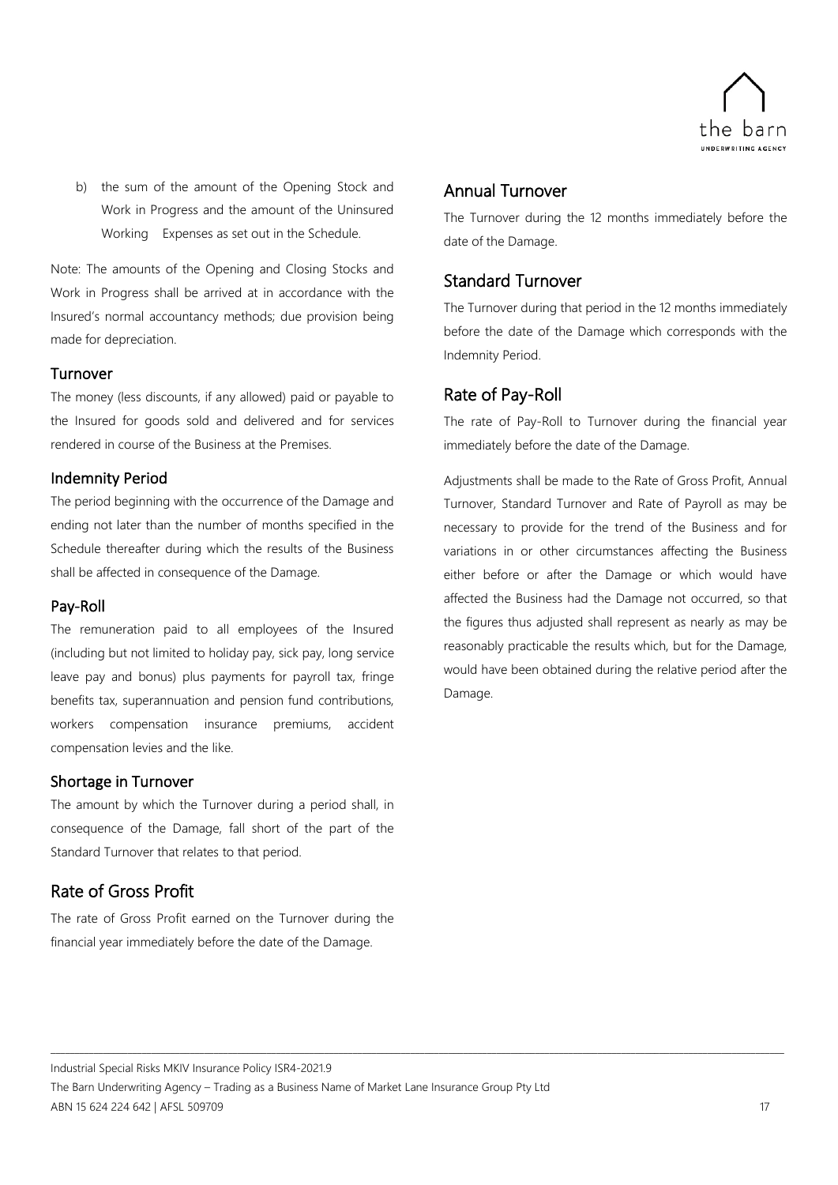b) the sum of the amount of the Opening Stock and Work in Progress and the amount of the Uninsured Working Expenses as set out in the Schedule.

Note: The amounts of the Opening and Closing Stocks and Work in Progress shall be arrived at in accordance with the Insured's normal accountancy methods; due provision being made for depreciation.

### Turnover

The money (less discounts, if any allowed) paid or payable to the Insured for goods sold and delivered and for services rendered in course of the Business at the Premises.

### Indemnity Period

The period beginning with the occurrence of the Damage and ending not later than the number of months specified in the Schedule thereafter during which the results of the Business shall be affected in consequence of the Damage.

### Pay-Roll

The remuneration paid to all employees of the Insured (including but not limited to holiday pay, sick pay, long service leave pay and bonus) plus payments for payroll tax, fringe benefits tax, superannuation and pension fund contributions, workers compensation insurance premiums, accident compensation levies and the like.

### Shortage in Turnover

The amount by which the Turnover during a period shall, in consequence of the Damage, fall short of the part of the Standard Turnover that relates to that period.

## Rate of Gross Profit

The rate of Gross Profit earned on the Turnover during the financial year immediately before the date of the Damage.

## Annual Turnover

The Turnover during the 12 months immediately before the date of the Damage.

## Standard Turnover

The Turnover during that period in the 12 months immediately before the date of the Damage which corresponds with the Indemnity Period.

## Rate of Pay-Roll

The rate of Pay-Roll to Turnover during the financial year immediately before the date of the Damage.

Adjustments shall be made to the Rate of Gross Profit, Annual Turnover, Standard Turnover and Rate of Payroll as may be necessary to provide for the trend of the Business and for variations in or other circumstances affecting the Business either before or after the Damage or which would have affected the Business had the Damage not occurred, so that the figures thus adjusted shall represent as nearly as may be reasonably practicable the results which, but for the Damage, would have been obtained during the relative period after the Damage.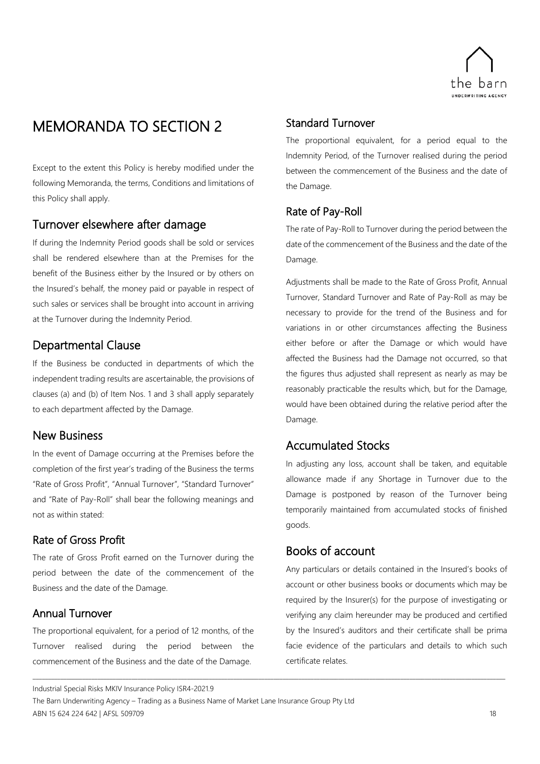# MEMORANDA TO SECTION 2

Except to the extent this Policy is hereby modified under the following Memoranda, the terms, Conditions and limitations of this Policy shall apply.

## Turnover elsewhere after damage

If during the Indemnity Period goods shall be sold or services shall be rendered elsewhere than at the Premises for the benefit of the Business either by the Insured or by others on the Insured's behalf, the money paid or payable in respect of such sales or services shall be brought into account in arriving at the Turnover during the Indemnity Period.

## Departmental Clause

If the Business be conducted in departments of which the independent trading results are ascertainable, the provisions of clauses (a) and (b) of Item Nos. 1 and 3 shall apply separately to each department affected by the Damage.

## New Business

In the event of Damage occurring at the Premises before the completion of the first year's trading of the Business the terms "Rate of Gross Profit", "Annual Turnover", "Standard Turnover" and "Rate of Pay-Roll" shall bear the following meanings and not as within stated:

### Rate of Gross Profit

The rate of Gross Profit earned on the Turnover during the period between the date of the commencement of the Business and the date of the Damage.

### Annual Turnover

The proportional equivalent, for a period of 12 months, of the Turnover realised during the period between the commencement of the Business and the date of the Damage.

### Standard Turnover

The proportional equivalent, for a period equal to the Indemnity Period, of the Turnover realised during the period between the commencement of the Business and the date of the Damage.

### Rate of Pay-Roll

The rate of Pay-Roll to Turnover during the period between the date of the commencement of the Business and the date of the Damage.

Adjustments shall be made to the Rate of Gross Profit, Annual Turnover, Standard Turnover and Rate of Pay-Roll as may be necessary to provide for the trend of the Business and for variations in or other circumstances affecting the Business either before or after the Damage or which would have affected the Business had the Damage not occurred, so that the figures thus adjusted shall represent as nearly as may be reasonably practicable the results which, but for the Damage, would have been obtained during the relative period after the Damage.

## Accumulated Stocks

In adjusting any loss, account shall be taken, and equitable allowance made if any Shortage in Turnover due to the Damage is postponed by reason of the Turnover being temporarily maintained from accumulated stocks of finished goods.

## Books of account

Any particulars or details contained in the Insured's books of account or other business books or documents which may be required by the Insurer(s) for the purpose of investigating or verifying any claim hereunder may be produced and certified by the Insured's auditors and their certificate shall be prima facie evidence of the particulars and details to which such certificate relates.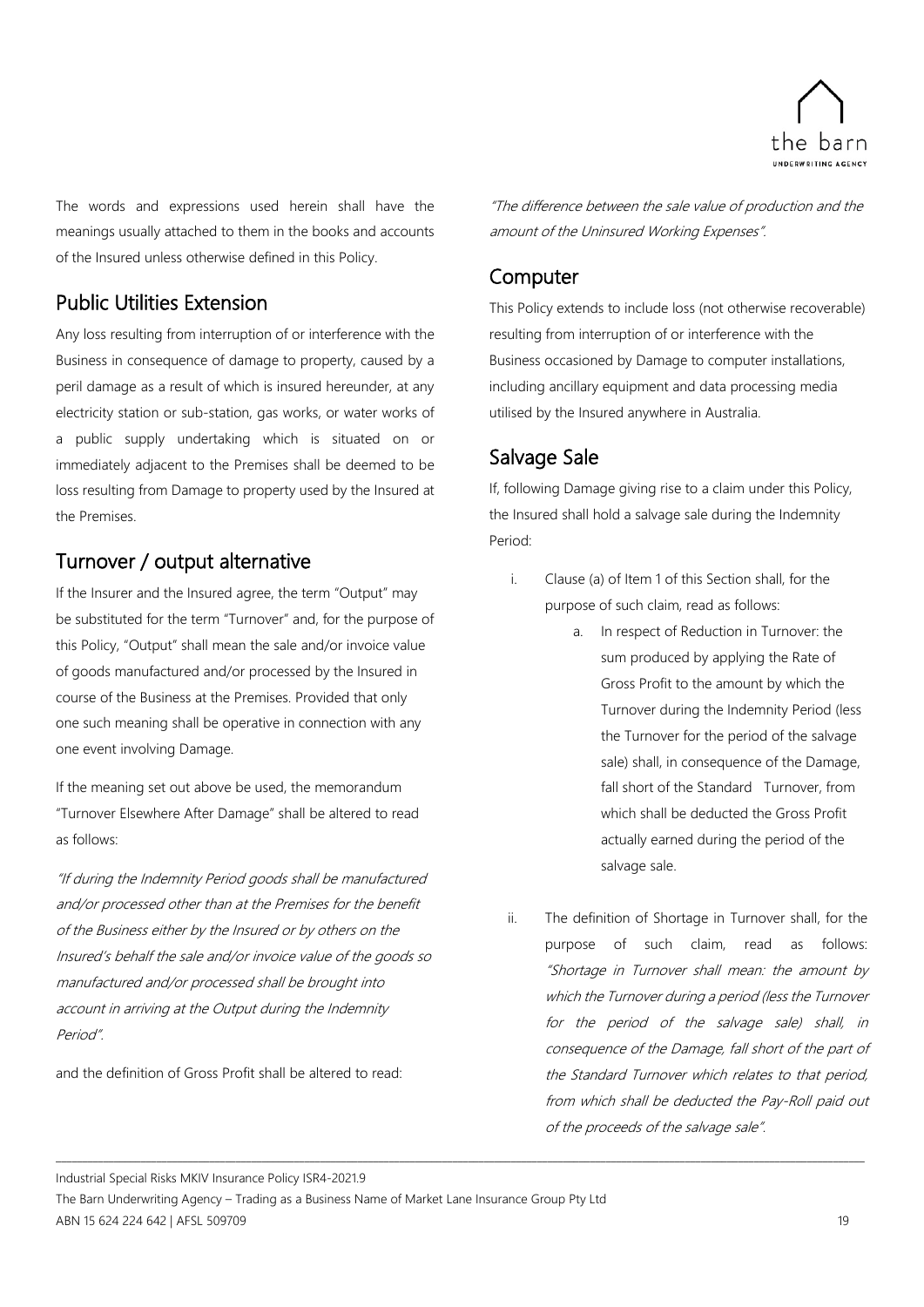The words and expressions used herein shall have the meanings usually attached to them in the books and accounts of the Insured unless otherwise defined in this Policy.

## Public Utilities Extension

Any loss resulting from interruption of or interference with the Business in consequence of damage to property, caused by a peril damage as a result of which is insured hereunder, at any electricity station or sub-station, gas works, or water works of a public supply undertaking which is situated on or immediately adjacent to the Premises shall be deemed to be loss resulting from Damage to property used by the Insured at the Premises.

## Turnover / output alternative

If the Insurer and the Insured agree, the term "Output" may be substituted for the term "Turnover" and, for the purpose of this Policy, "Output" shall mean the sale and/or invoice value of goods manufactured and/or processed by the Insured in course of the Business at the Premises. Provided that only one such meaning shall be operative in connection with any one event involving Damage.

If the meaning set out above be used, the memorandum "Turnover Elsewhere After Damage" shall be altered to read as follows:

*"If during the Indemnity Period goods shall be manufactured and/or processed other than at the Premises for the benefit of the Business either by the Insured or by others on the Insured's behalf the sale and/or invoice value of the goods so manufactured and/or processed shall be brought into account in arriving at the Output during the Indemnity Period".*

and the definition of Gross Profit shall be altered to read:

*"The difference between the sale value of production and the amount of the Uninsured Working Expenses".*

## Computer

This Policy extends to include loss (not otherwise recoverable) resulting from interruption of or interference with the Business occasioned by Damage to computer installations, including ancillary equipment and data processing media utilised by the Insured anywhere in Australia.

## Salvage Sale

If, following Damage giving rise to a claim under this Policy, the Insured shall hold a salvage sale during the Indemnity Period:

i. Clause (a) of Item 1 of this Section shall, for the purpose of such claim, read as follows:

   a. In respect of Reduction in Turnover: the sum produced by applying the Rate of Gross Profit to the amount by which the Turnover during the Indemnity Period (less the Turnover for the period of the salvage sale) shall, in consequence of the Damage, fall short of the Standard Turnover, from which shall be deducted the Gross Profit actually earned during the period of the salvage sale.

ii. The definition of Shortage in Turnover shall, for the purpose of such claim, read as follows: *"Shortage in Turnover shall mean: the amount by which the Turnover during a period (less the Turnover for the period of the salvage sale) shall, in consequence of the Damage, fall short of the part of the Standard Turnover which relates to that period, from which shall be deducted the Pay-Roll paid out of the proceeds of the salvage sale".*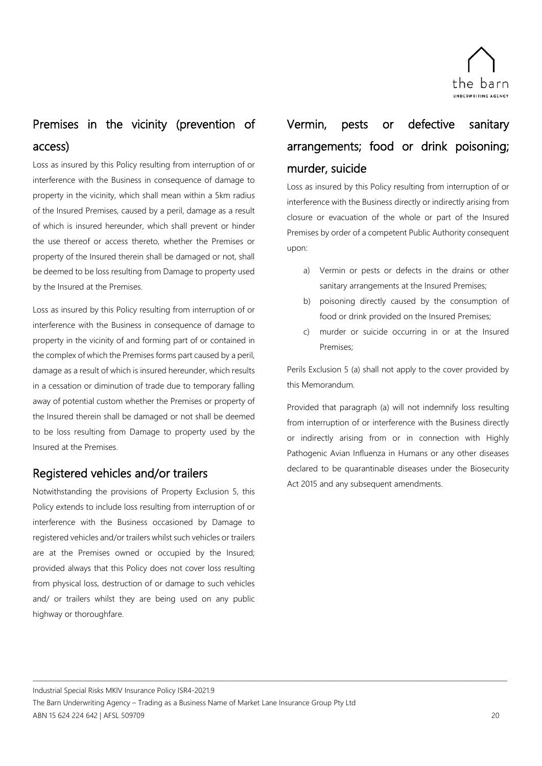## Premises in the vicinity (prevention of access)

Loss as insured by this Policy resulting from interruption of or interference with the Business in consequence of damage to property in the vicinity, which shall mean within a 5km radius of the Insured Premises, caused by a peril, damage as a result of which is insured hereunder, which shall prevent or hinder the use thereof or access thereto, whether the Premises or property of the Insured therein shall be damaged or not, shall be deemed to be loss resulting from Damage to property used by the Insured at the Premises.

Loss as insured by this Policy resulting from interruption of or interference with the Business in consequence of damage to property in the vicinity of and forming part of or contained in the complex of which the Premises forms part caused by a peril, damage as a result of which is insured hereunder, which results in a cessation or diminution of trade due to temporary falling away of potential custom whether the Premises or property of the Insured therein shall be damaged or not shall be deemed to be loss resulting from Damage to property used by the Insured at the Premises.

## Registered vehicles and/or trailers

Notwithstanding the provisions of Property Exclusion 5, this Policy extends to include loss resulting from interruption of or interference with the Business occasioned by Damage to registered vehicles and/or trailers whilst such vehicles or trailers are at the Premises owned or occupied by the Insured; provided always that this Policy does not cover loss resulting from physical loss, destruction of or damage to such vehicles and/ or trailers whilst they are being used on any public highway or thoroughfare.

## Vermin, pests or defective sanitary arrangements; food or drink poisoning; murder, suicide

Loss as insured by this Policy resulting from interruption of or interference with the Business directly or indirectly arising from closure or evacuation of the whole or part of the Insured Premises by order of a competent Public Authority consequent upon:

a) Vermin or pests or defects in the drains or other sanitary arrangements at the Insured Premises;
b) poisoning directly caused by the consumption of food or drink provided on the Insured Premises;
c) murder or suicide occurring in or at the Insured Premises;

Perils Exclusion 5 (a) shall not apply to the cover provided by this Memorandum.

Provided that paragraph (a) will not indemnify loss resulting from interruption of or interference with the Business directly or indirectly arising from or in connection with Highly Pathogenic Avian Influenza in Humans or any other diseases declared to be quarantinable diseases under the Biosecurity Act 2015 and any subsequent amendments.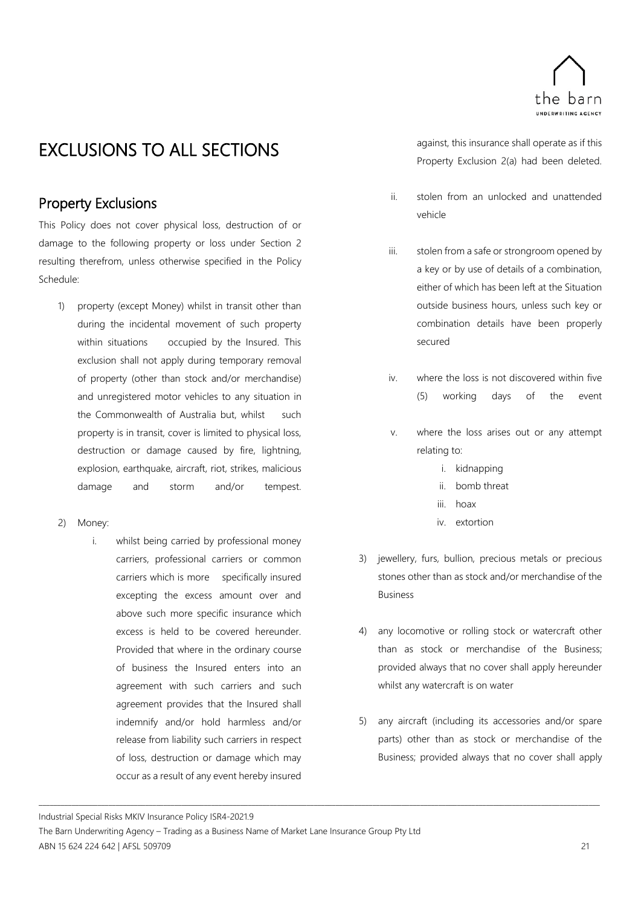# EXCLUSIONS TO ALL SECTIONS

## Property Exclusions

This Policy does not cover physical loss, destruction of or damage to the following property or loss under Section 2 resulting therefrom, unless otherwise specified in the Policy Schedule:

1) property (except Money) whilst in transit other than during the incidental movement of such property within situations occupied by the Insured. This exclusion shall not apply during temporary removal of property (other than stock and/or merchandise) and unregistered motor vehicles to any situation in the Commonwealth of Australia but, whilst such property is in transit, cover is limited to physical loss, destruction or damage caused by fire, lightning, explosion, earthquake, aircraft, riot, strikes, malicious damage and storm and/or tempest.

2) Money:

   i. whilst being carried by professional money carriers, professional carriers or common carriers which is more specifically insured excepting the excess amount over and above such more specific insurance which excess is held to be covered hereunder. Provided that where in the ordinary course of business the Insured enters into an agreement with such carriers and such agreement provides that the Insured shall indemnify and/or hold harmless and/or release from liability such carriers in respect of loss, destruction or damage which may occur as a result of any event hereby insured against, this insurance shall operate as if this Property Exclusion 2(a) had been deleted.

   ii. stolen from an unlocked and unattended vehicle

   iii. stolen from a safe or strongroom opened by a key or by use of details of a combination, either of which has been left at the Situation outside business hours, unless such key or combination details have been properly secured

   iv. where the loss is not discovered within five (5) working days of the event

   v. where the loss arises out or any attempt relating to:

      i. kidnapping
      ii. bomb threat
      iii. hoax
      iv. extortion

3) jewellery, furs, bullion, precious metals or precious stones other than as stock and/or merchandise of the Business

4) any locomotive or rolling stock or watercraft other than as stock or merchandise of the Business; provided always that no cover shall apply hereunder whilst any watercraft is on water

5) any aircraft (including its accessories and/or spare parts) other than as stock or merchandise of the Business; provided always that no cover shall apply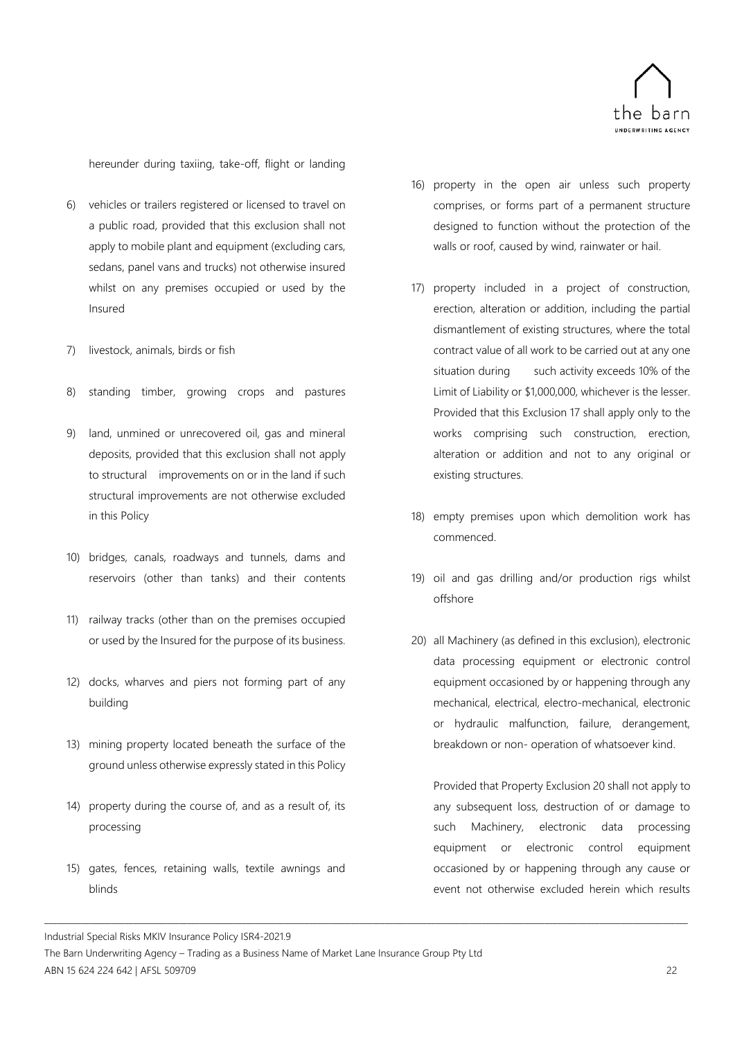hereunder during taxiing, take-off, flight or landing

6) vehicles or trailers registered or licensed to travel on a public road, provided that this exclusion shall not apply to mobile plant and equipment (excluding cars, sedans, panel vans and trucks) not otherwise insured whilst on any premises occupied or used by the Insured

7) livestock, animals, birds or fish

8) standing timber, growing crops and pastures

9) land, unmined or unrecovered oil, gas and mineral deposits, provided that this exclusion shall not apply to structural improvements on or in the land if such structural improvements are not otherwise excluded in this Policy

10) bridges, canals, roadways and tunnels, dams and reservoirs (other than tanks) and their contents

11) railway tracks (other than on the premises occupied or used by the Insured for the purpose of its business.

12) docks, wharves and piers not forming part of any building

13) mining property located beneath the surface of the ground unless otherwise expressly stated in this Policy

14) property during the course of, and as a result of, its processing

15) gates, fences, retaining walls, textile awnings and blinds

16) property in the open air unless such property comprises, or forms part of a permanent structure designed to function without the protection of the walls or roof, caused by wind, rainwater or hail.

17) property included in a project of construction, erection, alteration or addition, including the partial dismantlement of existing structures, where the total contract value of all work to be carried out at any one situation during such activity exceeds 10% of the Limit of Liability or $1,000,000, whichever is the lesser. Provided that this Exclusion 17 shall apply only to the works comprising such construction, erection, alteration or addition and not to any original or existing structures.

18) empty premises upon which demolition work has commenced.

19) oil and gas drilling and/or production rigs whilst offshore

20) all Machinery (as defined in this exclusion), electronic data processing equipment or electronic control equipment occasioned by or happening through any mechanical, electrical, electro-mechanical, electronic or hydraulic malfunction, failure, derangement, breakdown or non- operation of whatsoever kind.

    Provided that Property Exclusion 20 shall not apply to any subsequent loss, destruction of or damage to such Machinery, electronic data processing equipment or electronic control equipment occasioned by or happening through any cause or event not otherwise excluded herein which results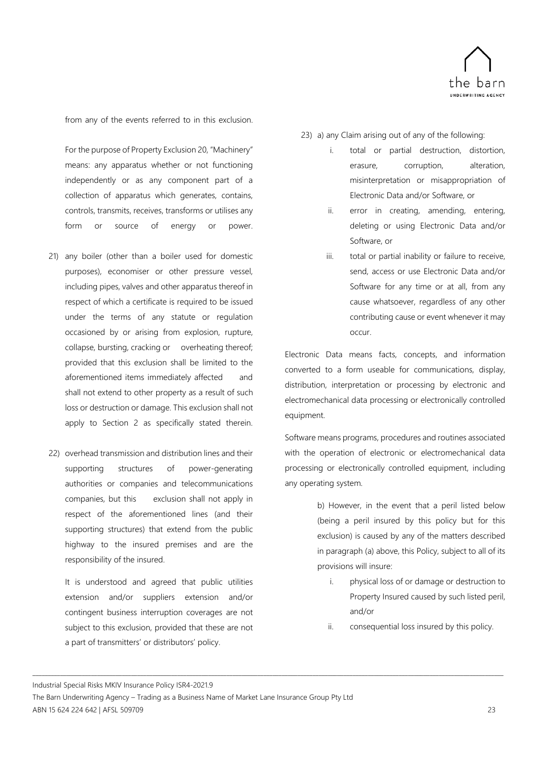from any of the events referred to in this exclusion.

For the purpose of Property Exclusion 20, "Machinery" means: any apparatus whether or not functioning independently or as any component part of a collection of apparatus which generates, contains, controls, transmits, receives, transforms or utilises any form or source of energy or power.

21) any boiler (other than a boiler used for domestic purposes), economiser or other pressure vessel, including pipes, valves and other apparatus thereof in respect of which a certificate is required to be issued under the terms of any statute or regulation occasioned by or arising from explosion, rupture, collapse, bursting, cracking or overheating thereof; provided that this exclusion shall be limited to the aforementioned items immediately affected and shall not extend to other property as a result of such loss or destruction or damage. This exclusion shall not apply to Section 2 as specifically stated therein.

22) overhead transmission and distribution lines and their supporting structures of power-generating authorities or companies and telecommunications companies, but this exclusion shall not apply in respect of the aforementioned lines (and their supporting structures) that extend from the public highway to the insured premises and are the responsibility of the insured.

    It is understood and agreed that public utilities extension and/or suppliers extension and/or contingent business interruption coverages are not subject to this exclusion, provided that these are not a part of transmitters' or distributors' policy.

23) a) any Claim arising out of any of the following:

    i. total or partial destruction, distortion, erasure, corruption, alteration, misinterpretation or misappropriation of Electronic Data and/or Software, or
    ii. error in creating, amending, entering, deleting or using Electronic Data and/or Software, or
    iii. total or partial inability or failure to receive, send, access or use Electronic Data and/or Software for any time or at all, from any cause whatsoever, regardless of any other contributing cause or event whenever it may occur.

Electronic Data means facts, concepts, and information converted to a form useable for communications, display, distribution, interpretation or processing by electronic and electromechanical data processing or electronically controlled equipment.

Software means programs, procedures and routines associated with the operation of electronic or electromechanical data processing or electronically controlled equipment, including any operating system.

b) However, in the event that a peril listed below (being a peril insured by this policy but for this exclusion) is caused by any of the matters described in paragraph (a) above, this Policy, subject to all of its provisions will insure:

    i. physical loss of or damage or destruction to Property Insured caused by such listed peril, and/or
    ii. consequential loss insured by this policy.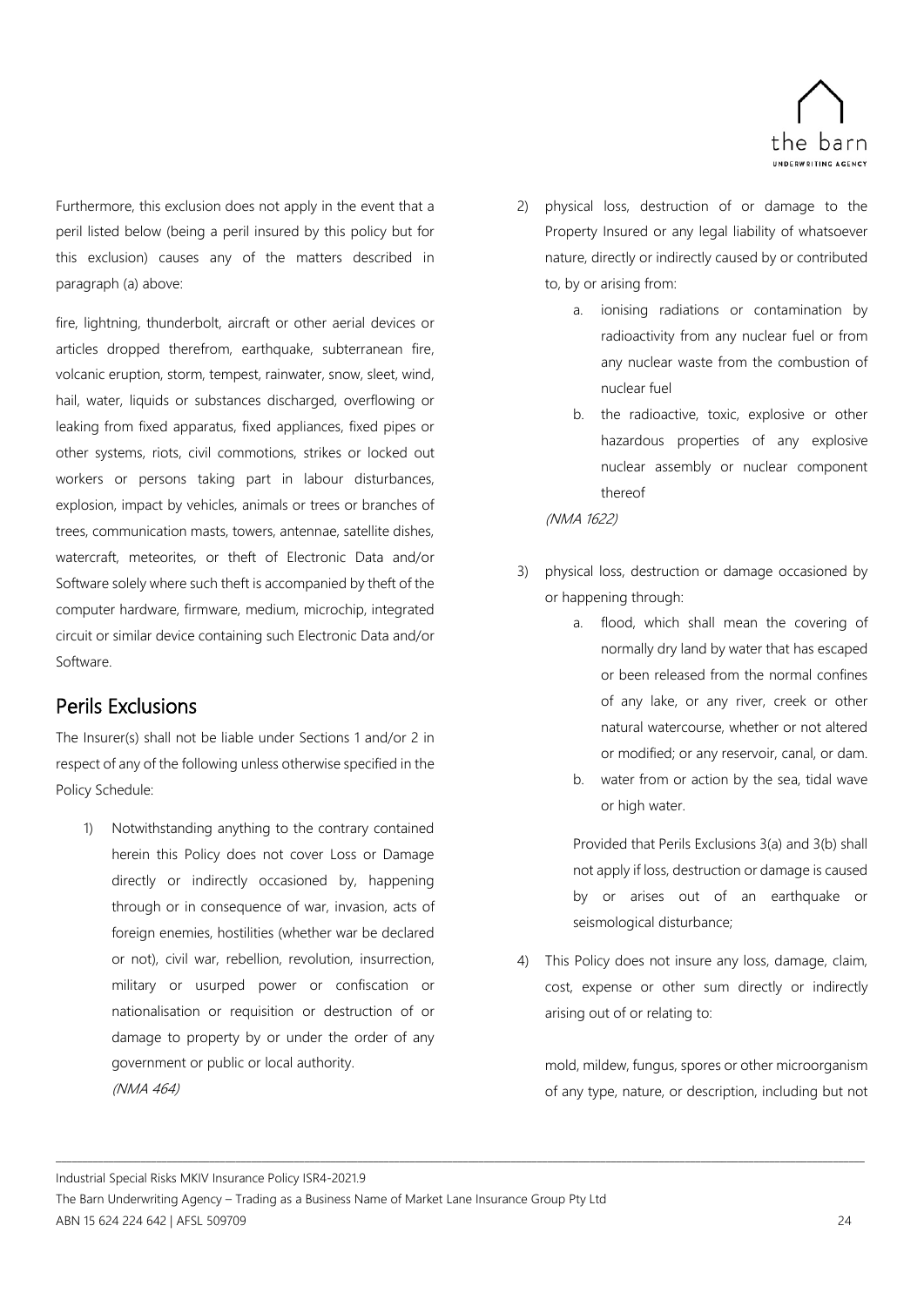Furthermore, this exclusion does not apply in the event that a peril listed below (being a peril insured by this policy but for this exclusion) causes any of the matters described in paragraph (a) above:

fire, lightning, thunderbolt, aircraft or other aerial devices or articles dropped therefrom, earthquake, subterranean fire, volcanic eruption, storm, tempest, rainwater, snow, sleet, wind, hail, water, liquids or substances discharged, overflowing or leaking from fixed apparatus, fixed appliances, fixed pipes or other systems, riots, civil commotions, strikes or locked out workers or persons taking part in labour disturbances, explosion, impact by vehicles, animals or trees or branches of trees, communication masts, towers, antennae, satellite dishes, watercraft, meteorites, or theft of Electronic Data and/or Software solely where such theft is accompanied by theft of the computer hardware, firmware, medium, microchip, integrated circuit or similar device containing such Electronic Data and/or Software.

## Perils Exclusions

The Insurer(s) shall not be liable under Sections 1 and/or 2 in respect of any of the following unless otherwise specified in the Policy Schedule:

1) Notwithstanding anything to the contrary contained herein this Policy does not cover Loss or Damage directly or indirectly occasioned by, happening through or in consequence of war, invasion, acts of foreign enemies, hostilities (whether war be declared or not), civil war, rebellion, revolution, insurrection, military or usurped power or confiscation or nationalisation or requisition or destruction of or damage to property by or under the order of any government or public or local authority.
   *(NMA 464)*

2) physical loss, destruction of or damage to the Property Insured or any legal liability of whatsoever nature, directly or indirectly caused by or contributed to, by or arising from:
   a. ionising radiations or contamination by radioactivity from any nuclear fuel or from any nuclear waste from the combustion of nuclear fuel
   b. the radioactive, toxic, explosive or other hazardous properties of any explosive nuclear assembly or nuclear component thereof

   *(NMA 1622)*

3) physical loss, destruction or damage occasioned by or happening through:
   a. flood, which shall mean the covering of normally dry land by water that has escaped or been released from the normal confines of any lake, or any river, creek or other natural watercourse, whether or not altered or modified; or any reservoir, canal, or dam.
   b. water from or action by the sea, tidal wave or high water.

   Provided that Perils Exclusions 3(a) and 3(b) shall not apply if loss, destruction or damage is caused by or arises out of an earthquake or seismological disturbance;

4) This Policy does not insure any loss, damage, claim, cost, expense or other sum directly or indirectly arising out of or relating to:

   mold, mildew, fungus, spores or other microorganism of any type, nature, or description, including but not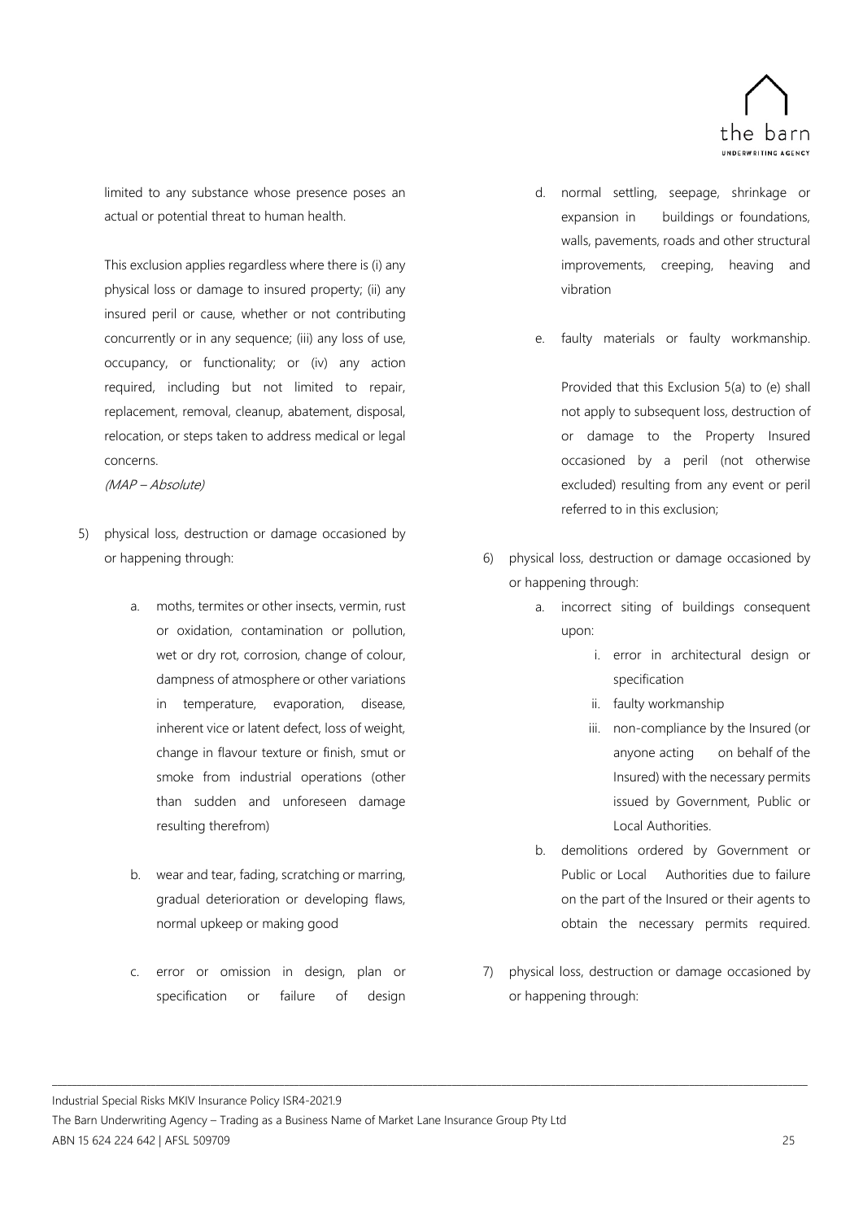limited to any substance whose presence poses an actual or potential threat to human health.

This exclusion applies regardless where there is (i) any physical loss or damage to insured property; (ii) any insured peril or cause, whether or not contributing concurrently or in any sequence; (iii) any loss of use, occupancy, or functionality; or (iv) any action required, including but not limited to repair, replacement, removal, cleanup, abatement, disposal, relocation, or steps taken to address medical or legal concerns.

*(MAP – Absolute)*

5) physical loss, destruction or damage occasioned by or happening through:

   a. moths, termites or other insects, vermin, rust or oxidation, contamination or pollution, wet or dry rot, corrosion, change of colour, dampness of atmosphere or other variations in temperature, evaporation, disease, inherent vice or latent defect, loss of weight, change in flavour texture or finish, smut or smoke from industrial operations (other than sudden and unforeseen damage resulting therefrom)

   b. wear and tear, fading, scratching or marring, gradual deterioration or developing flaws, normal upkeep or making good

   c. error or omission in design, plan or specification or failure of design

   d. normal settling, seepage, shrinkage or expansion in buildings or foundations, walls, pavements, roads and other structural improvements, creeping, heaving and vibration

   e. faulty materials or faulty workmanship.

   Provided that this Exclusion 5(a) to (e) shall not apply to subsequent loss, destruction of or damage to the Property Insured occasioned by a peril (not otherwise excluded) resulting from any event or peril referred to in this exclusion;

6) physical loss, destruction or damage occasioned by or happening through:

   a. incorrect siting of buildings consequent upon:

      i. error in architectural design or specification

      ii. faulty workmanship

      iii. non-compliance by the Insured (or anyone acting on behalf of the Insured) with the necessary permits issued by Government, Public or Local Authorities.

   b. demolitions ordered by Government or Public or Local Authorities due to failure on the part of the Insured or their agents to obtain the necessary permits required.

7) physical loss, destruction or damage occasioned by or happening through: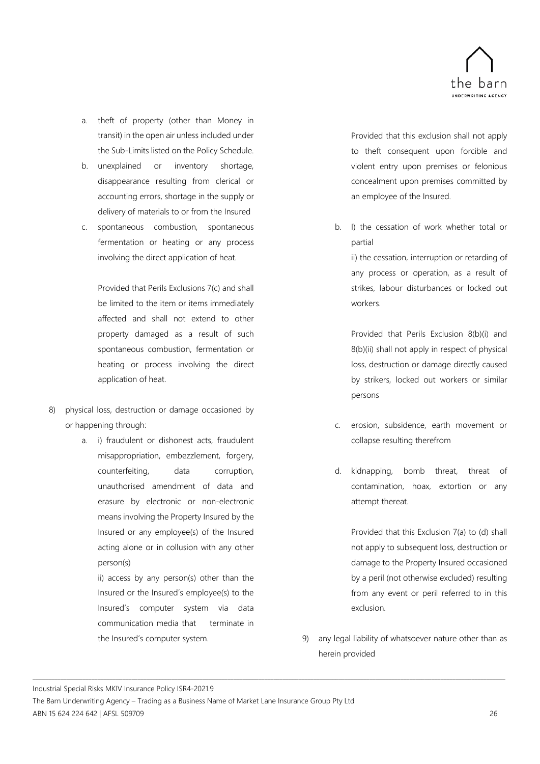a. theft of property (other than Money in transit) in the open air unless included under the Sub-Limits listed on the Policy Schedule.

b. unexplained or inventory shortage, disappearance resulting from clerical or accounting errors, shortage in the supply or delivery of materials to or from the Insured

c. spontaneous combustion, spontaneous fermentation or heating or any process involving the direct application of heat.

   Provided that Perils Exclusions 7(c) and shall be limited to the item or items immediately affected and shall not extend to other property damaged as a result of such spontaneous combustion, fermentation or heating or process involving the direct application of heat.

8) physical loss, destruction or damage occasioned by or happening through:

   a. i) fraudulent or dishonest acts, fraudulent misappropriation, embezzlement, forgery, counterfeiting, data corruption, unauthorised amendment of data and erasure by electronic or non-electronic means involving the Property Insured by the Insured or any employee(s) of the Insured acting alone or in collusion with any other person(s)

      ii) access by any person(s) other than the Insured or the Insured's employee(s) to the Insured's computer system via data communication media that terminate in the Insured's computer system.

      Provided that this exclusion shall not apply to theft consequent upon forcible and violent entry upon premises or felonious concealment upon premises committed by an employee of the Insured.

   b. I) the cessation of work whether total or partial

      ii) the cessation, interruption or retarding of any process or operation, as a result of strikes, labour disturbances or locked out workers.

      Provided that Perils Exclusion 8(b)(i) and 8(b)(ii) shall not apply in respect of physical loss, destruction or damage directly caused by strikers, locked out workers or similar persons

   c. erosion, subsidence, earth movement or collapse resulting therefrom

   d. kidnapping, bomb threat, threat of contamination, hoax, extortion or any attempt thereat.

      Provided that this Exclusion 7(a) to (d) shall not apply to subsequent loss, destruction or damage to the Property Insured occasioned by a peril (not otherwise excluded) resulting from any event or peril referred to in this exclusion.

9) any legal liability of whatsoever nature other than as herein provided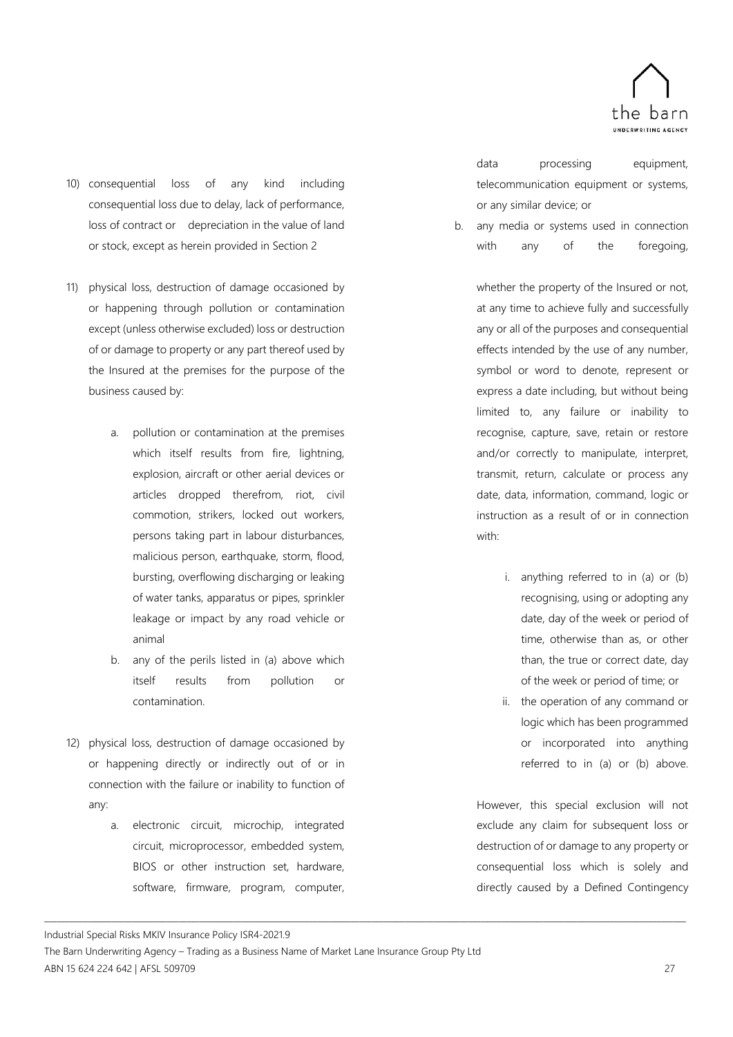10) consequential loss of any kind including consequential loss due to delay, lack of performance, loss of contract or depreciation in the value of land or stock, except as herein provided in Section 2

11) physical loss, destruction of damage occasioned by or happening through pollution or contamination except (unless otherwise excluded) loss or destruction of or damage to property or any part thereof used by the Insured at the premises for the purpose of the business caused by:

    a. pollution or contamination at the premises which itself results from fire, lightning, explosion, aircraft or other aerial devices or articles dropped therefrom, riot, civil commotion, strikers, locked out workers, persons taking part in labour disturbances, malicious person, earthquake, storm, flood, bursting, overflowing discharging or leaking of water tanks, apparatus or pipes, sprinkler leakage or impact by any road vehicle or animal
    b. any of the perils listed in (a) above which itself results from pollution or contamination.

12) physical loss, destruction of damage occasioned by or happening directly or indirectly out of or in connection with the failure or inability to function of any:

    a. electronic circuit, microchip, integrated circuit, microprocessor, embedded system, BIOS or other instruction set, hardware, software, firmware, program, computer, data processing equipment, telecommunication equipment or systems, or any similar device; or
    b. any media or systems used in connection with any of the foregoing,

    whether the property of the Insured or not, at any time to achieve fully and successfully any or all of the purposes and consequential effects intended by the use of any number, symbol or word to denote, represent or express a date including, but without being limited to, any failure or inability to recognise, capture, save, retain or restore and/or correctly to manipulate, interpret, transmit, return, calculate or process any date, data, information, command, logic or instruction as a result of or in connection with:

    i. anything referred to in (a) or (b) recognising, using or adopting any date, day of the week or period of time, otherwise than as, or other than, the true or correct date, day of the week or period of time; or
    ii. the operation of any command or logic which has been programmed or incorporated into anything referred to in (a) or (b) above.

    However, this special exclusion will not exclude any claim for subsequent loss or destruction of or damage to any property or consequential loss which is solely and directly caused by a Defined Contingency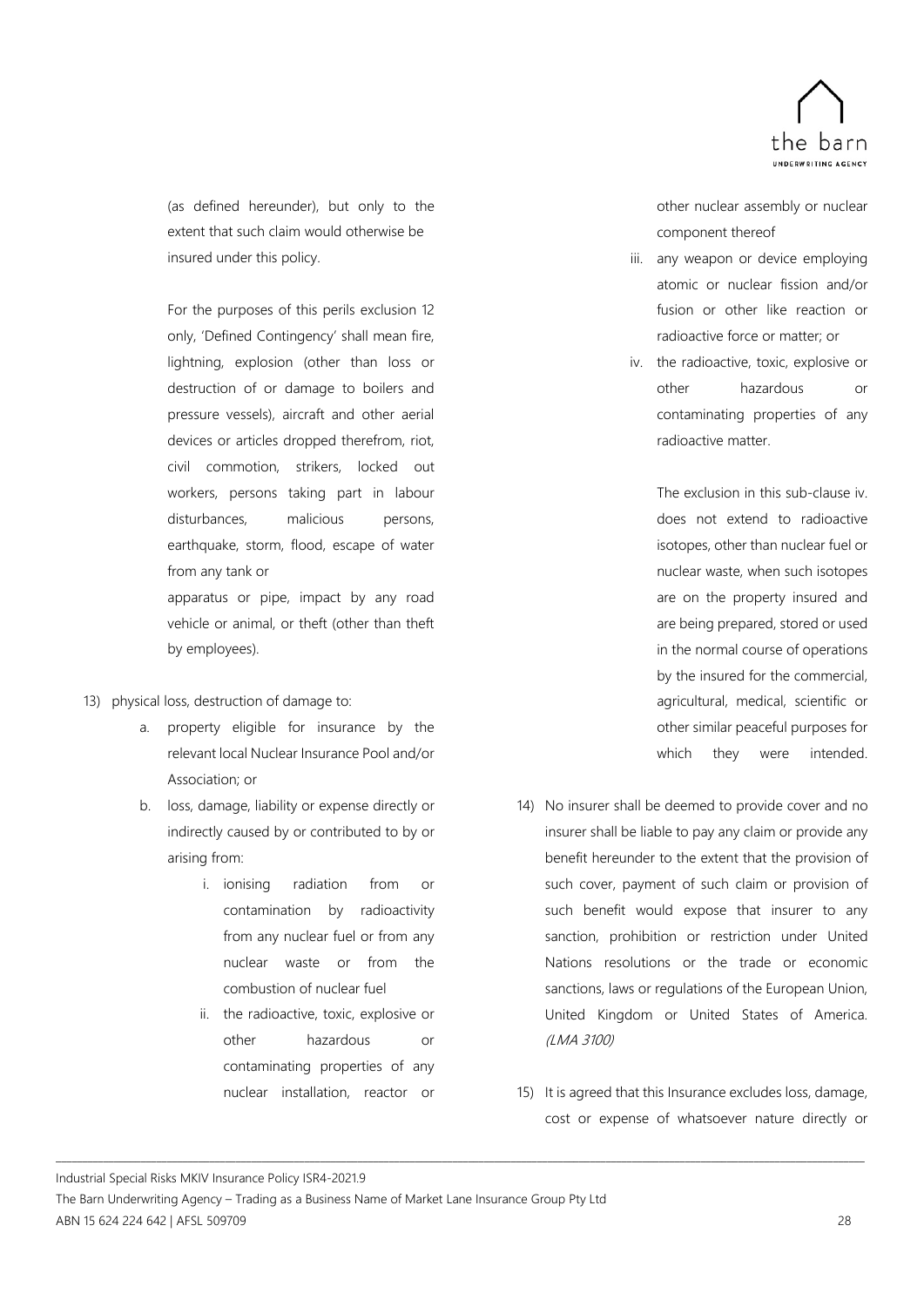(as defined hereunder), but only to the extent that such claim would otherwise be insured under this policy.

For the purposes of this perils exclusion 12 only, 'Defined Contingency' shall mean fire, lightning, explosion (other than loss or destruction of or damage to boilers and pressure vessels), aircraft and other aerial devices or articles dropped therefrom, riot, civil commotion, strikers, locked out workers, persons taking part in labour disturbances, malicious persons, earthquake, storm, flood, escape of water from any tank or apparatus or pipe, impact by any road vehicle or animal, or theft (other than theft by employees).

13) physical loss, destruction of damage to:
    a. property eligible for insurance by the relevant local Nuclear Insurance Pool and/or Association; or
    b. loss, damage, liability or expense directly or indirectly caused by or contributed to by or arising from:
        i. ionising radiation from or contamination by radioactivity from any nuclear fuel or from any nuclear waste or from the combustion of nuclear fuel
        ii. the radioactive, toxic, explosive or other hazardous or contaminating properties of any nuclear installation, reactor or other nuclear assembly or nuclear component thereof
        iii. any weapon or device employing atomic or nuclear fission and/or fusion or other like reaction or radioactive force or matter; or
        iv. the radioactive, toxic, explosive or other hazardous or contaminating properties of any radioactive matter.

        The exclusion in this sub-clause iv. does not extend to radioactive isotopes, other than nuclear fuel or nuclear waste, when such isotopes are on the property insured and are being prepared, stored or used in the normal course of operations by the insured for the commercial, agricultural, medical, scientific or other similar peaceful purposes for which they were intended.

14) No insurer shall be deemed to provide cover and no insurer shall be liable to pay any claim or provide any benefit hereunder to the extent that the provision of such cover, payment of such claim or provision of such benefit would expose that insurer to any sanction, prohibition or restriction under United Nations resolutions or the trade or economic sanctions, laws or regulations of the European Union, United Kingdom or United States of America. *(LMA 3100)*

15) It is agreed that this Insurance excludes loss, damage, cost or expense of whatsoever nature directly or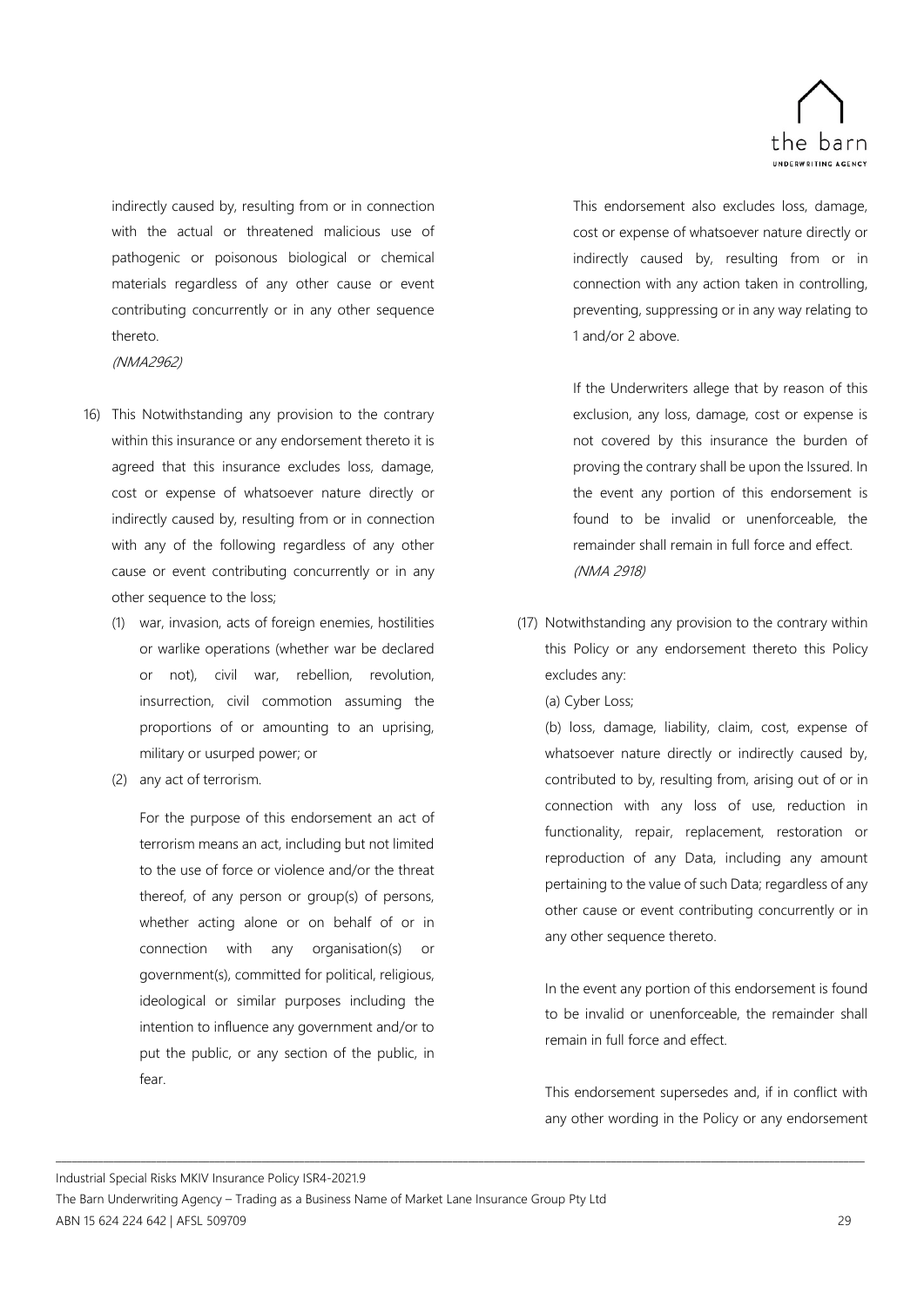indirectly caused by, resulting from or in connection with the actual or threatened malicious use of pathogenic or poisonous biological or chemical materials regardless of any other cause or event contributing concurrently or in any other sequence thereto.

*(NMA2962)*

16) This Notwithstanding any provision to the contrary within this insurance or any endorsement thereto it is agreed that this insurance excludes loss, damage, cost or expense of whatsoever nature directly or indirectly caused by, resulting from or in connection with any of the following regardless of any other cause or event contributing concurrently or in any other sequence to the loss;

    (1) war, invasion, acts of foreign enemies, hostilities or warlike operations (whether war be declared or not), civil war, rebellion, revolution, insurrection, civil commotion assuming the proportions of or amounting to an uprising, military or usurped power; or

    (2) any act of terrorism.

    For the purpose of this endorsement an act of terrorism means an act, including but not limited to the use of force or violence and/or the threat thereof, of any person or group(s) of persons, whether acting alone or on behalf of or in connection with any organisation(s) or government(s), committed for political, religious, ideological or similar purposes including the intention to influence any government and/or to put the public, or any section of the public, in fear.

    This endorsement also excludes loss, damage, cost or expense of whatsoever nature directly or indirectly caused by, resulting from or in connection with any action taken in controlling, preventing, suppressing or in any way relating to 1 and/or 2 above.

    If the Underwriters allege that by reason of this exclusion, any loss, damage, cost or expense is not covered by this insurance the burden of proving the contrary shall be upon the Issured. In the event any portion of this endorsement is found to be invalid or unenforceable, the remainder shall remain in full force and effect.

    *(NMA 2918)*

(17) Notwithstanding any provision to the contrary within this Policy or any endorsement thereto this Policy excludes any:

    (a) Cyber Loss;

    (b) loss, damage, liability, claim, cost, expense of whatsoever nature directly or indirectly caused by, contributed to by, resulting from, arising out of or in connection with any loss of use, reduction in functionality, repair, replacement, restoration or reproduction of any Data, including any amount pertaining to the value of such Data; regardless of any other cause or event contributing concurrently or in any other sequence thereto.

    In the event any portion of this endorsement is found to be invalid or unenforceable, the remainder shall remain in full force and effect.

    This endorsement supersedes and, if in conflict with any other wording in the Policy or any endorsement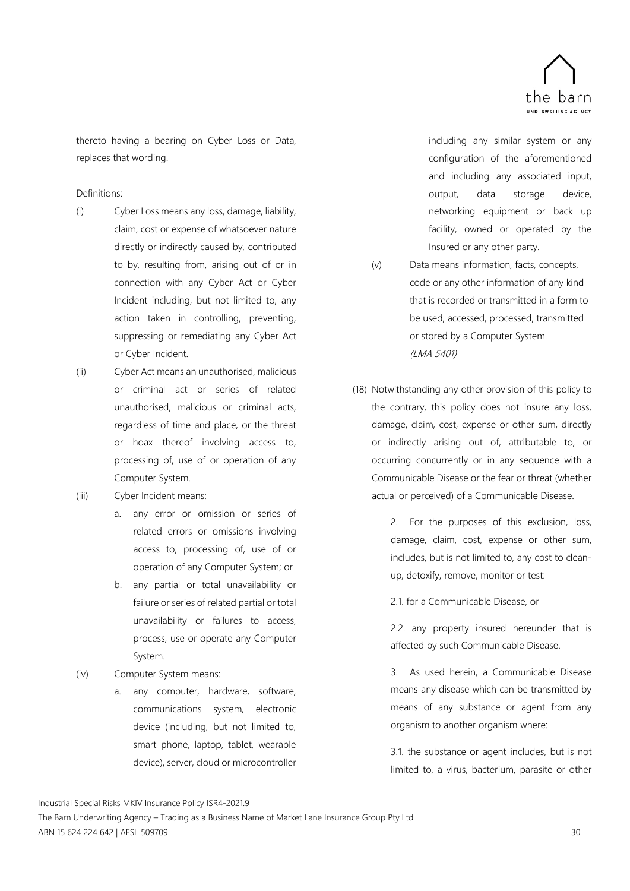thereto having a bearing on Cyber Loss or Data, replaces that wording.

Definitions:

(i) Cyber Loss means any loss, damage, liability, claim, cost or expense of whatsoever nature directly or indirectly caused by, contributed to by, resulting from, arising out of or in connection with any Cyber Act or Cyber Incident including, but not limited to, any action taken in controlling, preventing, suppressing or remediating any Cyber Act or Cyber Incident.

(ii) Cyber Act means an unauthorised, malicious or criminal act or series of related unauthorised, malicious or criminal acts, regardless of time and place, or the threat or hoax thereof involving access to, processing of, use of or operation of any Computer System.

(iii) Cyber Incident means:

a. any error or omission or series of related errors or omissions involving access to, processing of, use of or operation of any Computer System; or

b. any partial or total unavailability or failure or series of related partial or total unavailability or failures to access, process, use or operate any Computer System.

(iv) Computer System means:

a. any computer, hardware, software, communications system, electronic device (including, but not limited to, smart phone, laptop, tablet, wearable device), server, cloud or microcontroller including any similar system or any configuration of the aforementioned and including any associated input, output, data storage device, networking equipment or back up facility, owned or operated by the Insured or any other party.

(v) Data means information, facts, concepts, code or any other information of any kind that is recorded or transmitted in a form to be used, accessed, processed, transmitted or stored by a Computer System.

*(LMA 5401)*

(18) Notwithstanding any other provision of this policy to the contrary, this policy does not insure any loss, damage, claim, cost, expense or other sum, directly or indirectly arising out of, attributable to, or occurring concurrently or in any sequence with a Communicable Disease or the fear or threat (whether actual or perceived) of a Communicable Disease.

2. For the purposes of this exclusion, loss, damage, claim, cost, expense or other sum, includes, but is not limited to, any cost to clean-up, detoxify, remove, monitor or test:

2.1. for a Communicable Disease, or

2.2. any property insured hereunder that is affected by such Communicable Disease.

3. As used herein, a Communicable Disease means any disease which can be transmitted by means of any substance or agent from any organism to another organism where:

3.1. the substance or agent includes, but is not limited to, a virus, bacterium, parasite or other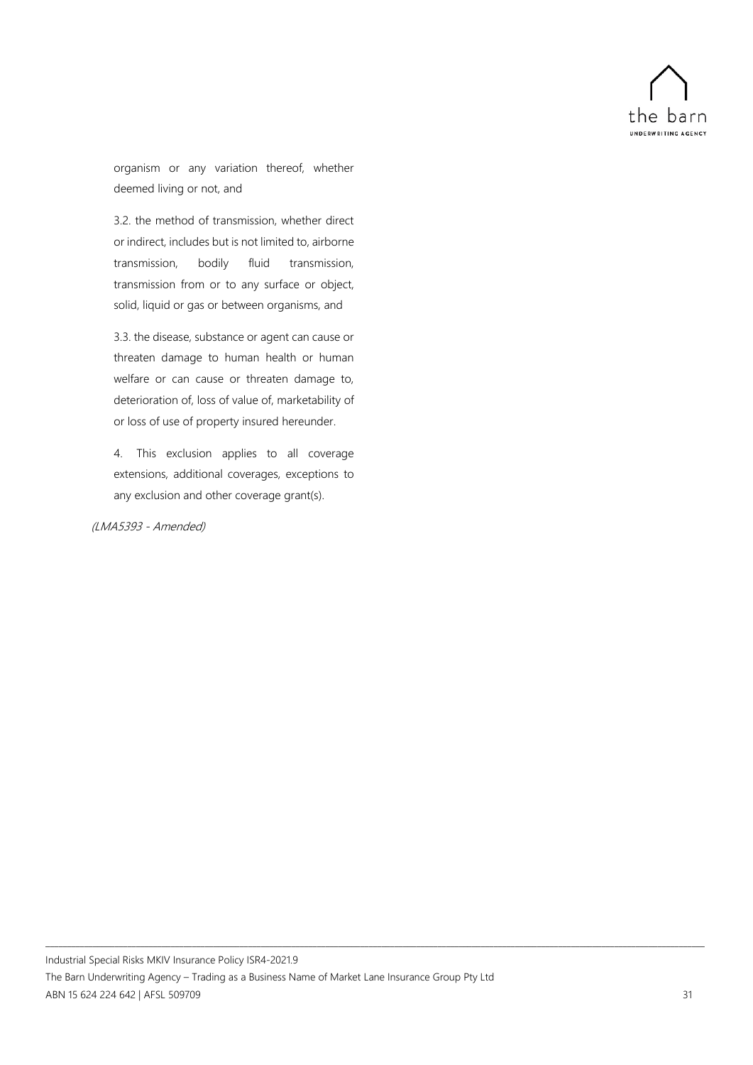organism or any variation thereof, whether deemed living or not, and

3.2. the method of transmission, whether direct or indirect, includes but is not limited to, airborne transmission, bodily fluid transmission, transmission from or to any surface or object, solid, liquid or gas or between organisms, and

3.3. the disease, substance or agent can cause or threaten damage to human health or human welfare or can cause or threaten damage to, deterioration of, loss of value of, marketability of or loss of use of property insured hereunder.

4. This exclusion applies to all coverage extensions, additional coverages, exceptions to any exclusion and other coverage grant(s).

*(LMA5393 - Amended)*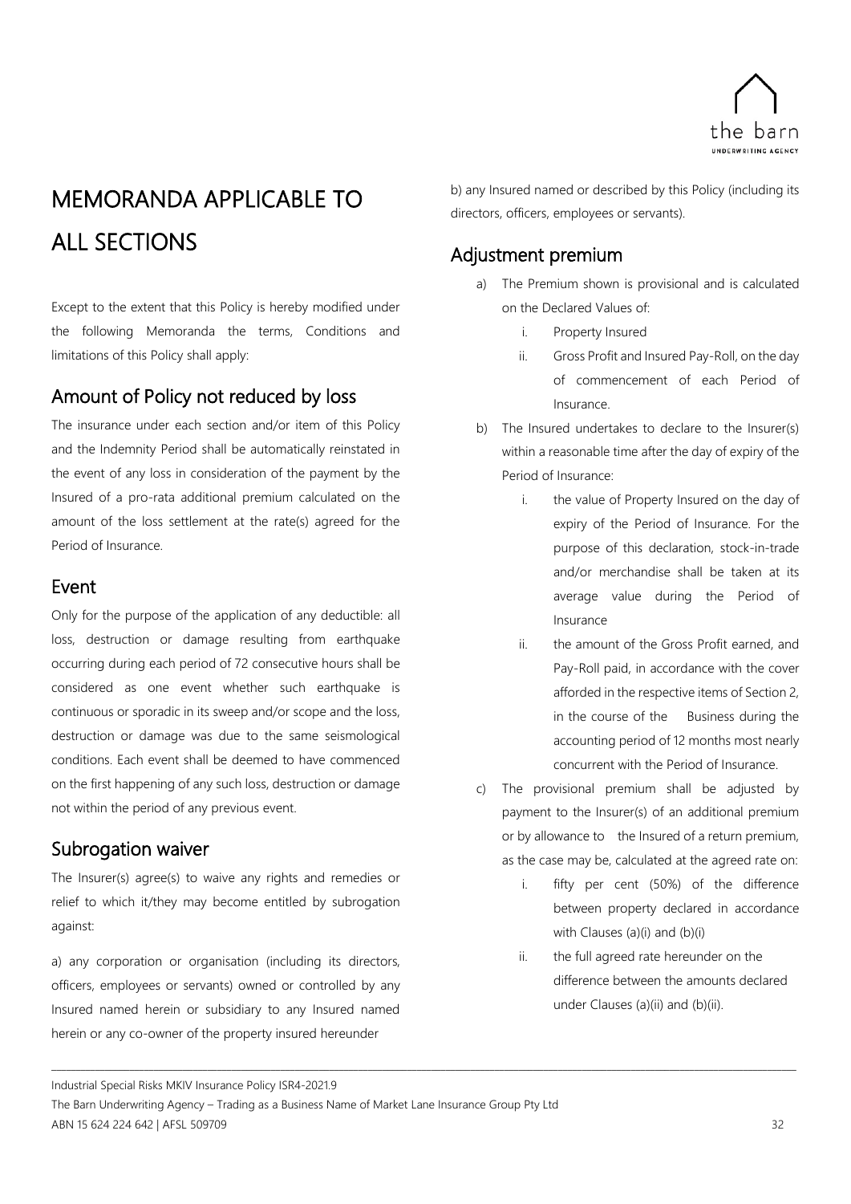# MEMORANDA APPLICABLE TO ALL SECTIONS

Except to the extent that this Policy is hereby modified under the following Memoranda the terms, Conditions and limitations of this Policy shall apply:

## Amount of Policy not reduced by loss

The insurance under each section and/or item of this Policy and the Indemnity Period shall be automatically reinstated in the event of any loss in consideration of the payment by the Insured of a pro-rata additional premium calculated on the amount of the loss settlement at the rate(s) agreed for the Period of Insurance.

## Event

Only for the purpose of the application of any deductible: all loss, destruction or damage resulting from earthquake occurring during each period of 72 consecutive hours shall be considered as one event whether such earthquake is continuous or sporadic in its sweep and/or scope and the loss, destruction or damage was due to the same seismological conditions. Each event shall be deemed to have commenced on the first happening of any such loss, destruction or damage not within the period of any previous event.

## Subrogation waiver

The Insurer(s) agree(s) to waive any rights and remedies or relief to which it/they may become entitled by subrogation against:

a) any corporation or organisation (including its directors, officers, employees or servants) owned or controlled by any Insured named herein or subsidiary to any Insured named herein or any co-owner of the property insured hereunder

b) any Insured named or described by this Policy (including its directors, officers, employees or servants).

## Adjustment premium

a) The Premium shown is provisional and is calculated on the Declared Values of:
   i. Property Insured
   ii. Gross Profit and Insured Pay-Roll, on the day of commencement of each Period of Insurance.

b) The Insured undertakes to declare to the Insurer(s) within a reasonable time after the day of expiry of the Period of Insurance:
   i. the value of Property Insured on the day of expiry of the Period of Insurance. For the purpose of this declaration, stock-in-trade and/or merchandise shall be taken at its average value during the Period of Insurance
   ii. the amount of the Gross Profit earned, and Pay-Roll paid, in accordance with the cover afforded in the respective items of Section 2, in the course of the Business during the accounting period of 12 months most nearly concurrent with the Period of Insurance.

c) The provisional premium shall be adjusted by payment to the Insurer(s) of an additional premium or by allowance to the Insured of a return premium, as the case may be, calculated at the agreed rate on:
   i. fifty per cent (50%) of the difference between property declared in accordance with Clauses (a)(i) and (b)(i)
   ii. the full agreed rate hereunder on the difference between the amounts declared under Clauses (a)(ii) and (b)(ii).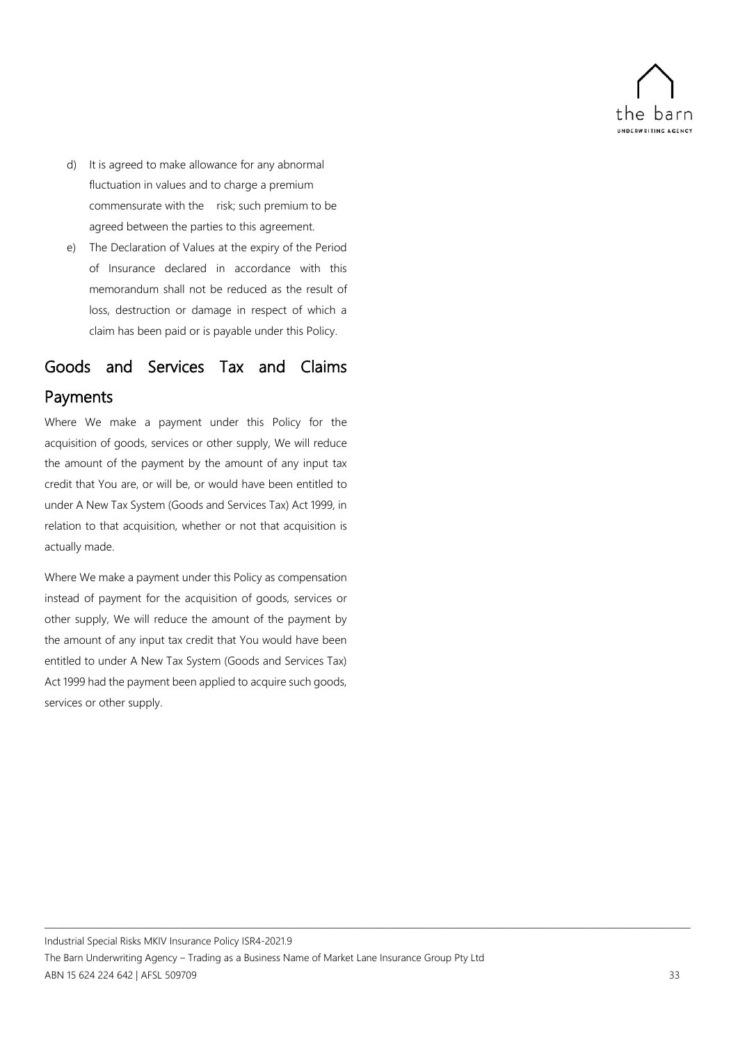d) It is agreed to make allowance for any abnormal fluctuation in values and to charge a premium commensurate with the risk; such premium to be agreed between the parties to this agreement.

e) The Declaration of Values at the expiry of the Period of Insurance declared in accordance with this memorandum shall not be reduced as the result of loss, destruction or damage in respect of which a claim has been paid or is payable under this Policy.

## Goods and Services Tax and Claims Payments

Where We make a payment under this Policy for the acquisition of goods, services or other supply, We will reduce the amount of the payment by the amount of any input tax credit that You are, or will be, or would have been entitled to under A New Tax System (Goods and Services Tax) Act 1999, in relation to that acquisition, whether or not that acquisition is actually made.

Where We make a payment under this Policy as compensation instead of payment for the acquisition of goods, services or other supply, We will reduce the amount of the payment by the amount of any input tax credit that You would have been entitled to under A New Tax System (Goods and Services Tax) Act 1999 had the payment been applied to acquire such goods, services or other supply.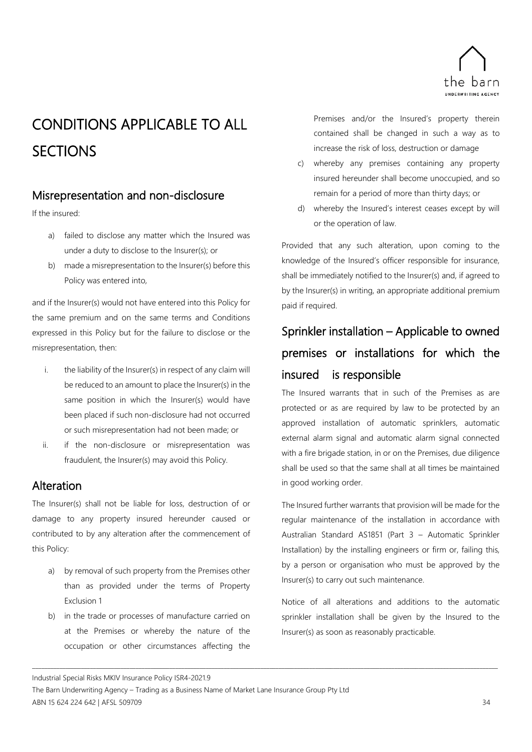# CONDITIONS APPLICABLE TO ALL SECTIONS

## Misrepresentation and non-disclosure

If the insured:

a) failed to disclose any matter which the Insured was under a duty to disclose to the Insurer(s); or
b) made a misrepresentation to the Insurer(s) before this Policy was entered into,

and if the Insurer(s) would not have entered into this Policy for the same premium and on the same terms and Conditions expressed in this Policy but for the failure to disclose or the misrepresentation, then:

i. the liability of the Insurer(s) in respect of any claim will be reduced to an amount to place the Insurer(s) in the same position in which the Insurer(s) would have been placed if such non-disclosure had not occurred or such misrepresentation had not been made; or
ii. if the non-disclosure or misrepresentation was fraudulent, the Insurer(s) may avoid this Policy.

## Alteration

The Insurer(s) shall not be liable for loss, destruction of or damage to any property insured hereunder caused or contributed to by any alteration after the commencement of this Policy:

a) by removal of such property from the Premises other than as provided under the terms of Property Exclusion 1
b) in the trade or processes of manufacture carried on at the Premises or whereby the nature of the occupation or other circumstances affecting the Premises and/or the Insured's property therein contained shall be changed in such a way as to increase the risk of loss, destruction or damage
c) whereby any premises containing any property insured hereunder shall become unoccupied, and so remain for a period of more than thirty days; or
d) whereby the Insured's interest ceases except by will or the operation of law.

Provided that any such alteration, upon coming to the knowledge of the Insured's officer responsible for insurance, shall be immediately notified to the Insurer(s) and, if agreed to by the Insurer(s) in writing, an appropriate additional premium paid if required.

## Sprinkler installation – Applicable to owned premises or installations for which the insured is responsible

The Insured warrants that in such of the Premises as are protected or as are required by law to be protected by an approved installation of automatic sprinklers, automatic external alarm signal and automatic alarm signal connected with a fire brigade station, in or on the Premises, due diligence shall be used so that the same shall at all times be maintained in good working order.

The Insured further warrants that provision will be made for the regular maintenance of the installation in accordance with Australian Standard AS1851 (Part 3 – Automatic Sprinkler Installation) by the installing engineers or firm or, failing this, by a person or organisation who must be approved by the Insurer(s) to carry out such maintenance.

Notice of all alterations and additions to the automatic sprinkler installation shall be given by the Insured to the Insurer(s) as soon as reasonably practicable.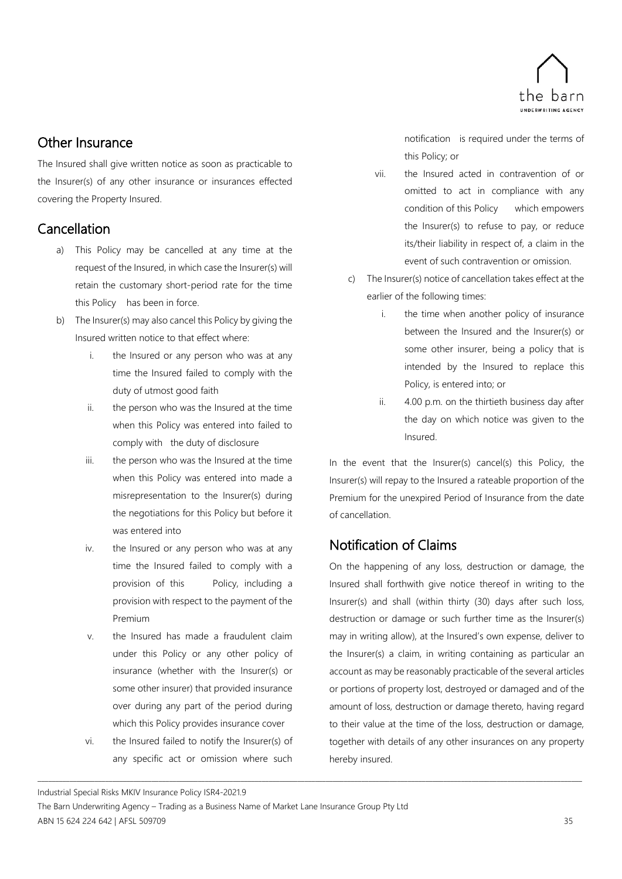## Other Insurance

The Insured shall give written notice as soon as practicable to the Insurer(s) of any other insurance or insurances effected covering the Property Insured.

## Cancellation

a) This Policy may be cancelled at any time at the request of the Insured, in which case the Insurer(s) will retain the customary short-period rate for the time this Policy has been in force.

b) The Insurer(s) may also cancel this Policy by giving the Insured written notice to that effect where:

   i. the Insured or any person who was at any time the Insured failed to comply with the duty of utmost good faith

   ii. the person who was the Insured at the time when this Policy was entered into failed to comply with the duty of disclosure

   iii. the person who was the Insured at the time when this Policy was entered into made a misrepresentation to the Insurer(s) during the negotiations for this Policy but before it was entered into

   iv. the Insured or any person who was at any time the Insured failed to comply with a provision of this Policy, including a provision with respect to the payment of the Premium

   v. the Insured has made a fraudulent claim under this Policy or any other policy of insurance (whether with the Insurer(s) or some other insurer) that provided insurance over during any part of the period during which this Policy provides insurance cover

   vi. the Insured failed to notify the Insurer(s) of any specific act or omission where such notification is required under the terms of this Policy; or

   vii. the Insured acted in contravention of or omitted to act in compliance with any condition of this Policy which empowers the Insurer(s) to refuse to pay, or reduce its/their liability in respect of, a claim in the event of such contravention or omission.

c) The Insurer(s) notice of cancellation takes effect at the earlier of the following times:

   i. the time when another policy of insurance between the Insured and the Insurer(s) or some other insurer, being a policy that is intended by the Insured to replace this Policy, is entered into; or

   ii. 4.00 p.m. on the thirtieth business day after the day on which notice was given to the Insured.

In the event that the Insurer(s) cancel(s) this Policy, the Insurer(s) will repay to the Insured a rateable proportion of the Premium for the unexpired Period of Insurance from the date of cancellation.

## Notification of Claims

On the happening of any loss, destruction or damage, the Insured shall forthwith give notice thereof in writing to the Insurer(s) and shall (within thirty (30) days after such loss, destruction or damage or such further time as the Insurer(s) may in writing allow), at the Insured's own expense, deliver to the Insurer(s) a claim, in writing containing as particular an account as may be reasonably practicable of the several articles or portions of property lost, destroyed or damaged and of the amount of loss, destruction or damage thereto, having regard to their value at the time of the loss, destruction or damage, together with details of any other insurances on any property hereby insured.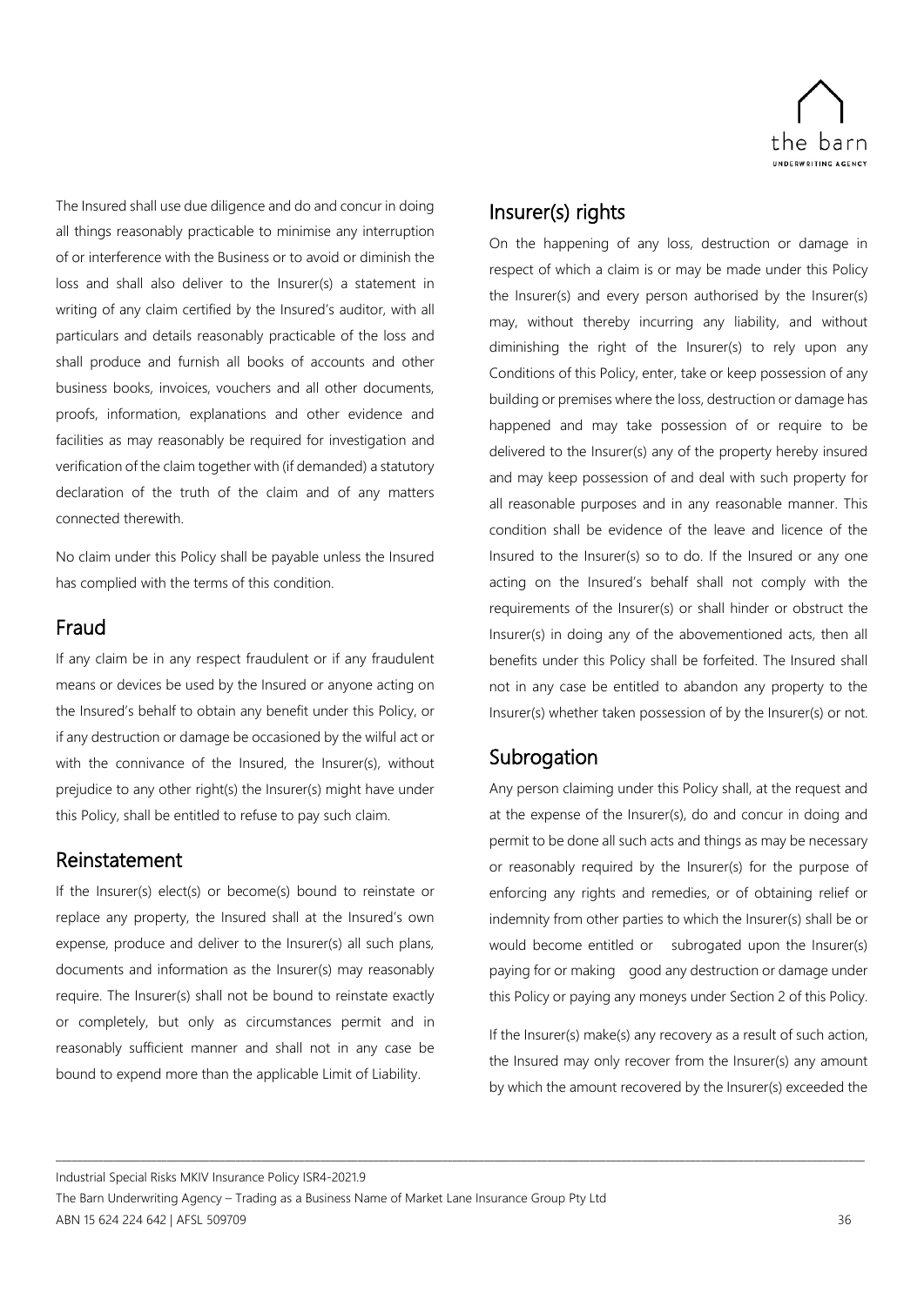The Insured shall use due diligence and do and concur in doing all things reasonably practicable to minimise any interruption of or interference with the Business or to avoid or diminish the loss and shall also deliver to the Insurer(s) a statement in writing of any claim certified by the Insured's auditor, with all particulars and details reasonably practicable of the loss and shall produce and furnish all books of accounts and other business books, invoices, vouchers and all other documents, proofs, information, explanations and other evidence and facilities as may reasonably be required for investigation and verification of the claim together with (if demanded) a statutory declaration of the truth of the claim and of any matters connected therewith.

No claim under this Policy shall be payable unless the Insured has complied with the terms of this condition.

## Fraud

If any claim be in any respect fraudulent or if any fraudulent means or devices be used by the Insured or anyone acting on the Insured's behalf to obtain any benefit under this Policy, or if any destruction or damage be occasioned by the wilful act or with the connivance of the Insured, the Insurer(s), without prejudice to any other right(s) the Insurer(s) might have under this Policy, shall be entitled to refuse to pay such claim.

## Reinstatement

If the Insurer(s) elect(s) or become(s) bound to reinstate or replace any property, the Insured shall at the Insured's own expense, produce and deliver to the Insurer(s) all such plans, documents and information as the Insurer(s) may reasonably require. The Insurer(s) shall not be bound to reinstate exactly or completely, but only as circumstances permit and in reasonably sufficient manner and shall not in any case be bound to expend more than the applicable Limit of Liability.

## Insurer(s) rights

On the happening of any loss, destruction or damage in respect of which a claim is or may be made under this Policy the Insurer(s) and every person authorised by the Insurer(s) may, without thereby incurring any liability, and without diminishing the right of the Insurer(s) to rely upon any Conditions of this Policy, enter, take or keep possession of any building or premises where the loss, destruction or damage has happened and may take possession of or require to be delivered to the Insurer(s) any of the property hereby insured and may keep possession of and deal with such property for all reasonable purposes and in any reasonable manner. This condition shall be evidence of the leave and licence of the Insured to the Insurer(s) so to do. If the Insured or any one acting on the Insured's behalf shall not comply with the requirements of the Insurer(s) or shall hinder or obstruct the Insurer(s) in doing any of the abovementioned acts, then all benefits under this Policy shall be forfeited. The Insured shall not in any case be entitled to abandon any property to the Insurer(s) whether taken possession of by the Insurer(s) or not.

## Subrogation

Any person claiming under this Policy shall, at the request and at the expense of the Insurer(s), do and concur in doing and permit to be done all such acts and things as may be necessary or reasonably required by the Insurer(s) for the purpose of enforcing any rights and remedies, or of obtaining relief or indemnity from other parties to which the Insurer(s) shall be or would become entitled or subrogated upon the Insurer(s) paying for or making good any destruction or damage under this Policy or paying any moneys under Section 2 of this Policy.

If the Insurer(s) make(s) any recovery as a result of such action, the Insured may only recover from the Insurer(s) any amount by which the amount recovered by the Insurer(s) exceeded the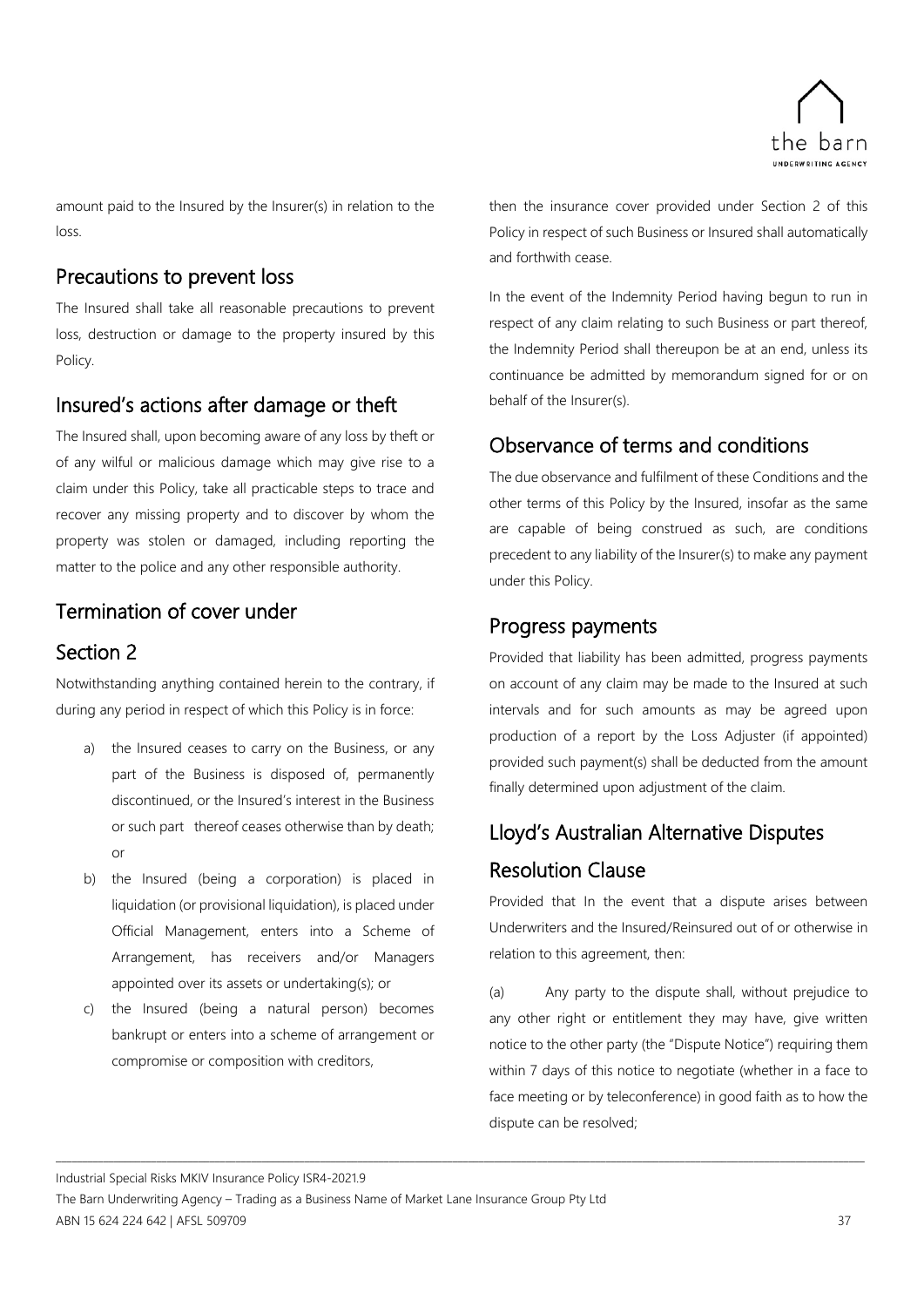amount paid to the Insured by the Insurer(s) in relation to the loss.

## Precautions to prevent loss

The Insured shall take all reasonable precautions to prevent loss, destruction or damage to the property insured by this Policy.

## Insured's actions after damage or theft

The Insured shall, upon becoming aware of any loss by theft or of any wilful or malicious damage which may give rise to a claim under this Policy, take all practicable steps to trace and recover any missing property and to discover by whom the property was stolen or damaged, including reporting the matter to the police and any other responsible authority.

## Termination of cover under Section 2

Notwithstanding anything contained herein to the contrary, if during any period in respect of which this Policy is in force:

a) the Insured ceases to carry on the Business, or any part of the Business is disposed of, permanently discontinued, or the Insured's interest in the Business or such part thereof ceases otherwise than by death; or

b) the Insured (being a corporation) is placed in liquidation (or provisional liquidation), is placed under Official Management, enters into a Scheme of Arrangement, has receivers and/or Managers appointed over its assets or undertaking(s); or

c) the Insured (being a natural person) becomes bankrupt or enters into a scheme of arrangement or compromise or composition with creditors,

then the insurance cover provided under Section 2 of this Policy in respect of such Business or Insured shall automatically and forthwith cease.

In the event of the Indemnity Period having begun to run in respect of any claim relating to such Business or part thereof, the Indemnity Period shall thereupon be at an end, unless its continuance be admitted by memorandum signed for or on behalf of the Insurer(s).

## Observance of terms and conditions

The due observance and fulfilment of these Conditions and the other terms of this Policy by the Insured, insofar as the same are capable of being construed as such, are conditions precedent to any liability of the Insurer(s) to make any payment under this Policy.

## Progress payments

Provided that liability has been admitted, progress payments on account of any claim may be made to the Insured at such intervals and for such amounts as may be agreed upon production of a report by the Loss Adjuster (if appointed) provided such payment(s) shall be deducted from the amount finally determined upon adjustment of the claim.

## Lloyd's Australian Alternative Disputes Resolution Clause

Provided that In the event that a dispute arises between Underwriters and the Insured/Reinsured out of or otherwise in relation to this agreement, then:

(a) Any party to the dispute shall, without prejudice to any other right or entitlement they may have, give written notice to the other party (the "Dispute Notice") requiring them within 7 days of this notice to negotiate (whether in a face to face meeting or by teleconference) in good faith as to how the dispute can be resolved;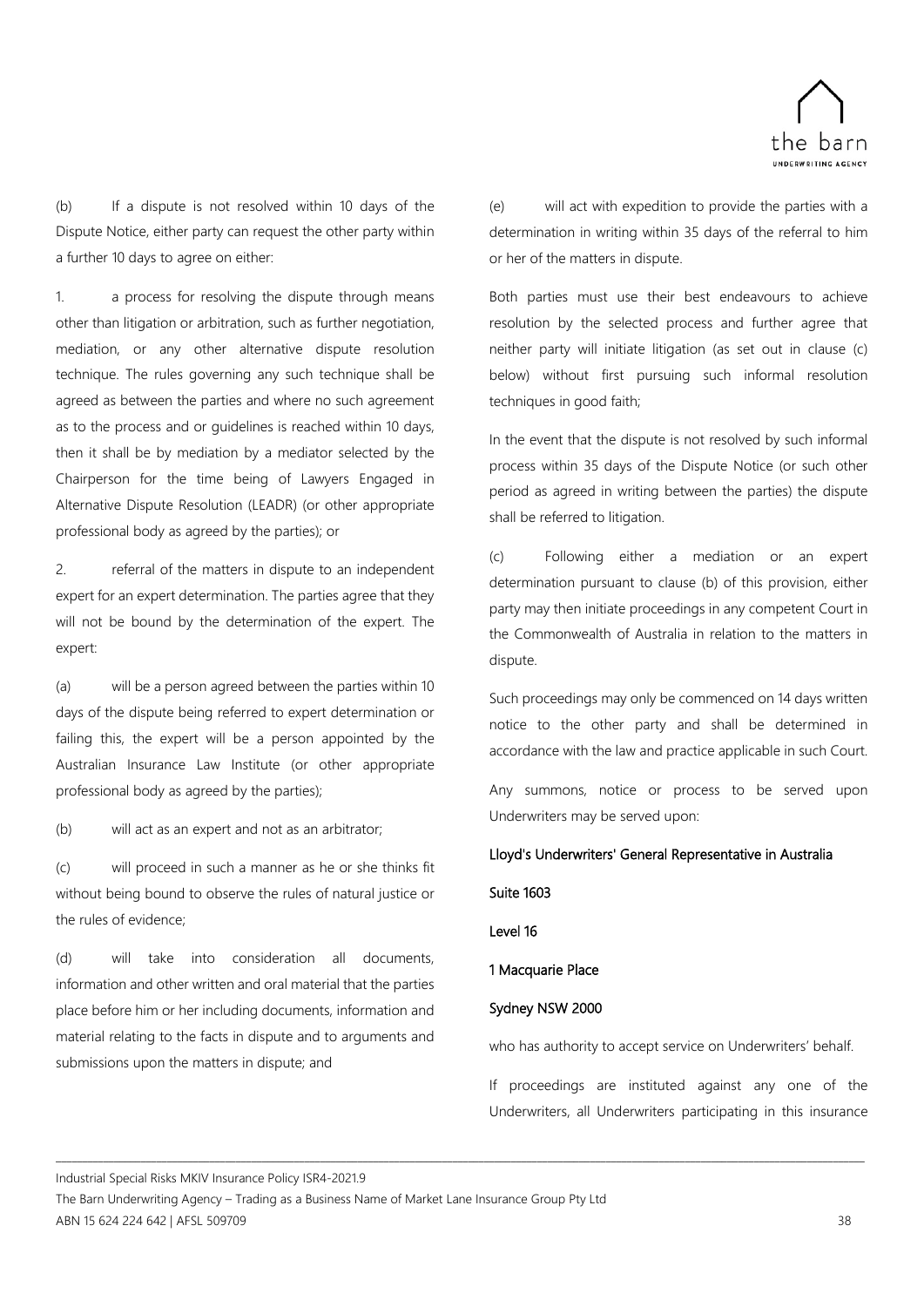(b) If a dispute is not resolved within 10 days of the Dispute Notice, either party can request the other party within a further 10 days to agree on either:

1. a process for resolving the dispute through means other than litigation or arbitration, such as further negotiation, mediation, or any other alternative dispute resolution technique. The rules governing any such technique shall be agreed as between the parties and where no such agreement as to the process and or guidelines is reached within 10 days, then it shall be by mediation by a mediator selected by the Chairperson for the time being of Lawyers Engaged in Alternative Dispute Resolution (LEADR) (or other appropriate professional body as agreed by the parties); or

2. referral of the matters in dispute to an independent expert for an expert determination. The parties agree that they will not be bound by the determination of the expert. The expert:

(a) will be a person agreed between the parties within 10 days of the dispute being referred to expert determination or failing this, the expert will be a person appointed by the Australian Insurance Law Institute (or other appropriate professional body as agreed by the parties);

(b) will act as an expert and not as an arbitrator;

(c) will proceed in such a manner as he or she thinks fit without being bound to observe the rules of natural justice or the rules of evidence;

(d) will take into consideration all documents, information and other written and oral material that the parties place before him or her including documents, information and material relating to the facts in dispute and to arguments and submissions upon the matters in dispute; and

(e) will act with expedition to provide the parties with a determination in writing within 35 days of the referral to him or her of the matters in dispute.

Both parties must use their best endeavours to achieve resolution by the selected process and further agree that neither party will initiate litigation (as set out in clause (c) below) without first pursuing such informal resolution techniques in good faith;

In the event that the dispute is not resolved by such informal process within 35 days of the Dispute Notice (or such other period as agreed in writing between the parties) the dispute shall be referred to litigation.

(c) Following either a mediation or an expert determination pursuant to clause (b) of this provision, either party may then initiate proceedings in any competent Court in the Commonwealth of Australia in relation to the matters in dispute.

Such proceedings may only be commenced on 14 days written notice to the other party and shall be determined in accordance with the law and practice applicable in such Court.

Any summons, notice or process to be served upon Underwriters may be served upon:

**Lloyd's Underwriters' General Representative in Australia**

**Suite 1603**

**Level 16**

**1 Macquarie Place**

**Sydney NSW 2000**

who has authority to accept service on Underwriters' behalf.

If proceedings are instituted against any one of the Underwriters, all Underwriters participating in this insurance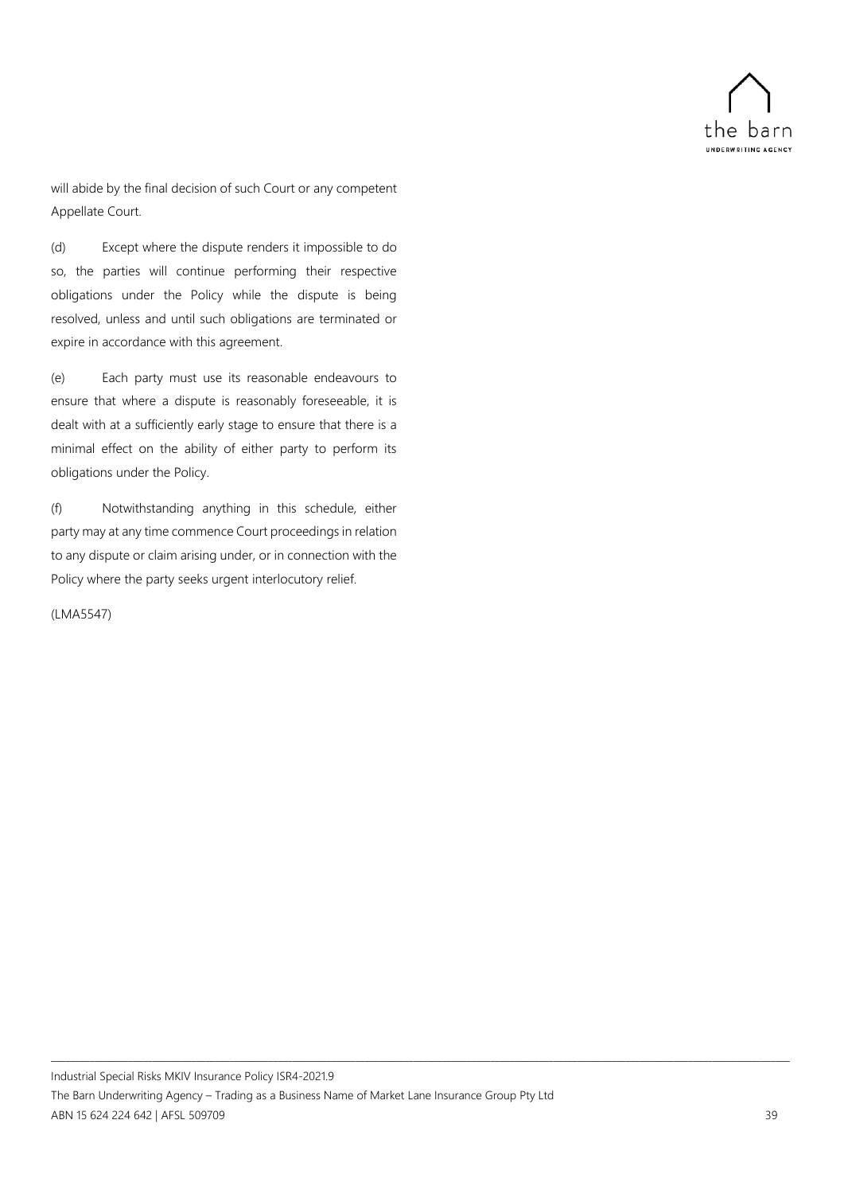will abide by the final decision of such Court or any competent Appellate Court.

(d) Except where the dispute renders it impossible to do so, the parties will continue performing their respective obligations under the Policy while the dispute is being resolved, unless and until such obligations are terminated or expire in accordance with this agreement.

(e) Each party must use its reasonable endeavours to ensure that where a dispute is reasonably foreseeable, it is dealt with at a sufficiently early stage to ensure that there is a minimal effect on the ability of either party to perform its obligations under the Policy.

(f) Notwithstanding anything in this schedule, either party may at any time commence Court proceedings in relation to any dispute or claim arising under, or in connection with the Policy where the party seeks urgent interlocutory relief.

(LMA5547)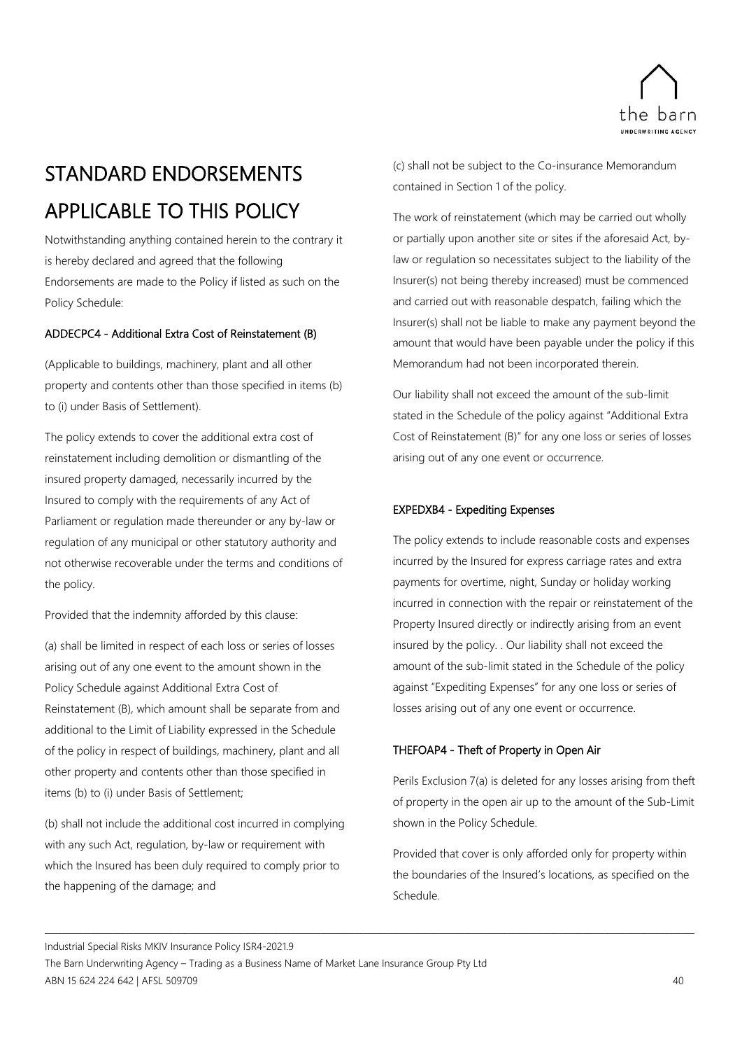# STANDARD ENDORSEMENTS APPLICABLE TO THIS POLICY

Notwithstanding anything contained herein to the contrary it is hereby declared and agreed that the following Endorsements are made to the Policy if listed as such on the Policy Schedule:

### ADDECPC4 - Additional Extra Cost of Reinstatement (B)

(Applicable to buildings, machinery, plant and all other property and contents other than those specified in items (b) to (i) under Basis of Settlement).

The policy extends to cover the additional extra cost of reinstatement including demolition or dismantling of the insured property damaged, necessarily incurred by the Insured to comply with the requirements of any Act of Parliament or regulation made thereunder or any by-law or regulation of any municipal or other statutory authority and not otherwise recoverable under the terms and conditions of the policy.

Provided that the indemnity afforded by this clause:

(a) shall be limited in respect of each loss or series of losses arising out of any one event to the amount shown in the Policy Schedule against Additional Extra Cost of Reinstatement (B), which amount shall be separate from and additional to the Limit of Liability expressed in the Schedule of the policy in respect of buildings, machinery, plant and all other property and contents other than those specified in items (b) to (i) under Basis of Settlement;

(b) shall not include the additional cost incurred in complying with any such Act, regulation, by-law or requirement with which the Insured has been duly required to comply prior to the happening of the damage; and

(c) shall not be subject to the Co-insurance Memorandum contained in Section 1 of the policy.

The work of reinstatement (which may be carried out wholly or partially upon another site or sites if the aforesaid Act, by-law or regulation so necessitates subject to the liability of the Insurer(s) not being thereby increased) must be commenced and carried out with reasonable despatch, failing which the Insurer(s) shall not be liable to make any payment beyond the amount that would have been payable under the policy if this Memorandum had not been incorporated therein.

Our liability shall not exceed the amount of the sub-limit stated in the Schedule of the policy against "Additional Extra Cost of Reinstatement (B)" for any one loss or series of losses arising out of any one event or occurrence.

### EXPEDXB4 - Expediting Expenses

The policy extends to include reasonable costs and expenses incurred by the Insured for express carriage rates and extra payments for overtime, night, Sunday or holiday working incurred in connection with the repair or reinstatement of the Property Insured directly or indirectly arising from an event insured by the policy. . Our liability shall not exceed the amount of the sub-limit stated in the Schedule of the policy against "Expediting Expenses" for any one loss or series of losses arising out of any one event or occurrence.

### THEFOAP4 - Theft of Property in Open Air

Perils Exclusion 7(a) is deleted for any losses arising from theft of property in the open air up to the amount of the Sub-Limit shown in the Policy Schedule.

Provided that cover is only afforded only for property within the boundaries of the Insured's locations, as specified on the Schedule.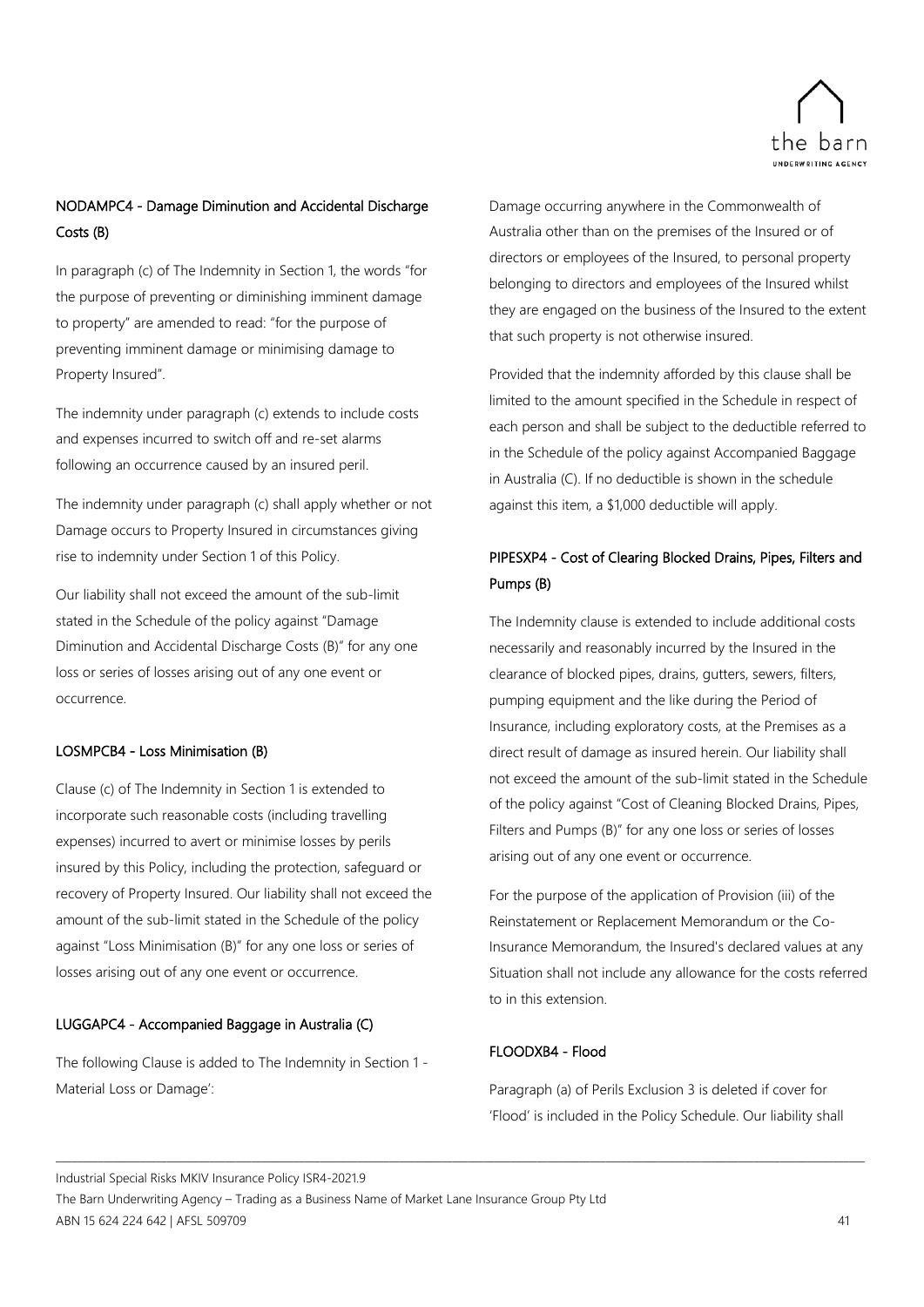### NODAMPC4 - Damage Diminution and Accidental Discharge Costs (B)

In paragraph (c) of The Indemnity in Section 1, the words "for the purpose of preventing or diminishing imminent damage to property" are amended to read: "for the purpose of preventing imminent damage or minimising damage to Property Insured".

The indemnity under paragraph (c) extends to include costs and expenses incurred to switch off and re-set alarms following an occurrence caused by an insured peril.

The indemnity under paragraph (c) shall apply whether or not Damage occurs to Property Insured in circumstances giving rise to indemnity under Section 1 of this Policy.

Our liability shall not exceed the amount of the sub-limit stated in the Schedule of the policy against "Damage Diminution and Accidental Discharge Costs (B)" for any one loss or series of losses arising out of any one event or occurrence.

### LOSMPCB4 - Loss Minimisation (B)

Clause (c) of The Indemnity in Section 1 is extended to incorporate such reasonable costs (including travelling expenses) incurred to avert or minimise losses by perils insured by this Policy, including the protection, safeguard or recovery of Property Insured. Our liability shall not exceed the amount of the sub-limit stated in the Schedule of the policy against "Loss Minimisation (B)" for any one loss or series of losses arising out of any one event or occurrence.

### LUGGAPC4 - Accompanied Baggage in Australia (C)

The following Clause is added to The Indemnity in Section 1 - Material Loss or Damage':

Damage occurring anywhere in the Commonwealth of Australia other than on the premises of the Insured or of directors or employees of the Insured, to personal property belonging to directors and employees of the Insured whilst they are engaged on the business of the Insured to the extent that such property is not otherwise insured.

Provided that the indemnity afforded by this clause shall be limited to the amount specified in the Schedule in respect of each person and shall be subject to the deductible referred to in the Schedule of the policy against Accompanied Baggage in Australia (C). If no deductible is shown in the schedule against this item, a $1,000 deductible will apply.

### PIPESXP4 - Cost of Clearing Blocked Drains, Pipes, Filters and Pumps (B)

The Indemnity clause is extended to include additional costs necessarily and reasonably incurred by the Insured in the clearance of blocked pipes, drains, gutters, sewers, filters, pumping equipment and the like during the Period of Insurance, including exploratory costs, at the Premises as a direct result of damage as insured herein. Our liability shall not exceed the amount of the sub-limit stated in the Schedule of the policy against "Cost of Cleaning Blocked Drains, Pipes, Filters and Pumps (B)" for any one loss or series of losses arising out of any one event or occurrence.

For the purpose of the application of Provision (iii) of the Reinstatement or Replacement Memorandum or the Co-Insurance Memorandum, the Insured's declared values at any Situation shall not include any allowance for the costs referred to in this extension.

### FLOODXB4 - Flood

Paragraph (a) of Perils Exclusion 3 is deleted if cover for 'Flood' is included in the Policy Schedule. Our liability shall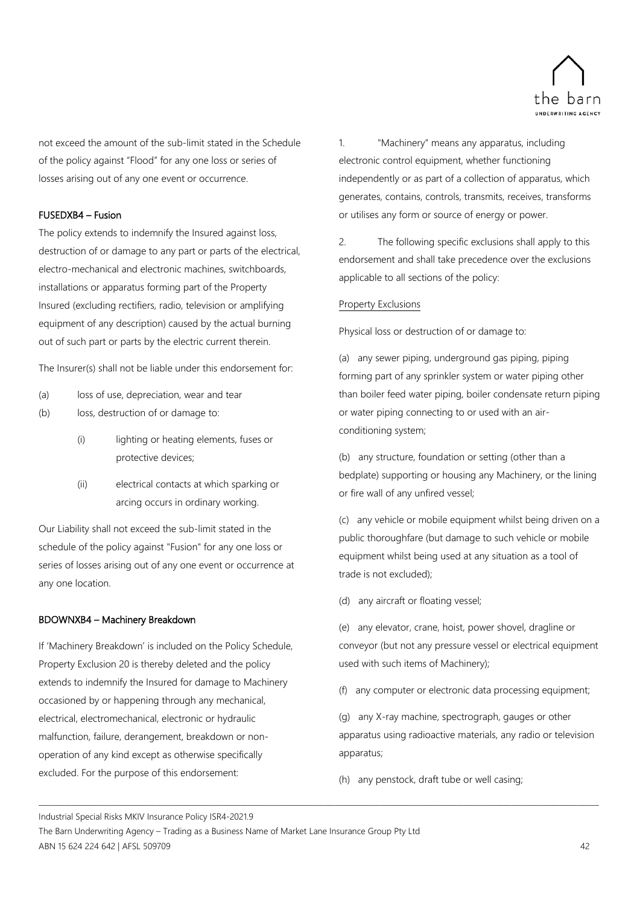not exceed the amount of the sub-limit stated in the Schedule of the policy against "Flood" for any one loss or series of losses arising out of any one event or occurrence.

### FUSEDXB4 – Fusion

The policy extends to indemnify the Insured against loss, destruction of or damage to any part or parts of the electrical, electro-mechanical and electronic machines, switchboards, installations or apparatus forming part of the Property Insured (excluding rectifiers, radio, television or amplifying equipment of any description) caused by the actual burning out of such part or parts by the electric current therein.

The Insurer(s) shall not be liable under this endorsement for:

(a) loss of use, depreciation, wear and tear

(b) loss, destruction of or damage to:

  (i) lighting or heating elements, fuses or protective devices;

  (ii) electrical contacts at which sparking or arcing occurs in ordinary working.

Our Liability shall not exceed the sub-limit stated in the schedule of the policy against "Fusion" for any one loss or series of losses arising out of any one event or occurrence at any one location.

### BDOWNXB4 – Machinery Breakdown

If 'Machinery Breakdown' is included on the Policy Schedule, Property Exclusion 20 is thereby deleted and the policy extends to indemnify the Insured for damage to Machinery occasioned by or happening through any mechanical, electrical, electromechanical, electronic or hydraulic malfunction, failure, derangement, breakdown or non-operation of any kind except as otherwise specifically excluded. For the purpose of this endorsement:

1. "Machinery" means any apparatus, including electronic control equipment, whether functioning independently or as part of a collection of apparatus, which generates, contains, controls, transmits, receives, transforms or utilises any form or source of energy or power.

2. The following specific exclusions shall apply to this endorsement and shall take precedence over the exclusions applicable to all sections of the policy:

<u>Property Exclusions</u>

Physical loss or destruction of or damage to:

(a) any sewer piping, underground gas piping, piping forming part of any sprinkler system or water piping other than boiler feed water piping, boiler condensate return piping or water piping connecting to or used with an air-conditioning system;

(b) any structure, foundation or setting (other than a bedplate) supporting or housing any Machinery, or the lining or fire wall of any unfired vessel;

(c) any vehicle or mobile equipment whilst being driven on a public thoroughfare (but damage to such vehicle or mobile equipment whilst being used at any situation as a tool of trade is not excluded);

(d) any aircraft or floating vessel;

(e) any elevator, crane, hoist, power shovel, dragline or conveyor (but not any pressure vessel or electrical equipment used with such items of Machinery);

(f) any computer or electronic data processing equipment;

(g) any X-ray machine, spectrograph, gauges or other apparatus using radioactive materials, any radio or television apparatus;

(h) any penstock, draft tube or well casing;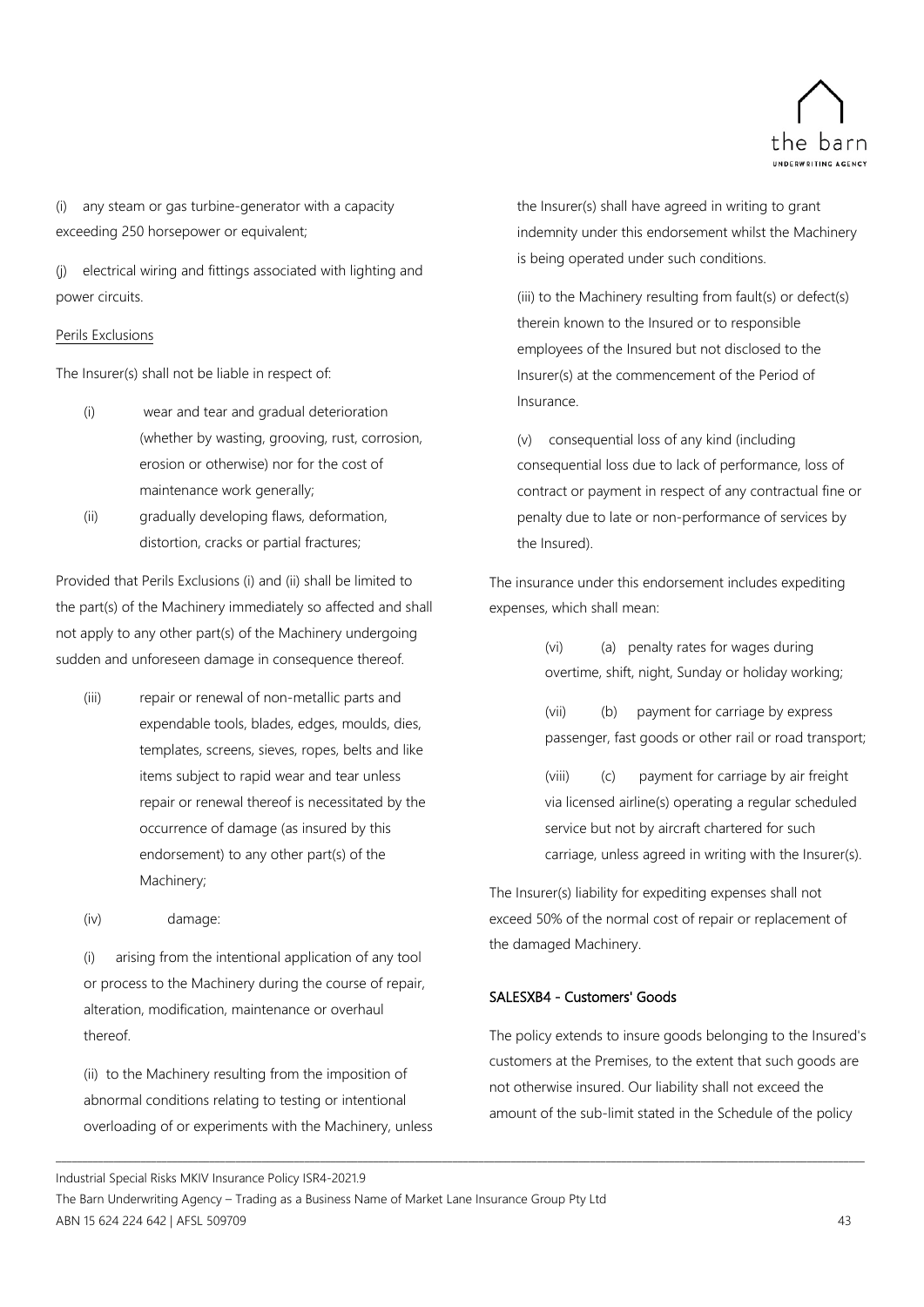(i) any steam or gas turbine-generator with a capacity exceeding 250 horsepower or equivalent;

(j) electrical wiring and fittings associated with lighting and power circuits.

Perils Exclusions

The Insurer(s) shall not be liable in respect of:

(i) wear and tear and gradual deterioration (whether by wasting, grooving, rust, corrosion, erosion or otherwise) nor for the cost of maintenance work generally;

(ii) gradually developing flaws, deformation, distortion, cracks or partial fractures;

Provided that Perils Exclusions (i) and (ii) shall be limited to the part(s) of the Machinery immediately so affected and shall not apply to any other part(s) of the Machinery undergoing sudden and unforeseen damage in consequence thereof.

(iii) repair or renewal of non-metallic parts and expendable tools, blades, edges, moulds, dies, templates, screens, sieves, ropes, belts and like items subject to rapid wear and tear unless repair or renewal thereof is necessitated by the occurrence of damage (as insured by this endorsement) to any other part(s) of the Machinery;

(iv) damage:

(i) arising from the intentional application of any tool or process to the Machinery during the course of repair, alteration, modification, maintenance or overhaul thereof.

(ii) to the Machinery resulting from the imposition of abnormal conditions relating to testing or intentional overloading of or experiments with the Machinery, unless the Insurer(s) shall have agreed in writing to grant indemnity under this endorsement whilst the Machinery is being operated under such conditions.

(iii) to the Machinery resulting from fault(s) or defect(s) therein known to the Insured or to responsible employees of the Insured but not disclosed to the Insurer(s) at the commencement of the Period of Insurance.

(v) consequential loss of any kind (including consequential loss due to lack of performance, loss of contract or payment in respect of any contractual fine or penalty due to late or non-performance of services by the Insured).

The insurance under this endorsement includes expediting expenses, which shall mean:

(vi) (a) penalty rates for wages during overtime, shift, night, Sunday or holiday working;

(vii) (b) payment for carriage by express passenger, fast goods or other rail or road transport;

(viii) (c) payment for carriage by air freight via licensed airline(s) operating a regular scheduled service but not by aircraft chartered for such carriage, unless agreed in writing with the Insurer(s).

The Insurer(s) liability for expediting expenses shall not exceed 50% of the normal cost of repair or replacement of the damaged Machinery.

#### SALESXB4 - Customers' Goods

The policy extends to insure goods belonging to the Insured's customers at the Premises, to the extent that such goods are not otherwise insured. Our liability shall not exceed the amount of the sub-limit stated in the Schedule of the policy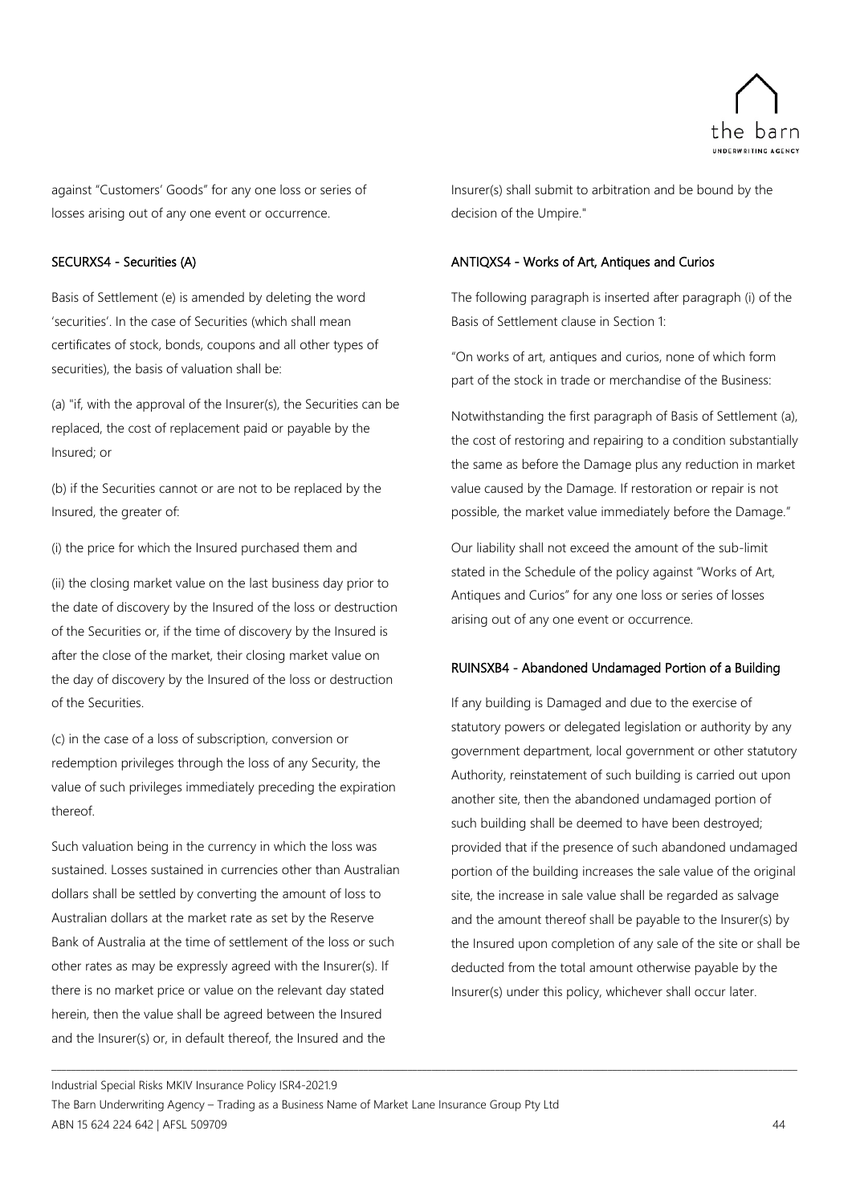against "Customers' Goods" for any one loss or series of losses arising out of any one event or occurrence.

### SECURXS4 - Securities (A)

Basis of Settlement (e) is amended by deleting the word 'securities'. In the case of Securities (which shall mean certificates of stock, bonds, coupons and all other types of securities), the basis of valuation shall be:

(a) "if, with the approval of the Insurer(s), the Securities can be replaced, the cost of replacement paid or payable by the Insured; or

(b) if the Securities cannot or are not to be replaced by the Insured, the greater of:

(i) the price for which the Insured purchased them and

(ii) the closing market value on the last business day prior to the date of discovery by the Insured of the loss or destruction of the Securities or, if the time of discovery by the Insured is after the close of the market, their closing market value on the day of discovery by the Insured of the loss or destruction of the Securities.

(c) in the case of a loss of subscription, conversion or redemption privileges through the loss of any Security, the value of such privileges immediately preceding the expiration thereof.

Such valuation being in the currency in which the loss was sustained. Losses sustained in currencies other than Australian dollars shall be settled by converting the amount of loss to Australian dollars at the market rate as set by the Reserve Bank of Australia at the time of settlement of the loss or such other rates as may be expressly agreed with the Insurer(s). If there is no market price or value on the relevant day stated herein, then the value shall be agreed between the Insured and the Insurer(s) or, in default thereof, the Insured and the Insurer(s) shall submit to arbitration and be bound by the decision of the Umpire."

### ANTIQXS4 - Works of Art, Antiques and Curios

The following paragraph is inserted after paragraph (i) of the Basis of Settlement clause in Section 1:

"On works of art, antiques and curios, none of which form part of the stock in trade or merchandise of the Business:

Notwithstanding the first paragraph of Basis of Settlement (a), the cost of restoring and repairing to a condition substantially the same as before the Damage plus any reduction in market value caused by the Damage. If restoration or repair is not possible, the market value immediately before the Damage."

Our liability shall not exceed the amount of the sub-limit stated in the Schedule of the policy against "Works of Art, Antiques and Curios" for any one loss or series of losses arising out of any one event or occurrence.

### RUINSXB4 - Abandoned Undamaged Portion of a Building

If any building is Damaged and due to the exercise of statutory powers or delegated legislation or authority by any government department, local government or other statutory Authority, reinstatement of such building is carried out upon another site, then the abandoned undamaged portion of such building shall be deemed to have been destroyed; provided that if the presence of such abandoned undamaged portion of the building increases the sale value of the original site, the increase in sale value shall be regarded as salvage and the amount thereof shall be payable to the Insurer(s) by the Insured upon completion of any sale of the site or shall be deducted from the total amount otherwise payable by the Insurer(s) under this policy, whichever shall occur later.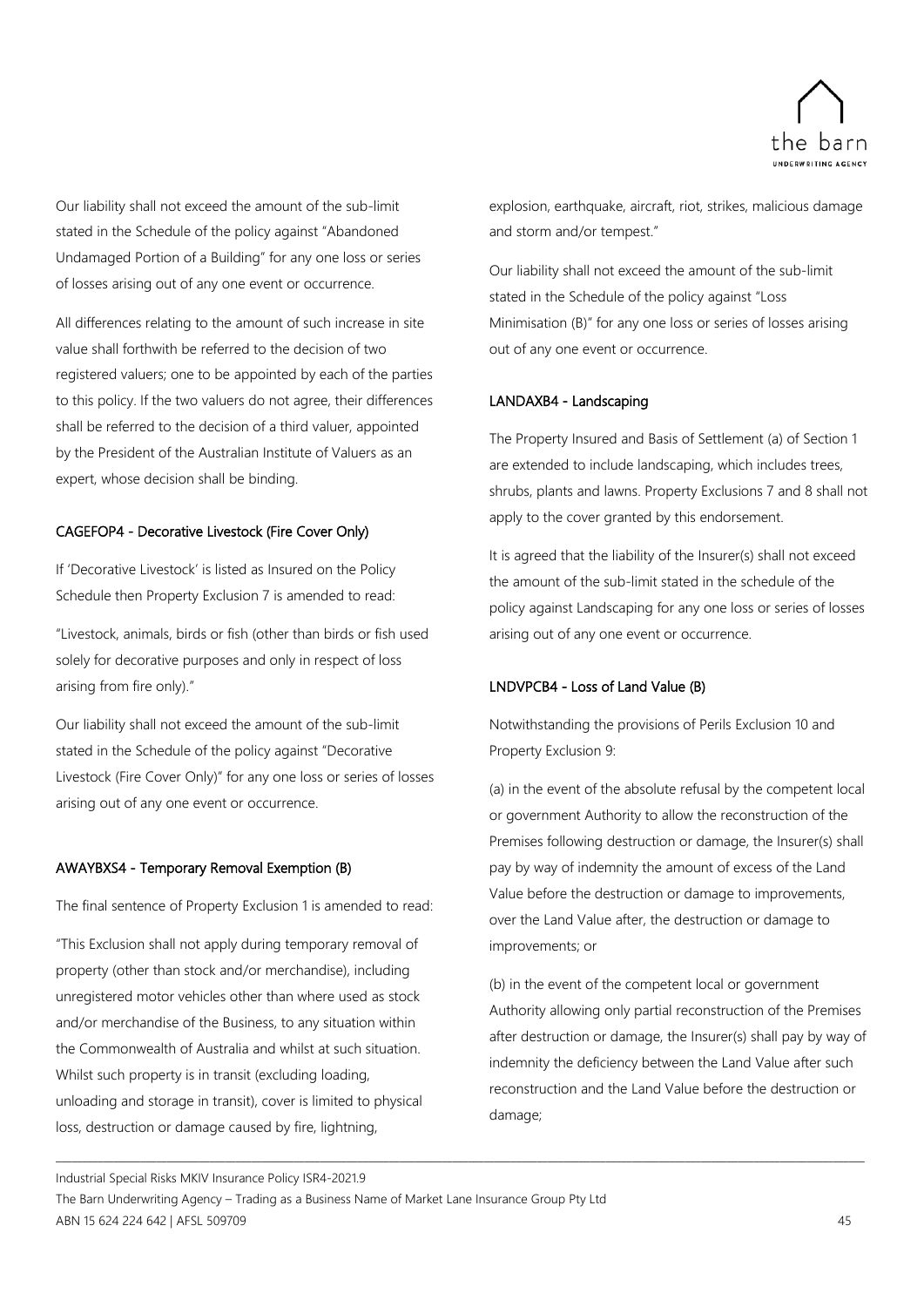Our liability shall not exceed the amount of the sub-limit stated in the Schedule of the policy against "Abandoned Undamaged Portion of a Building" for any one loss or series of losses arising out of any one event or occurrence.

All differences relating to the amount of such increase in site value shall forthwith be referred to the decision of two registered valuers; one to be appointed by each of the parties to this policy. If the two valuers do not agree, their differences shall be referred to the decision of a third valuer, appointed by the President of the Australian Institute of Valuers as an expert, whose decision shall be binding.

#### CAGEFOP4 - Decorative Livestock (Fire Cover Only)

If 'Decorative Livestock' is listed as Insured on the Policy Schedule then Property Exclusion 7 is amended to read:

"Livestock, animals, birds or fish (other than birds or fish used solely for decorative purposes and only in respect of loss arising from fire only)."

Our liability shall not exceed the amount of the sub-limit stated in the Schedule of the policy against "Decorative Livestock (Fire Cover Only)" for any one loss or series of losses arising out of any one event or occurrence.

#### AWAYBXS4 - Temporary Removal Exemption (B)

The final sentence of Property Exclusion 1 is amended to read:

"This Exclusion shall not apply during temporary removal of property (other than stock and/or merchandise), including unregistered motor vehicles other than where used as stock and/or merchandise of the Business, to any situation within the Commonwealth of Australia and whilst at such situation. Whilst such property is in transit (excluding loading, unloading and storage in transit), cover is limited to physical loss, destruction or damage caused by fire, lightning, explosion, earthquake, aircraft, riot, strikes, malicious damage and storm and/or tempest."

Our liability shall not exceed the amount of the sub-limit stated in the Schedule of the policy against "Loss Minimisation (B)" for any one loss or series of losses arising out of any one event or occurrence.

#### LANDAXB4 - Landscaping

The Property Insured and Basis of Settlement (a) of Section 1 are extended to include landscaping, which includes trees, shrubs, plants and lawns. Property Exclusions 7 and 8 shall not apply to the cover granted by this endorsement.

It is agreed that the liability of the Insurer(s) shall not exceed the amount of the sub-limit stated in the schedule of the policy against Landscaping for any one loss or series of losses arising out of any one event or occurrence.

#### LNDVPCB4 - Loss of Land Value (B)

Notwithstanding the provisions of Perils Exclusion 10 and Property Exclusion 9:

(a) in the event of the absolute refusal by the competent local or government Authority to allow the reconstruction of the Premises following destruction or damage, the Insurer(s) shall pay by way of indemnity the amount of excess of the Land Value before the destruction or damage to improvements, over the Land Value after, the destruction or damage to improvements; or

(b) in the event of the competent local or government Authority allowing only partial reconstruction of the Premises after destruction or damage, the Insurer(s) shall pay by way of indemnity the deficiency between the Land Value after such reconstruction and the Land Value before the destruction or damage;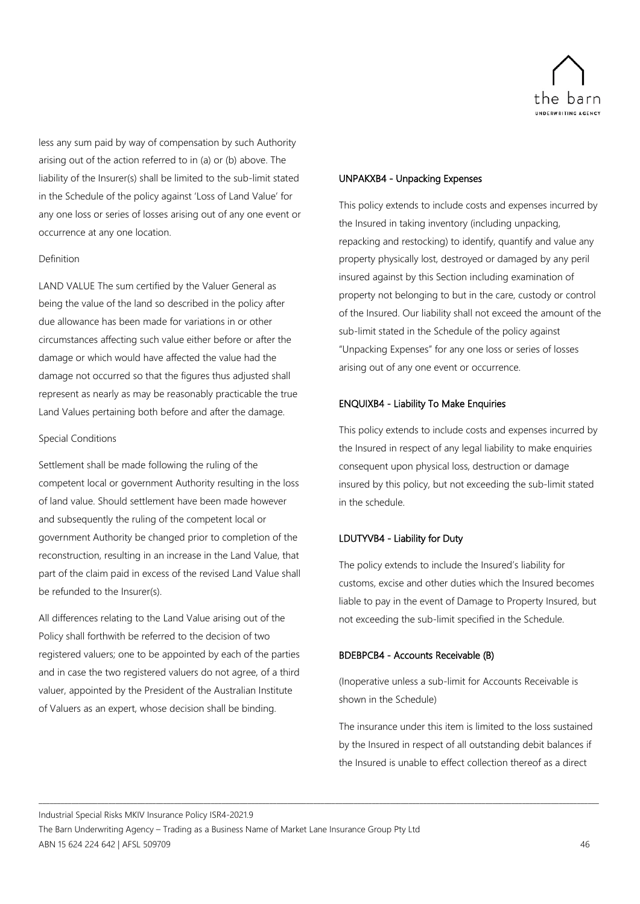less any sum paid by way of compensation by such Authority arising out of the action referred to in (a) or (b) above. The liability of the Insurer(s) shall be limited to the sub-limit stated in the Schedule of the policy against 'Loss of Land Value' for any one loss or series of losses arising out of any one event or occurrence at any one location.

Definition

LAND VALUE The sum certified by the Valuer General as being the value of the land so described in the policy after due allowance has been made for variations in or other circumstances affecting such value either before or after the damage or which would have affected the value had the damage not occurred so that the figures thus adjusted shall represent as nearly as may be reasonably practicable the true Land Values pertaining both before and after the damage.

Special Conditions

Settlement shall be made following the ruling of the competent local or government Authority resulting in the loss of land value. Should settlement have been made however and subsequently the ruling of the competent local or government Authority be changed prior to completion of the reconstruction, resulting in an increase in the Land Value, that part of the claim paid in excess of the revised Land Value shall be refunded to the Insurer(s).

All differences relating to the Land Value arising out of the Policy shall forthwith be referred to the decision of two registered valuers; one to be appointed by each of the parties and in case the two registered valuers do not agree, of a third valuer, appointed by the President of the Australian Institute of Valuers as an expert, whose decision shall be binding.

#### UNPAKXB4 - Unpacking Expenses

This policy extends to include costs and expenses incurred by the Insured in taking inventory (including unpacking, repacking and restocking) to identify, quantify and value any property physically lost, destroyed or damaged by any peril insured against by this Section including examination of property not belonging to but in the care, custody or control of the Insured. Our liability shall not exceed the amount of the sub-limit stated in the Schedule of the policy against "Unpacking Expenses" for any one loss or series of losses arising out of any one event or occurrence.

#### ENQUIXB4 - Liability To Make Enquiries

This policy extends to include costs and expenses incurred by the Insured in respect of any legal liability to make enquiries consequent upon physical loss, destruction or damage insured by this policy, but not exceeding the sub-limit stated in the schedule.

#### LDUTYVB4 - Liability for Duty

The policy extends to include the Insured's liability for customs, excise and other duties which the Insured becomes liable to pay in the event of Damage to Property Insured, but not exceeding the sub-limit specified in the Schedule.

#### BDEBPCB4 - Accounts Receivable (B)

(Inoperative unless a sub-limit for Accounts Receivable is shown in the Schedule)

The insurance under this item is limited to the loss sustained by the Insured in respect of all outstanding debit balances if the Insured is unable to effect collection thereof as a direct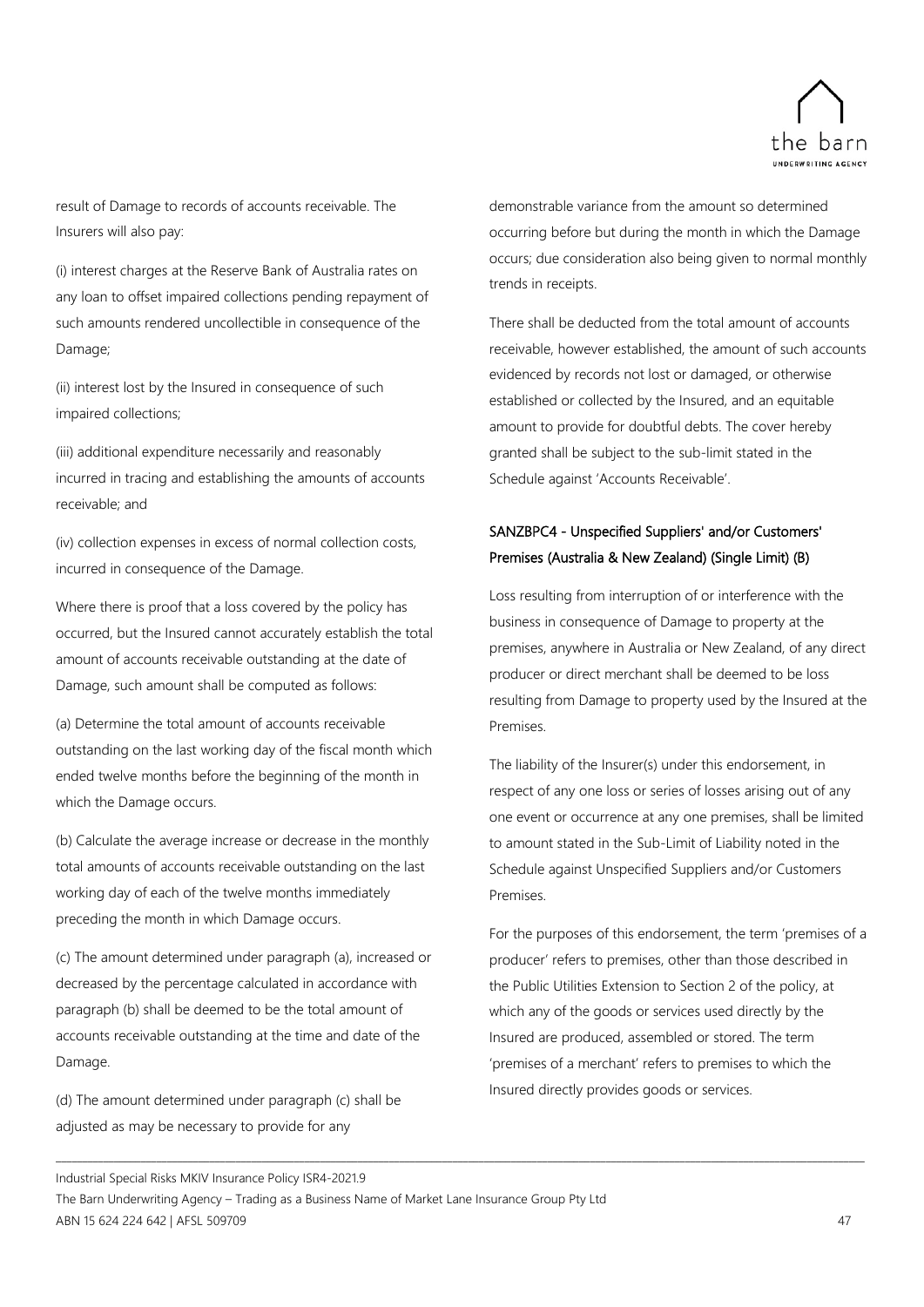result of Damage to records of accounts receivable. The Insurers will also pay:

(i) interest charges at the Reserve Bank of Australia rates on any loan to offset impaired collections pending repayment of such amounts rendered uncollectible in consequence of the Damage;

(ii) interest lost by the Insured in consequence of such impaired collections;

(iii) additional expenditure necessarily and reasonably incurred in tracing and establishing the amounts of accounts receivable; and

(iv) collection expenses in excess of normal collection costs, incurred in consequence of the Damage.

Where there is proof that a loss covered by the policy has occurred, but the Insured cannot accurately establish the total amount of accounts receivable outstanding at the date of Damage, such amount shall be computed as follows:

(a) Determine the total amount of accounts receivable outstanding on the last working day of the fiscal month which ended twelve months before the beginning of the month in which the Damage occurs.

(b) Calculate the average increase or decrease in the monthly total amounts of accounts receivable outstanding on the last working day of each of the twelve months immediately preceding the month in which Damage occurs.

(c) The amount determined under paragraph (a), increased or decreased by the percentage calculated in accordance with paragraph (b) shall be deemed to be the total amount of accounts receivable outstanding at the time and date of the Damage.

(d) The amount determined under paragraph (c) shall be adjusted as may be necessary to provide for any demonstrable variance from the amount so determined occurring before but during the month in which the Damage occurs; due consideration also being given to normal monthly trends in receipts.

There shall be deducted from the total amount of accounts receivable, however established, the amount of such accounts evidenced by records not lost or damaged, or otherwise established or collected by the Insured, and an equitable amount to provide for doubtful debts. The cover hereby granted shall be subject to the sub-limit stated in the Schedule against 'Accounts Receivable'.

### SANZBPC4 - Unspecified Suppliers' and/or Customers' Premises (Australia & New Zealand) (Single Limit) (B)

Loss resulting from interruption of or interference with the business in consequence of Damage to property at the premises, anywhere in Australia or New Zealand, of any direct producer or direct merchant shall be deemed to be loss resulting from Damage to property used by the Insured at the Premises.

The liability of the Insurer(s) under this endorsement, in respect of any one loss or series of losses arising out of any one event or occurrence at any one premises, shall be limited to amount stated in the Sub-Limit of Liability noted in the Schedule against Unspecified Suppliers and/or Customers Premises.

For the purposes of this endorsement, the term 'premises of a producer' refers to premises, other than those described in the Public Utilities Extension to Section 2 of the policy, at which any of the goods or services used directly by the Insured are produced, assembled or stored. The term 'premises of a merchant' refers to premises to which the Insured directly provides goods or services.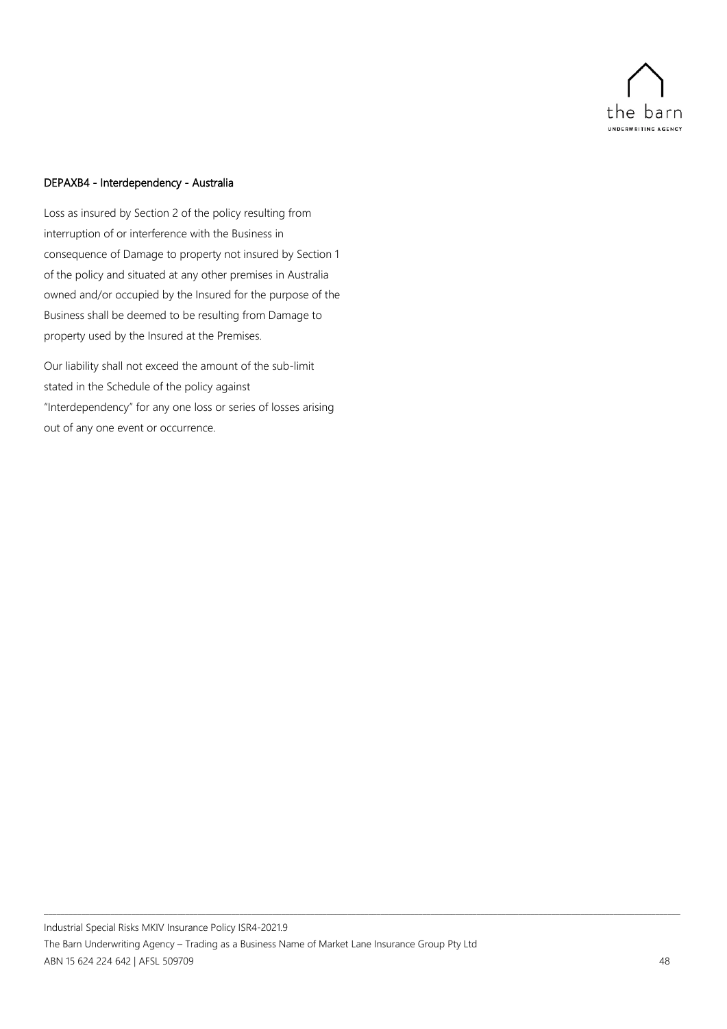## DEPAXB4 - Interdependency - Australia

Loss as insured by Section 2 of the policy resulting from interruption of or interference with the Business in consequence of Damage to property not insured by Section 1 of the policy and situated at any other premises in Australia owned and/or occupied by the Insured for the purpose of the Business shall be deemed to be resulting from Damage to property used by the Insured at the Premises.

Our liability shall not exceed the amount of the sub-limit stated in the Schedule of the policy against "Interdependency" for any one loss or series of losses arising out of any one event or occurrence.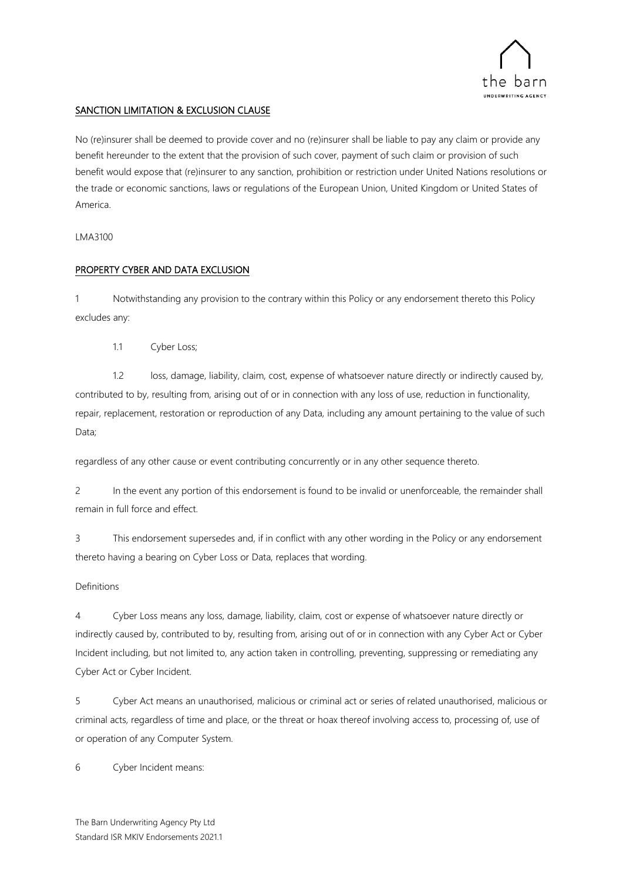## SANCTION LIMITATION & EXCLUSION CLAUSE

No (re)insurer shall be deemed to provide cover and no (re)insurer shall be liable to pay any claim or provide any benefit hereunder to the extent that the provision of such cover, payment of such claim or provision of such benefit would expose that (re)insurer to any sanction, prohibition or restriction under United Nations resolutions or the trade or economic sanctions, laws or regulations of the European Union, United Kingdom or United States of America.

LMA3100

## PROPERTY CYBER AND DATA EXCLUSION

1 Notwithstanding any provision to the contrary within this Policy or any endorsement thereto this Policy excludes any:

1.1 Cyber Loss;

1.2 loss, damage, liability, claim, cost, expense of whatsoever nature directly or indirectly caused by, contributed to by, resulting from, arising out of or in connection with any loss of use, reduction in functionality, repair, replacement, restoration or reproduction of any Data, including any amount pertaining to the value of such Data;

regardless of any other cause or event contributing concurrently or in any other sequence thereto.

2 In the event any portion of this endorsement is found to be invalid or unenforceable, the remainder shall remain in full force and effect.

3 This endorsement supersedes and, if in conflict with any other wording in the Policy or any endorsement thereto having a bearing on Cyber Loss or Data, replaces that wording.

Definitions

4 Cyber Loss means any loss, damage, liability, claim, cost or expense of whatsoever nature directly or indirectly caused by, contributed to by, resulting from, arising out of or in connection with any Cyber Act or Cyber Incident including, but not limited to, any action taken in controlling, preventing, suppressing or remediating any Cyber Act or Cyber Incident.

5 Cyber Act means an unauthorised, malicious or criminal act or series of related unauthorised, malicious or criminal acts, regardless of time and place, or the threat or hoax thereof involving access to, processing of, use of or operation of any Computer System.

6 Cyber Incident means: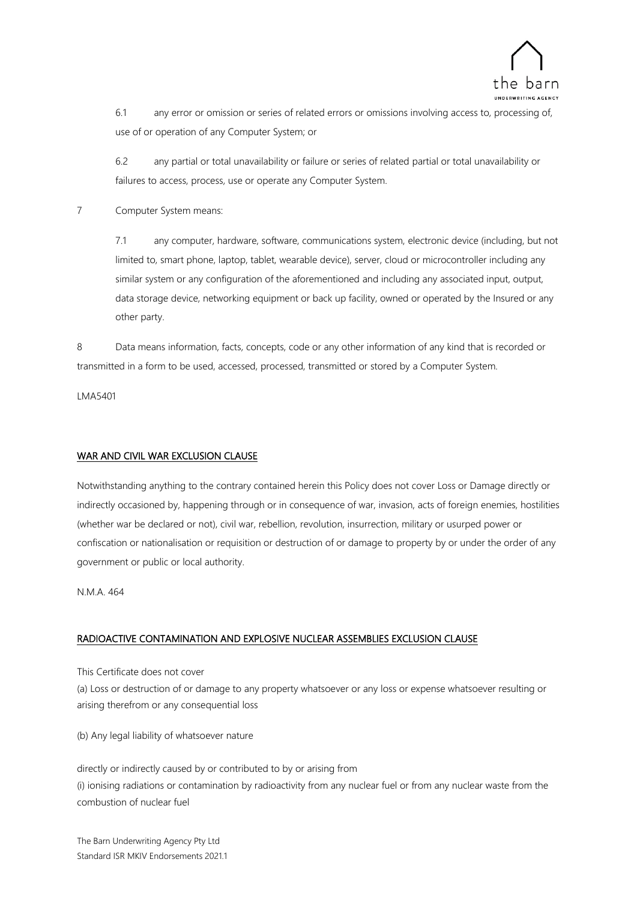6.1 any error or omission or series of related errors or omissions involving access to, processing of, use of or operation of any Computer System; or

6.2 any partial or total unavailability or failure or series of related partial or total unavailability or failures to access, process, use or operate any Computer System.

7 Computer System means:

7.1 any computer, hardware, software, communications system, electronic device (including, but not limited to, smart phone, laptop, tablet, wearable device), server, cloud or microcontroller including any similar system or any configuration of the aforementioned and including any associated input, output, data storage device, networking equipment or back up facility, owned or operated by the Insured or any other party.

8 Data means information, facts, concepts, code or any other information of any kind that is recorded or transmitted in a form to be used, accessed, processed, transmitted or stored by a Computer System.

LMA5401

## WAR AND CIVIL WAR EXCLUSION CLAUSE

Notwithstanding anything to the contrary contained herein this Policy does not cover Loss or Damage directly or indirectly occasioned by, happening through or in consequence of war, invasion, acts of foreign enemies, hostilities (whether war be declared or not), civil war, rebellion, revolution, insurrection, military or usurped power or confiscation or nationalisation or requisition or destruction of or damage to property by or under the order of any government or public or local authority.

N.M.A. 464

## RADIOACTIVE CONTAMINATION AND EXPLOSIVE NUCLEAR ASSEMBLIES EXCLUSION CLAUSE

This Certificate does not cover

(a) Loss or destruction of or damage to any property whatsoever or any loss or expense whatsoever resulting or arising therefrom or any consequential loss

(b) Any legal liability of whatsoever nature

directly or indirectly caused by or contributed to by or arising from

(i) ionising radiations or contamination by radioactivity from any nuclear fuel or from any nuclear waste from the combustion of nuclear fuel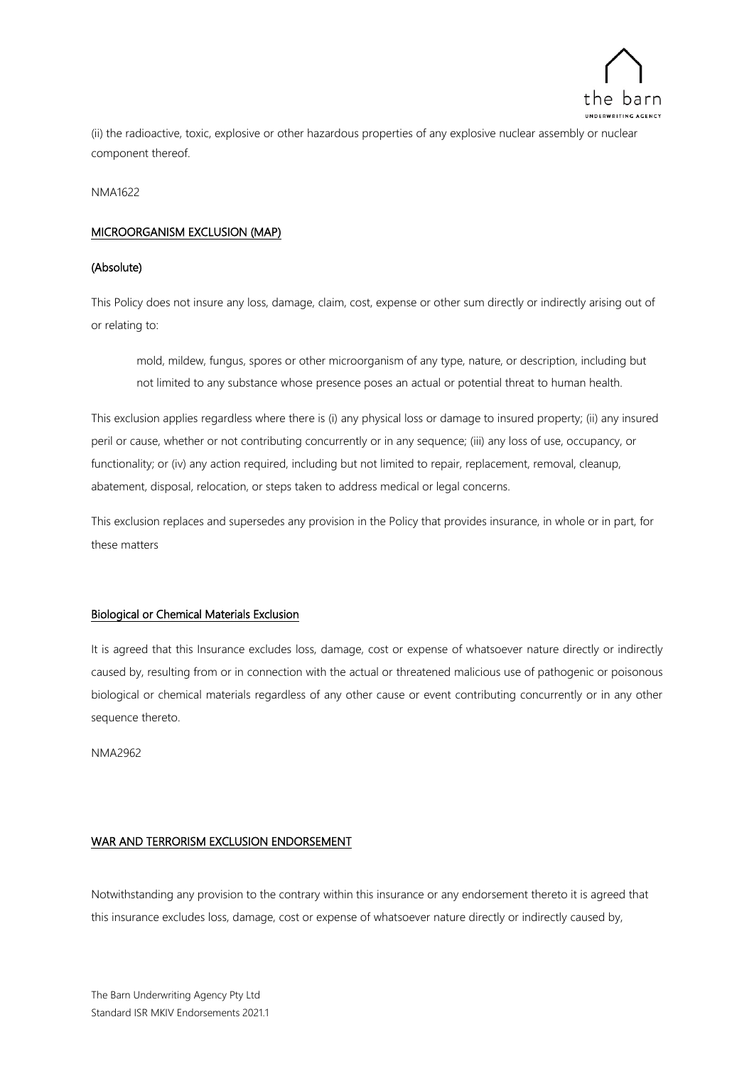(ii) the radioactive, toxic, explosive or other hazardous properties of any explosive nuclear assembly or nuclear component thereof.

NMA1622

## MICROORGANISM EXCLUSION (MAP)

### (Absolute)

This Policy does not insure any loss, damage, claim, cost, expense or other sum directly or indirectly arising out of or relating to:

> mold, mildew, fungus, spores or other microorganism of any type, nature, or description, including but not limited to any substance whose presence poses an actual or potential threat to human health.

This exclusion applies regardless where there is (i) any physical loss or damage to insured property; (ii) any insured peril or cause, whether or not contributing concurrently or in any sequence; (iii) any loss of use, occupancy, or functionality; or (iv) any action required, including but not limited to repair, replacement, removal, cleanup, abatement, disposal, relocation, or steps taken to address medical or legal concerns.

This exclusion replaces and supersedes any provision in the Policy that provides insurance, in whole or in part, for these matters

## Biological or Chemical Materials Exclusion

It is agreed that this Insurance excludes loss, damage, cost or expense of whatsoever nature directly or indirectly caused by, resulting from or in connection with the actual or threatened malicious use of pathogenic or poisonous biological or chemical materials regardless of any other cause or event contributing concurrently or in any other sequence thereto.

NMA2962

## WAR AND TERRORISM EXCLUSION ENDORSEMENT

Notwithstanding any provision to the contrary within this insurance or any endorsement thereto it is agreed that this insurance excludes loss, damage, cost or expense of whatsoever nature directly or indirectly caused by,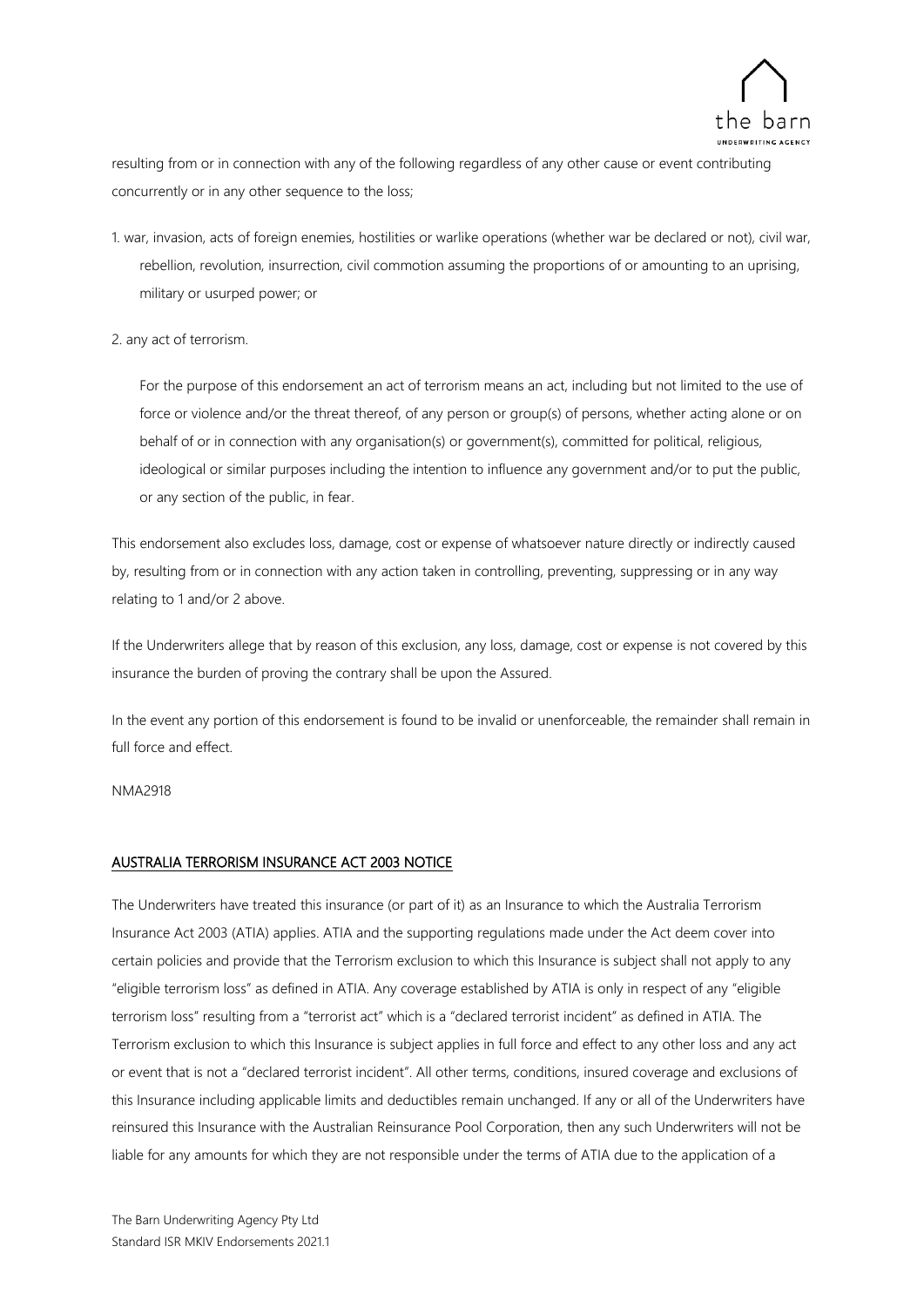resulting from or in connection with any of the following regardless of any other cause or event contributing concurrently or in any other sequence to the loss;

1. war, invasion, acts of foreign enemies, hostilities or warlike operations (whether war be declared or not), civil war, rebellion, revolution, insurrection, civil commotion assuming the proportions of or amounting to an uprising, military or usurped power; or

2. any act of terrorism.

   For the purpose of this endorsement an act of terrorism means an act, including but not limited to the use of force or violence and/or the threat thereof, of any person or group(s) of persons, whether acting alone or on behalf of or in connection with any organisation(s) or government(s), committed for political, religious, ideological or similar purposes including the intention to influence any government and/or to put the public, or any section of the public, in fear.

This endorsement also excludes loss, damage, cost or expense of whatsoever nature directly or indirectly caused by, resulting from or in connection with any action taken in controlling, preventing, suppressing or in any way relating to 1 and/or 2 above.

If the Underwriters allege that by reason of this exclusion, any loss, damage, cost or expense is not covered by this insurance the burden of proving the contrary shall be upon the Assured.

In the event any portion of this endorsement is found to be invalid or unenforceable, the remainder shall remain in full force and effect.

NMA2918

## AUSTRALIA TERRORISM INSURANCE ACT 2003 NOTICE

The Underwriters have treated this insurance (or part of it) as an Insurance to which the Australia Terrorism Insurance Act 2003 (ATIA) applies. ATIA and the supporting regulations made under the Act deem cover into certain policies and provide that the Terrorism exclusion to which this Insurance is subject shall not apply to any "eligible terrorism loss" as defined in ATIA. Any coverage established by ATIA is only in respect of any "eligible terrorism loss" resulting from a "terrorist act" which is a "declared terrorist incident" as defined in ATIA. The Terrorism exclusion to which this Insurance is subject applies in full force and effect to any other loss and any act or event that is not a "declared terrorist incident". All other terms, conditions, insured coverage and exclusions of this Insurance including applicable limits and deductibles remain unchanged. If any or all of the Underwriters have reinsured this Insurance with the Australian Reinsurance Pool Corporation, then any such Underwriters will not be liable for any amounts for which they are not responsible under the terms of ATIA due to the application of a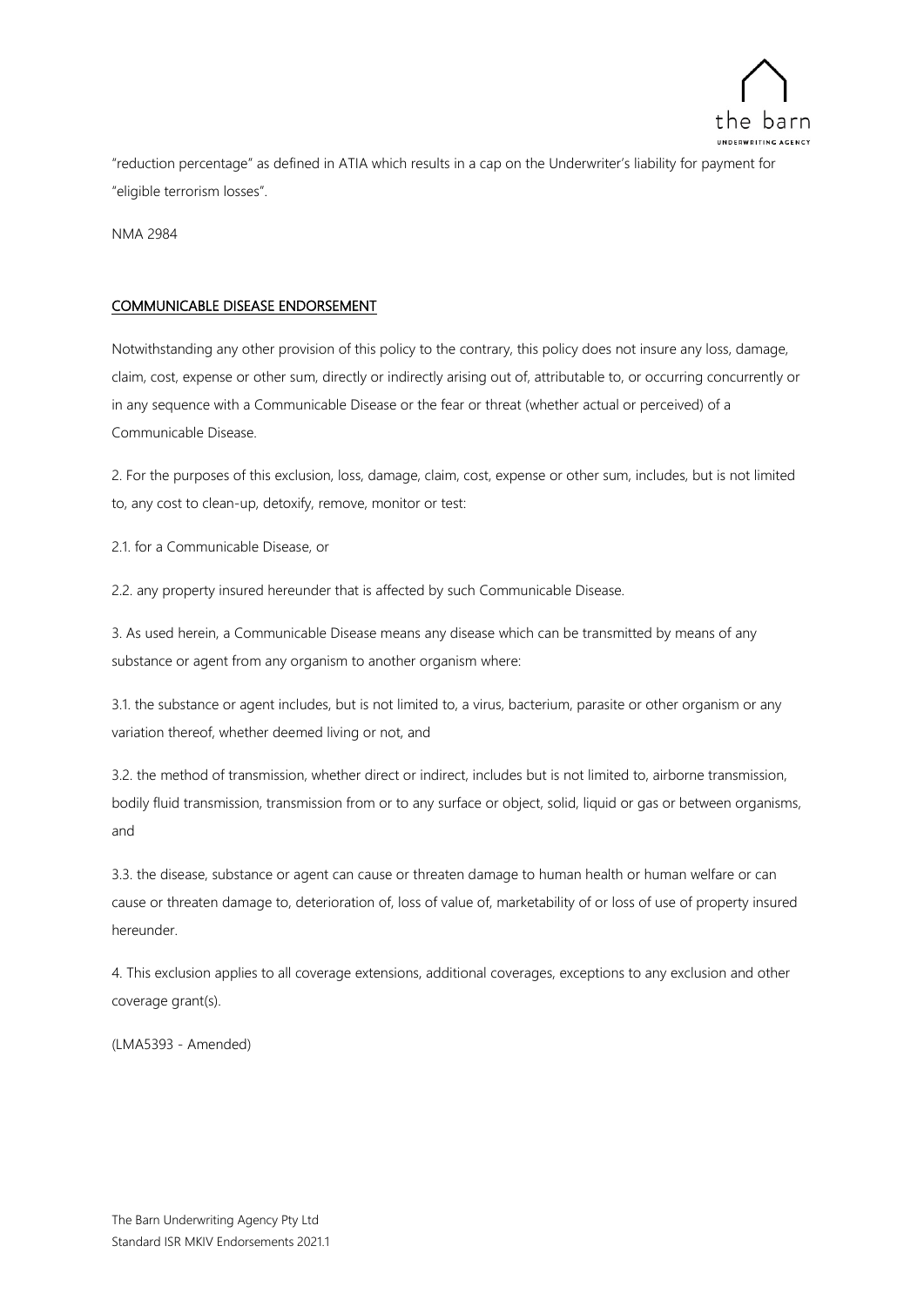"reduction percentage" as defined in ATIA which results in a cap on the Underwriter's liability for payment for "eligible terrorism losses".

NMA 2984

## COMMUNICABLE DISEASE ENDORSEMENT

Notwithstanding any other provision of this policy to the contrary, this policy does not insure any loss, damage, claim, cost, expense or other sum, directly or indirectly arising out of, attributable to, or occurring concurrently or in any sequence with a Communicable Disease or the fear or threat (whether actual or perceived) of a Communicable Disease.

2. For the purposes of this exclusion, loss, damage, claim, cost, expense or other sum, includes, but is not limited to, any cost to clean-up, detoxify, remove, monitor or test:

2.1. for a Communicable Disease, or

2.2. any property insured hereunder that is affected by such Communicable Disease.

3. As used herein, a Communicable Disease means any disease which can be transmitted by means of any substance or agent from any organism to another organism where:

3.1. the substance or agent includes, but is not limited to, a virus, bacterium, parasite or other organism or any variation thereof, whether deemed living or not, and

3.2. the method of transmission, whether direct or indirect, includes but is not limited to, airborne transmission, bodily fluid transmission, transmission from or to any surface or object, solid, liquid or gas or between organisms, and

3.3. the disease, substance or agent can cause or threaten damage to human health or human welfare or can cause or threaten damage to, deterioration of, loss of value of, marketability of or loss of use of property insured hereunder.

4. This exclusion applies to all coverage extensions, additional coverages, exceptions to any exclusion and other coverage grant(s).

(LMA5393 - Amended)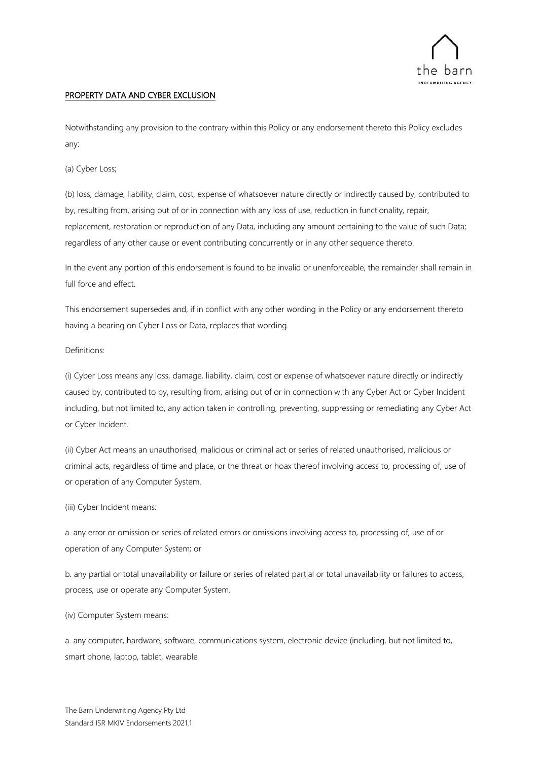## PROPERTY DATA AND CYBER EXCLUSION

Notwithstanding any provision to the contrary within this Policy or any endorsement thereto this Policy excludes any:

(a) Cyber Loss;

(b) loss, damage, liability, claim, cost, expense of whatsoever nature directly or indirectly caused by, contributed to by, resulting from, arising out of or in connection with any loss of use, reduction in functionality, repair, replacement, restoration or reproduction of any Data, including any amount pertaining to the value of such Data; regardless of any other cause or event contributing concurrently or in any other sequence thereto.

In the event any portion of this endorsement is found to be invalid or unenforceable, the remainder shall remain in full force and effect.

This endorsement supersedes and, if in conflict with any other wording in the Policy or any endorsement thereto having a bearing on Cyber Loss or Data, replaces that wording.

Definitions:

(i) Cyber Loss means any loss, damage, liability, claim, cost or expense of whatsoever nature directly or indirectly caused by, contributed to by, resulting from, arising out of or in connection with any Cyber Act or Cyber Incident including, but not limited to, any action taken in controlling, preventing, suppressing or remediating any Cyber Act or Cyber Incident.

(ii) Cyber Act means an unauthorised, malicious or criminal act or series of related unauthorised, malicious or criminal acts, regardless of time and place, or the threat or hoax thereof involving access to, processing of, use of or operation of any Computer System.

(iii) Cyber Incident means:

a. any error or omission or series of related errors or omissions involving access to, processing of, use of or operation of any Computer System; or

b. any partial or total unavailability or failure or series of related partial or total unavailability or failures to access, process, use or operate any Computer System.

(iv) Computer System means:

a. any computer, hardware, software, communications system, electronic device (including, but not limited to, smart phone, laptop, tablet, wearable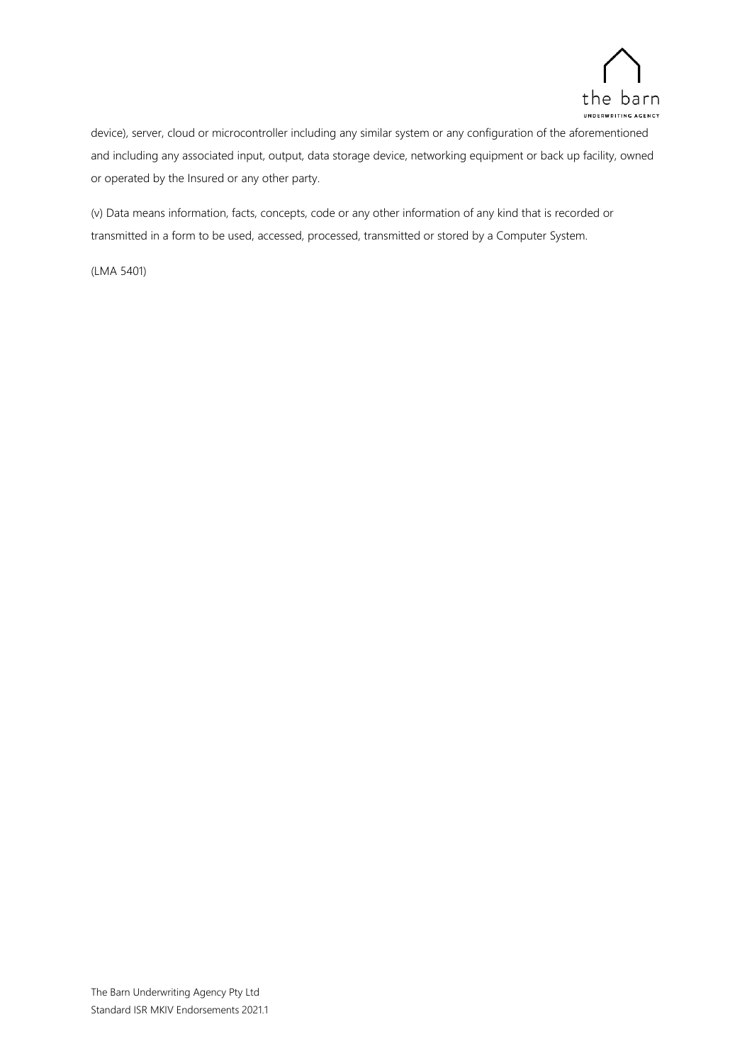device), server, cloud or microcontroller including any similar system or any configuration of the aforementioned and including any associated input, output, data storage device, networking equipment or back up facility, owned or operated by the Insured or any other party.

(v) Data means information, facts, concepts, code or any other information of any kind that is recorded or transmitted in a form to be used, accessed, processed, transmitted or stored by a Computer System.

(LMA 5401)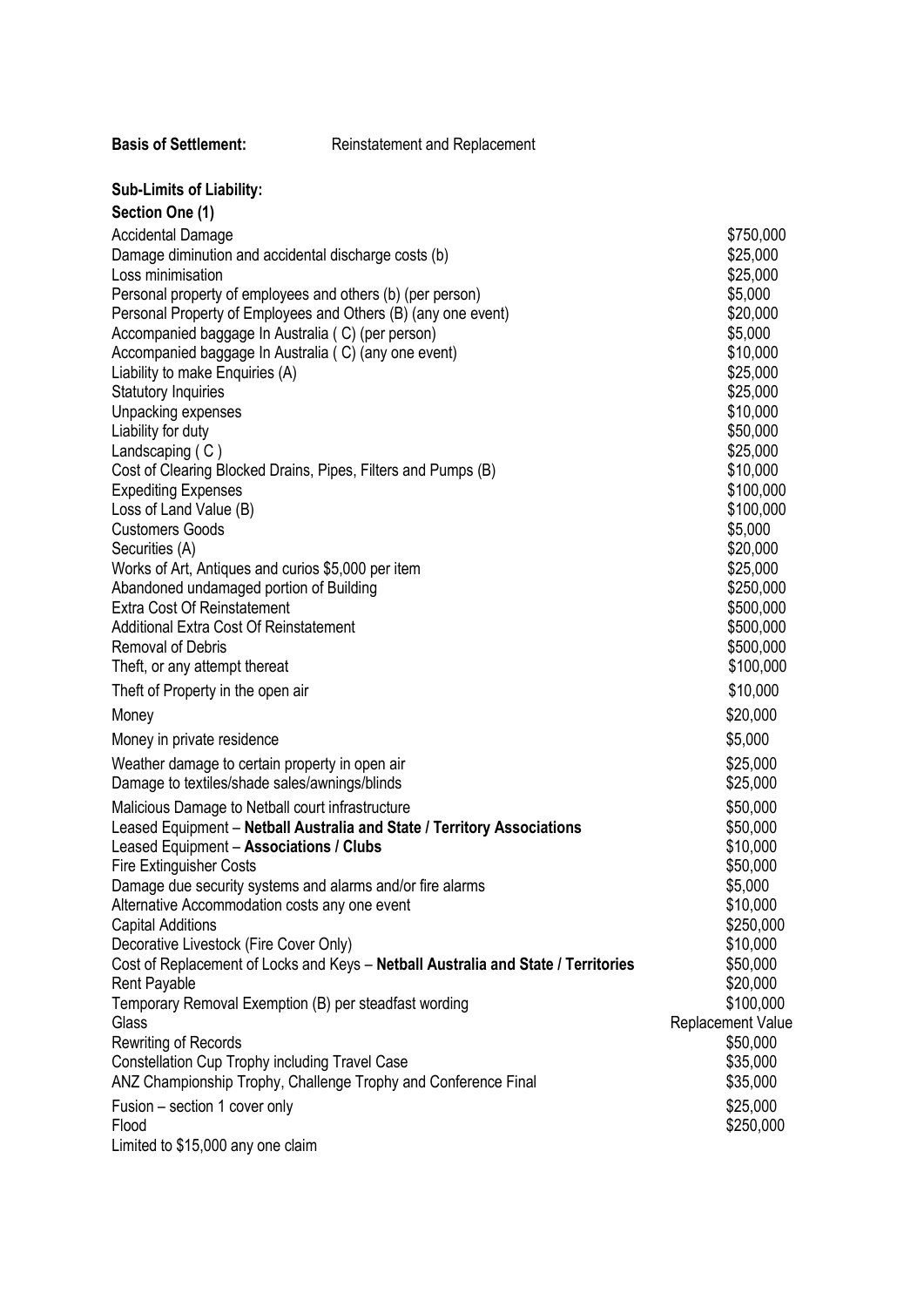**Basis of Settlement:** Reinstatement and Replacement

**Sub-Limits of Liability:**

**Section One (1)**

| | |
|---|---|
| Accidental Damage | $750,000 |
| Damage diminution and accidental discharge costs (b) | $25,000 |
| Loss minimisation | $25,000 |
| Personal property of employees and others (b) (per person) | $5,000 |
| Personal Property of Employees and Others (B) (any one event) | $20,000 |
| Accompanied baggage In Australia ( C) (per person) | $5,000 |
| Accompanied baggage In Australia ( C) (any one event) | $10,000 |
| Liability to make Enquiries (A) | $25,000 |
| Statutory Inquiries | $25,000 |
| Unpacking expenses | $10,000 |
| Liability for duty | $50,000 |
| Landscaping ( C ) | $25,000 |
| Cost of Clearing Blocked Drains, Pipes, Filters and Pumps (B) | $10,000 |
| Expediting Expenses | $100,000 |
| Loss of Land Value (B) | $100,000 |
| Customers Goods | $5,000 |
| Securities (A) | $20,000 |
| Works of Art, Antiques and curios $5,000 per item | $25,000 |
| Abandoned undamaged portion of Building | $250,000 |
| Extra Cost Of Reinstatement | $500,000 |
| Additional Extra Cost Of Reinstatement | $500,000 |
| Removal of Debris | $500,000 |
| Theft, or any attempt thereat | $100,000 |
| Theft of Property in the open air | $10,000 |
| Money | $20,000 |
| Money in private residence | $5,000 |
| Weather damage to certain property in open air | $25,000 |
| Damage to textiles/shade sales/awnings/blinds | $25,000 |
| Malicious Damage to Netball court infrastructure | $50,000 |
| Leased Equipment – **Netball Australia and State / Territory Associations** | $50,000 |
| Leased Equipment – **Associations / Clubs** | $10,000 |
| Fire Extinguisher Costs | $50,000 |
| Damage due security systems and alarms and/or fire alarms | $5,000 |
| Alternative Accommodation costs any one event | $10,000 |
| Capital Additions | $250,000 |
| Decorative Livestock (Fire Cover Only) | $10,000 |
| Cost of Replacement of Locks and Keys – **Netball Australia and State / Territories** | $50,000 |
| Rent Payable | $20,000 |
| Temporary Removal Exemption (B) per steadfast wording | $100,000 |
| Glass | Replacement Value |
| Rewriting of Records | $50,000 |
| Constellation Cup Trophy including Travel Case | $35,000 |
| ANZ Championship Trophy, Challenge Trophy and Conference Final | $35,000 |
| Fusion – section 1 cover only | $25,000 |
| Flood | $250,000 |

Limited to $15,000 any one claim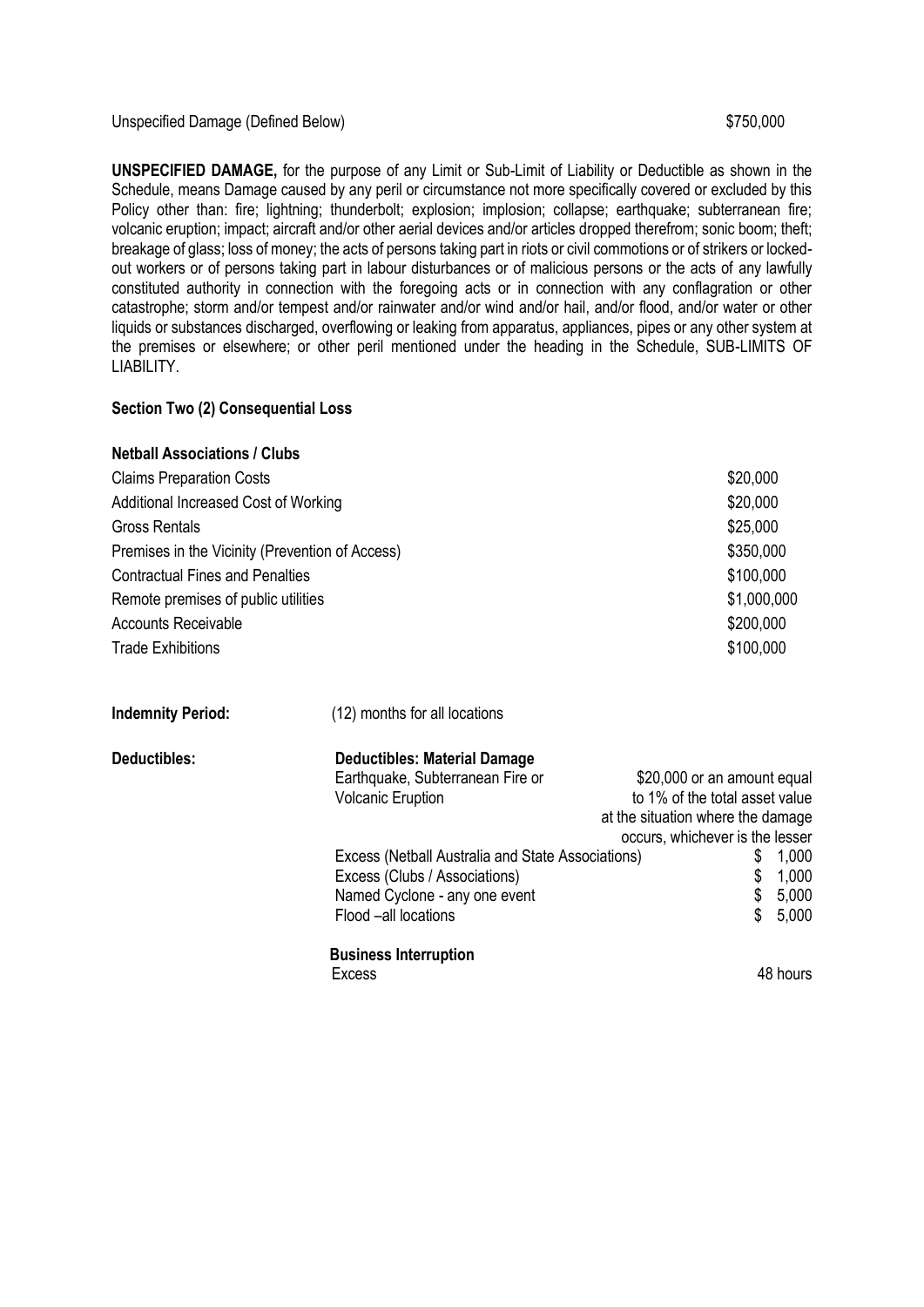| | |
|---|---|
| Unspecified Damage (Defined Below) | $750,000 |

**UNSPECIFIED DAMAGE,** for the purpose of any Limit or Sub-Limit of Liability or Deductible as shown in the Schedule, means Damage caused by any peril or circumstance not more specifically covered or excluded by this Policy other than: fire; lightning; thunderbolt; explosion; implosion; collapse; earthquake; subterranean fire; volcanic eruption; impact; aircraft and/or other aerial devices and/or articles dropped therefrom; sonic boom; theft; breakage of glass; loss of money; the acts of persons taking part in riots or civil commotions or of strikers or locked-out workers or of persons taking part in labour disturbances or of malicious persons or the acts of any lawfully constituted authority in connection with the foregoing acts or in connection with any conflagration or other catastrophe; storm and/or tempest and/or rainwater and/or wind and/or hail, and/or flood, and/or water or other liquids or substances discharged, overflowing or leaking from apparatus, appliances, pipes or any other system at the premises or elsewhere; or other peril mentioned under the heading in the Schedule, SUB-LIMITS OF LIABILITY.

**Section Two (2) Consequential Loss**

**Netball Associations / Clubs**

| | |
|---|---|
| Claims Preparation Costs | $20,000 |
| Additional Increased Cost of Working | $20,000 |
| Gross Rentals | $25,000 |
| Premises in the Vicinity (Prevention of Access) | $350,000 |
| Contractual Fines and Penalties | $100,000 |
| Remote premises of public utilities | $1,000,000 |
| Accounts Receivable | $200,000 |
| Trade Exhibitions | $100,000 |

**Indemnity Period:** (12) months for all locations

**Deductibles:**

**Deductibles: Material Damage**

| | |
|---|---|
| Earthquake, Subterranean Fire or Volcanic Eruption | $20,000 or an amount equal to 1% of the total asset value at the situation where the damage occurs, whichever is the lesser |
| Excess (Netball Australia and State Associations) | $ 1,000 |
| Excess (Clubs / Associations) | $ 1,000 |
| Named Cyclone - any one event | $ 5,000 |
| Flood –all locations | $ 5,000 |

**Business Interruption**

| | |
|---|---|
| Excess | 48 hours |